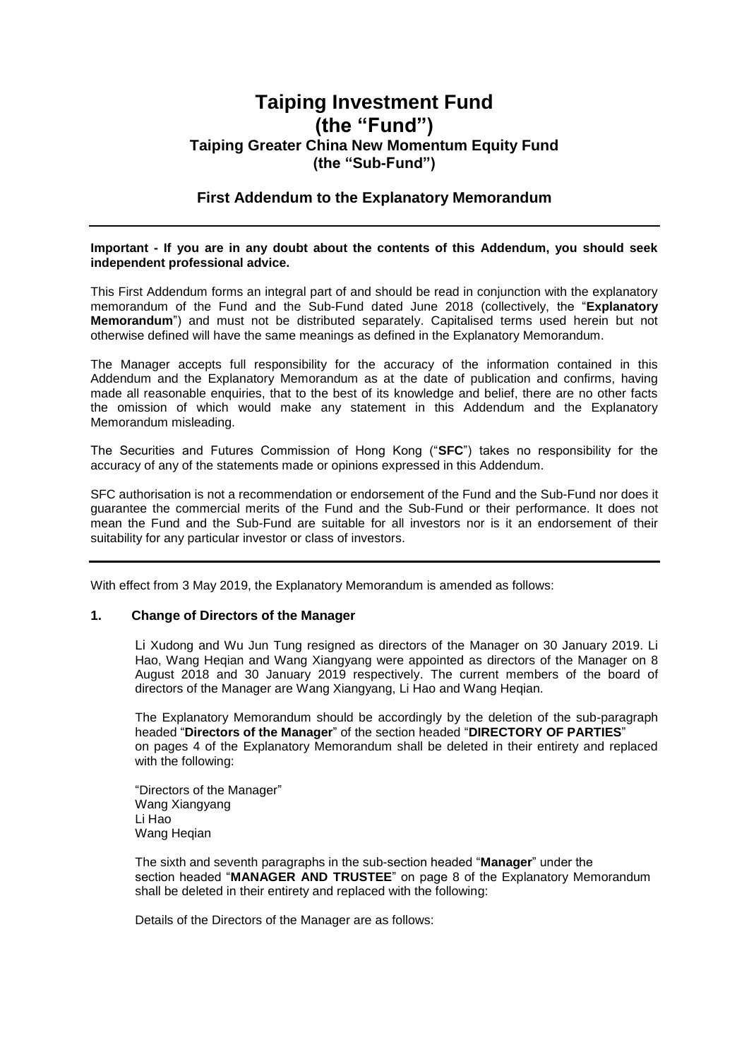# Taiping Investment Fund
# (the "Fund")
## Taiping Greater China New Momentum Equity Fund
## (the "Sub-Fund")

### First Addendum to the Explanatory Memorandum

---

**Important - If you are in any doubt about the contents of this Addendum, you should seek independent professional advice.**

This First Addendum forms an integral part of and should be read in conjunction with the explanatory memorandum of the Fund and the Sub-Fund dated June 2018 (collectively, the "**Explanatory Memorandum**") and must not be distributed separately. Capitalised terms used herein but not otherwise defined will have the same meanings as defined in the Explanatory Memorandum.

The Manager accepts full responsibility for the accuracy of the information contained in this Addendum and the Explanatory Memorandum as at the date of publication and confirms, having made all reasonable enquiries, that to the best of its knowledge and belief, there are no other facts the omission of which would make any statement in this Addendum and the Explanatory Memorandum misleading.

The Securities and Futures Commission of Hong Kong ("**SFC**") takes no responsibility for the accuracy of any of the statements made or opinions expressed in this Addendum.

SFC authorisation is not a recommendation or endorsement of the Fund and the Sub-Fund nor does it guarantee the commercial merits of the Fund and the Sub-Fund or their performance. It does not mean the Fund and the Sub-Fund are suitable for all investors nor is it an endorsement of their suitability for any particular investor or class of investors.

---

With effect from 3 May 2019, the Explanatory Memorandum is amended as follows:

**1. Change of Directors of the Manager**

Li Xudong and Wu Jun Tung resigned as directors of the Manager on 30 January 2019. Li Hao, Wang Heqian and Wang Xiangyang were appointed as directors of the Manager on 8 August 2018 and 30 January 2019 respectively. The current members of the board of directors of the Manager are Wang Xiangyang, Li Hao and Wang Heqian.

The Explanatory Memorandum should be accordingly by the deletion of the sub-paragraph headed "**Directors of the Manager**" of the section headed "**DIRECTORY OF PARTIES**" on pages 4 of the Explanatory Memorandum shall be deleted in their entirety and replaced with the following:

"Directors of the Manager"
Wang Xiangyang
Li Hao
Wang Heqian

The sixth and seventh paragraphs in the sub-section headed "**Manager**" under the section headed "**MANAGER AND TRUSTEE**" on page 8 of the Explanatory Memorandum shall be deleted in their entirety and replaced with the following:

Details of the Directors of the Manager are as follows: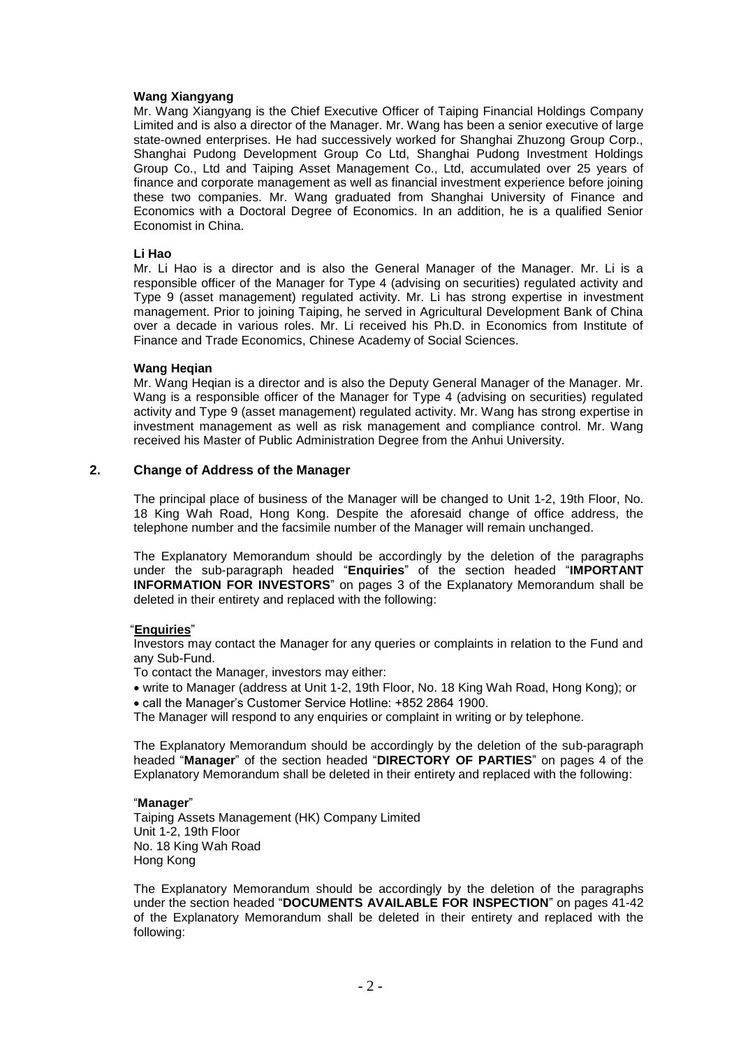**Wang Xiangyang**

Mr. Wang Xiangyang is the Chief Executive Officer of Taiping Financial Holdings Company Limited and is also a director of the Manager. Mr. Wang has been a senior executive of large state-owned enterprises. He had successively worked for Shanghai Zhuzong Group Corp., Shanghai Pudong Development Group Co Ltd, Shanghai Pudong Investment Holdings Group Co., Ltd and Taiping Asset Management Co., Ltd, accumulated over 25 years of finance and corporate management as well as financial investment experience before joining these two companies. Mr. Wang graduated from Shanghai University of Finance and Economics with a Doctoral Degree of Economics. In an addition, he is a qualified Senior Economist in China.

**Li Hao**

Mr. Li Hao is a director and is also the General Manager of the Manager. Mr. Li is a responsible officer of the Manager for Type 4 (advising on securities) regulated activity and Type 9 (asset management) regulated activity. Mr. Li has strong expertise in investment management. Prior to joining Taiping, he served in Agricultural Development Bank of China over a decade in various roles. Mr. Li received his Ph.D. in Economics from Institute of Finance and Trade Economics, Chinese Academy of Social Sciences.

**Wang Heqian**

Mr. Wang Heqian is a director and is also the Deputy General Manager of the Manager. Mr. Wang is a responsible officer of the Manager for Type 4 (advising on securities) regulated activity and Type 9 (asset management) regulated activity. Mr. Wang has strong expertise in investment management as well as risk management and compliance control. Mr. Wang received his Master of Public Administration Degree from the Anhui University.

## 2. Change of Address of the Manager

The principal place of business of the Manager will be changed to Unit 1-2, 19th Floor, No. 18 King Wah Road, Hong Kong. Despite the aforesaid change of office address, the telephone number and the facsimile number of the Manager will remain unchanged.

The Explanatory Memorandum should be accordingly by the deletion of the paragraphs under the sub-paragraph headed "**Enquiries**" of the section headed "**IMPORTANT INFORMATION FOR INVESTORS**" on pages 3 of the Explanatory Memorandum shall be deleted in their entirety and replaced with the following:

"**Enquiries**"

Investors may contact the Manager for any queries or complaints in relation to the Fund and any Sub-Fund.

To contact the Manager, investors may either:

- write to Manager (address at Unit 1-2, 19th Floor, No. 18 King Wah Road, Hong Kong); or
- call the Manager's Customer Service Hotline: +852 2864 1900.

The Manager will respond to any enquiries or complaint in writing or by telephone.

The Explanatory Memorandum should be accordingly by the deletion of the sub-paragraph headed "**Manager**" of the section headed "**DIRECTORY OF PARTIES**" on pages 4 of the Explanatory Memorandum shall be deleted in their entirety and replaced with the following:

"**Manager**"

Taiping Assets Management (HK) Company Limited
Unit 1-2, 19th Floor
No. 18 King Wah Road
Hong Kong

The Explanatory Memorandum should be accordingly by the deletion of the paragraphs under the section headed "**DOCUMENTS AVAILABLE FOR INSPECTION**" on pages 41-42 of the Explanatory Memorandum shall be deleted in their entirety and replaced with the following: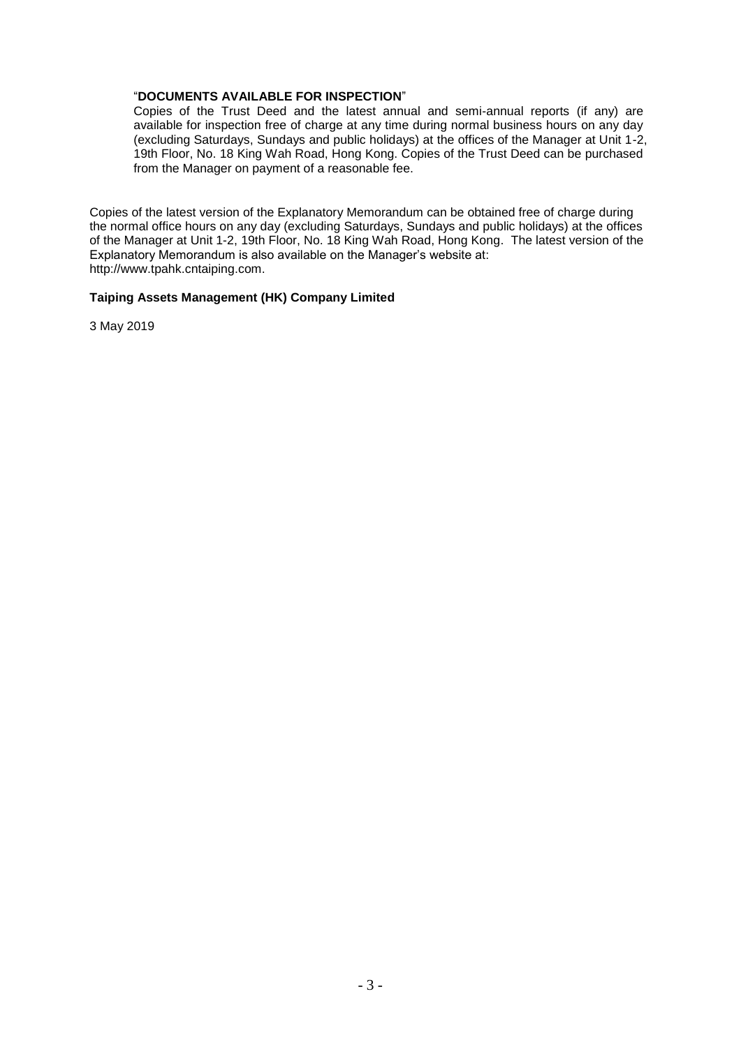"**DOCUMENTS AVAILABLE FOR INSPECTION**"

Copies of the Trust Deed and the latest annual and semi-annual reports (if any) are available for inspection free of charge at any time during normal business hours on any day (excluding Saturdays, Sundays and public holidays) at the offices of the Manager at Unit 1-2, 19th Floor, No. 18 King Wah Road, Hong Kong. Copies of the Trust Deed can be purchased from the Manager on payment of a reasonable fee.

Copies of the latest version of the Explanatory Memorandum can be obtained free of charge during the normal office hours on any day (excluding Saturdays, Sundays and public holidays) at the offices of the Manager at Unit 1-2, 19th Floor, No. 18 King Wah Road, Hong Kong. The latest version of the Explanatory Memorandum is also available on the Manager's website at: http://www.tpahk.cntaiping.com.

**Taiping Assets Management (HK) Company Limited**

3 May 2019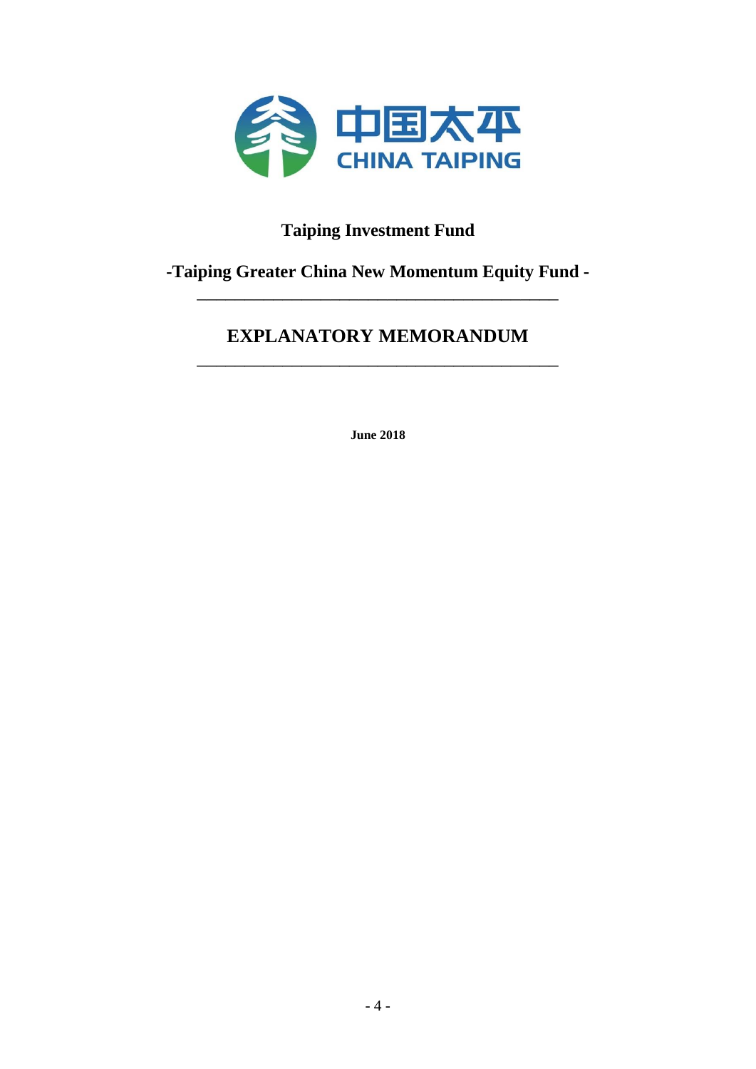中国太平

CHINA TAIPING

# Taiping Investment Fund

## -Taiping Greater China New Momentum Equity Fund -

---

# EXPLANATORY MEMORANDUM

---

**June 2018**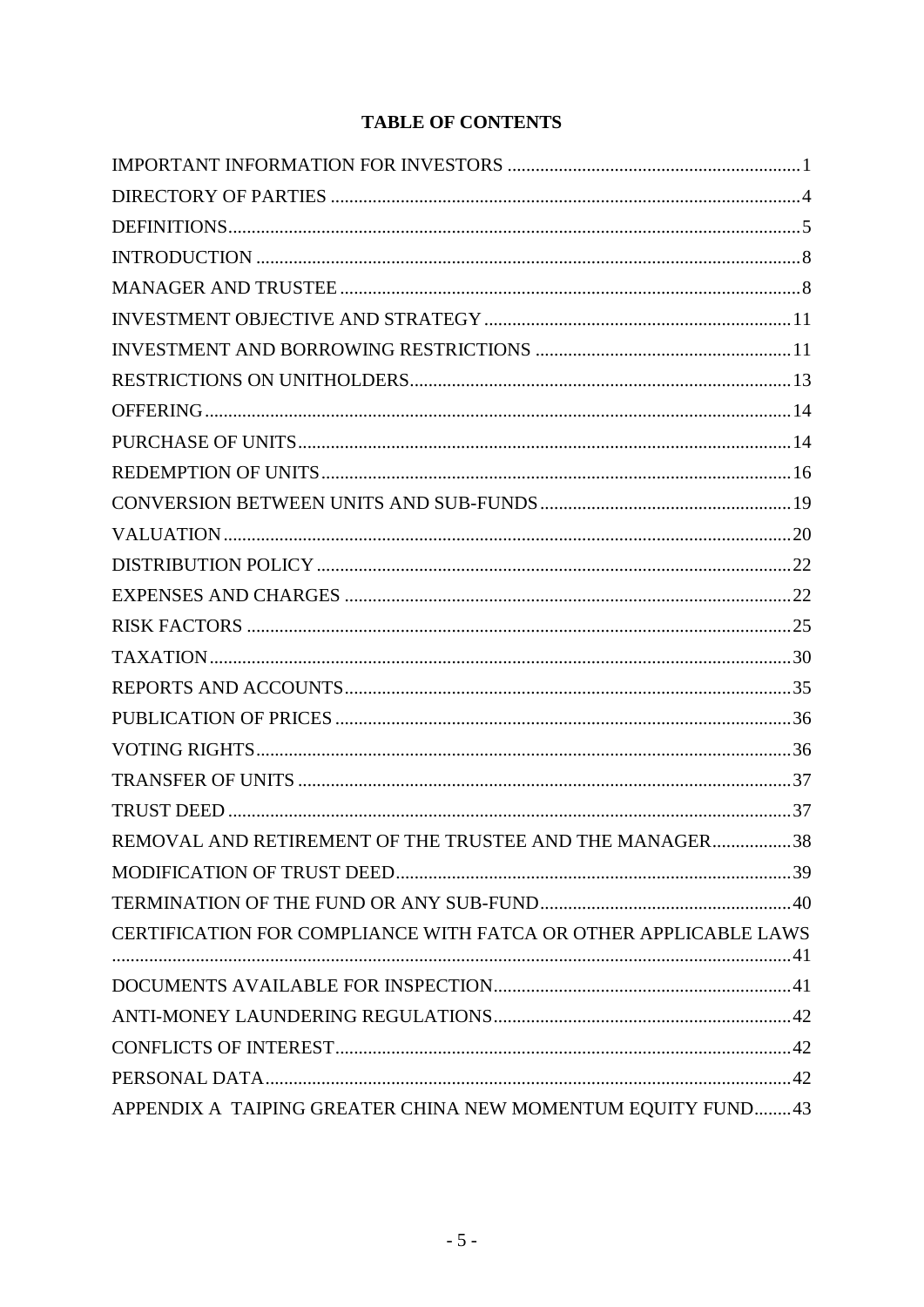# TABLE OF CONTENTS

| | |
|---|---|
| IMPORTANT INFORMATION FOR INVESTORS | 1 |
| DIRECTORY OF PARTIES | 4 |
| DEFINITIONS | 5 |
| INTRODUCTION | 8 |
| MANAGER AND TRUSTEE | 8 |
| INVESTMENT OBJECTIVE AND STRATEGY | 11 |
| INVESTMENT AND BORROWING RESTRICTIONS | 11 |
| RESTRICTIONS ON UNITHOLDERS | 13 |
| OFFERING | 14 |
| PURCHASE OF UNITS | 14 |
| REDEMPTION OF UNITS | 16 |
| CONVERSION BETWEEN UNITS AND SUB-FUNDS | 19 |
| VALUATION | 20 |
| DISTRIBUTION POLICY | 22 |
| EXPENSES AND CHARGES | 22 |
| RISK FACTORS | 25 |
| TAXATION | 30 |
| REPORTS AND ACCOUNTS | 35 |
| PUBLICATION OF PRICES | 36 |
| VOTING RIGHTS | 36 |
| TRANSFER OF UNITS | 37 |
| TRUST DEED | 37 |
| REMOVAL AND RETIREMENT OF THE TRUSTEE AND THE MANAGER | 38 |
| MODIFICATION OF TRUST DEED | 39 |
| TERMINATION OF THE FUND OR ANY SUB-FUND | 40 |
| CERTIFICATION FOR COMPLIANCE WITH FATCA OR OTHER APPLICABLE LAWS | 41 |
| DOCUMENTS AVAILABLE FOR INSPECTION | 41 |
| ANTI-MONEY LAUNDERING REGULATIONS | 42 |
| CONFLICTS OF INTEREST | 42 |
| PERSONAL DATA | 42 |
| APPENDIX A TAIPING GREATER CHINA NEW MOMENTUM EQUITY FUND | 43 |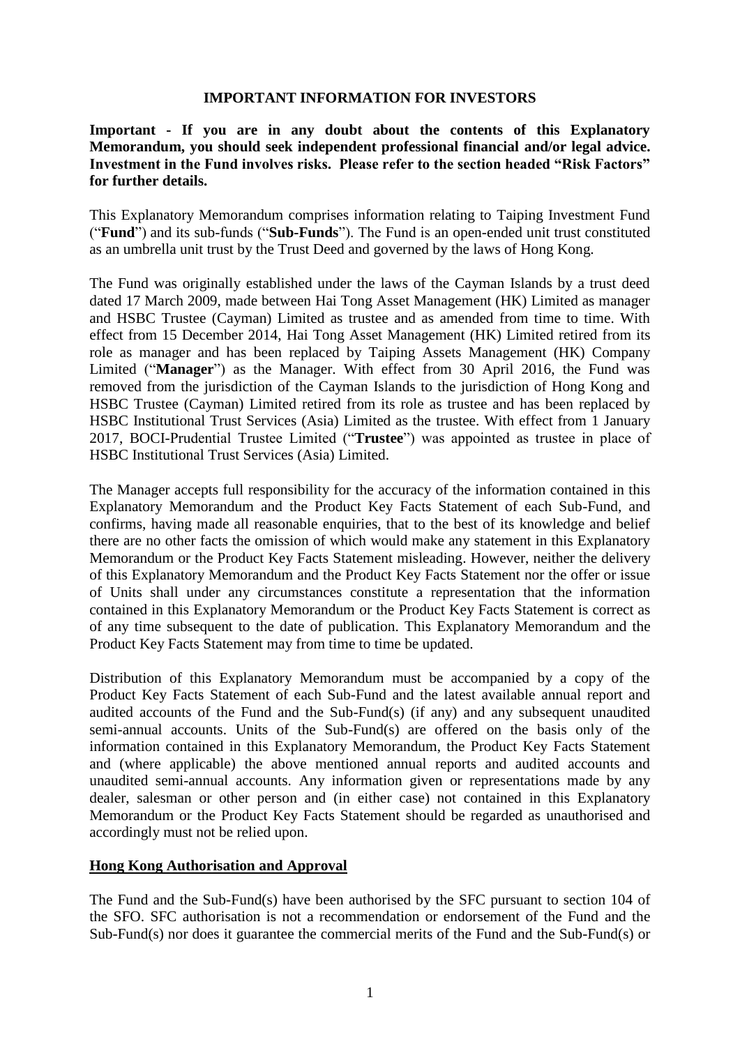## IMPORTANT INFORMATION FOR INVESTORS

**Important - If you are in any doubt about the contents of this Explanatory Memorandum, you should seek independent professional financial and/or legal advice. Investment in the Fund involves risks. Please refer to the section headed "Risk Factors" for further details.**

This Explanatory Memorandum comprises information relating to Taiping Investment Fund ("**Fund**") and its sub-funds ("**Sub-Funds**"). The Fund is an open-ended unit trust constituted as an umbrella unit trust by the Trust Deed and governed by the laws of Hong Kong.

The Fund was originally established under the laws of the Cayman Islands by a trust deed dated 17 March 2009, made between Hai Tong Asset Management (HK) Limited as manager and HSBC Trustee (Cayman) Limited as trustee and as amended from time to time. With effect from 15 December 2014, Hai Tong Asset Management (HK) Limited retired from its role as manager and has been replaced by Taiping Assets Management (HK) Company Limited ("**Manager**") as the Manager. With effect from 30 April 2016, the Fund was removed from the jurisdiction of the Cayman Islands to the jurisdiction of Hong Kong and HSBC Trustee (Cayman) Limited retired from its role as trustee and has been replaced by HSBC Institutional Trust Services (Asia) Limited as the trustee. With effect from 1 January 2017, BOCI-Prudential Trustee Limited ("**Trustee**") was appointed as trustee in place of HSBC Institutional Trust Services (Asia) Limited.

The Manager accepts full responsibility for the accuracy of the information contained in this Explanatory Memorandum and the Product Key Facts Statement of each Sub-Fund, and confirms, having made all reasonable enquiries, that to the best of its knowledge and belief there are no other facts the omission of which would make any statement in this Explanatory Memorandum or the Product Key Facts Statement misleading. However, neither the delivery of this Explanatory Memorandum and the Product Key Facts Statement nor the offer or issue of Units shall under any circumstances constitute a representation that the information contained in this Explanatory Memorandum or the Product Key Facts Statement is correct as of any time subsequent to the date of publication. This Explanatory Memorandum and the Product Key Facts Statement may from time to time be updated.

Distribution of this Explanatory Memorandum must be accompanied by a copy of the Product Key Facts Statement of each Sub-Fund and the latest available annual report and audited accounts of the Fund and the Sub-Fund(s) (if any) and any subsequent unaudited semi-annual accounts. Units of the Sub-Fund(s) are offered on the basis only of the information contained in this Explanatory Memorandum, the Product Key Facts Statement and (where applicable) the above mentioned annual reports and audited accounts and unaudited semi-annual accounts. Any information given or representations made by any dealer, salesman or other person and (in either case) not contained in this Explanatory Memorandum or the Product Key Facts Statement should be regarded as unauthorised and accordingly must not be relied upon.

### Hong Kong Authorisation and Approval

The Fund and the Sub-Fund(s) have been authorised by the SFC pursuant to section 104 of the SFO. SFC authorisation is not a recommendation or endorsement of the Fund and the Sub-Fund(s) nor does it guarantee the commercial merits of the Fund and the Sub-Fund(s) or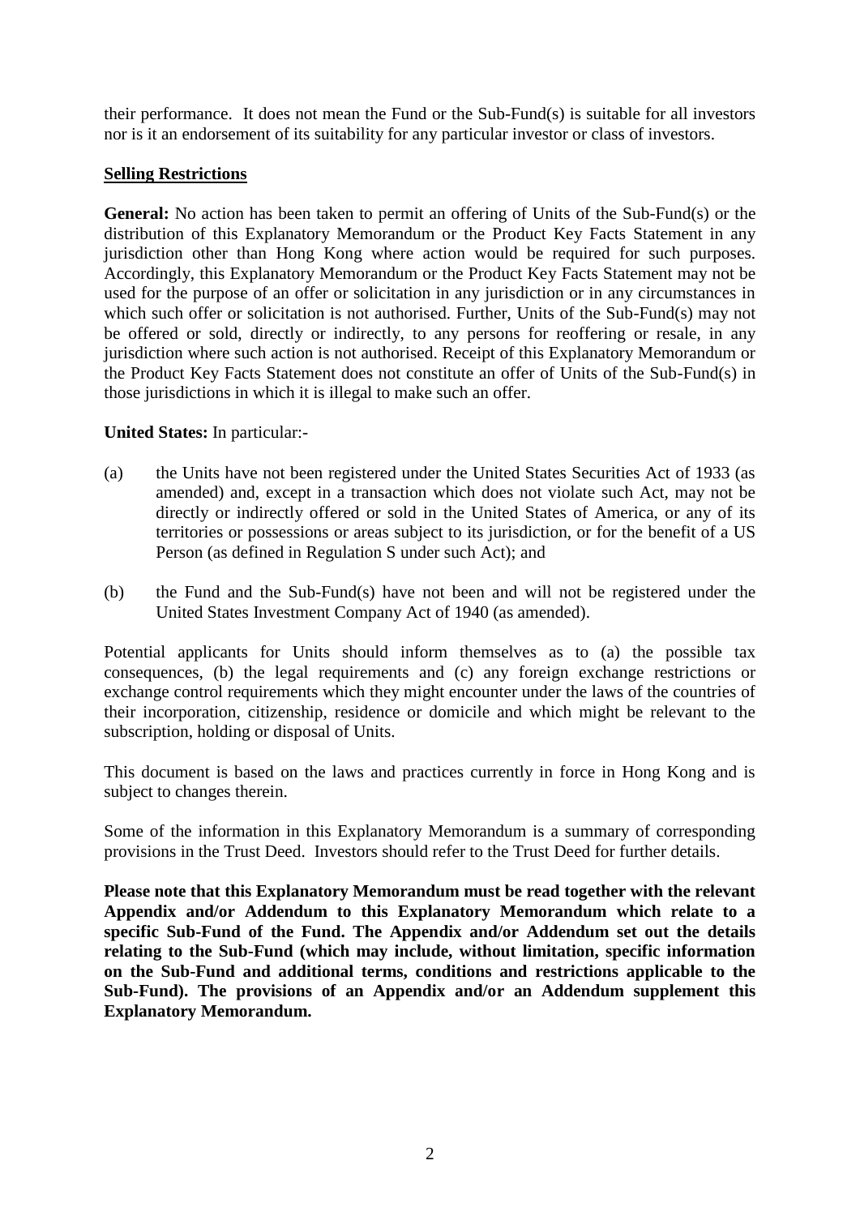their performance. It does not mean the Fund or the Sub-Fund(s) is suitable for all investors nor is it an endorsement of its suitability for any particular investor or class of investors.

**Selling Restrictions**

**General:** No action has been taken to permit an offering of Units of the Sub-Fund(s) or the distribution of this Explanatory Memorandum or the Product Key Facts Statement in any jurisdiction other than Hong Kong where action would be required for such purposes. Accordingly, this Explanatory Memorandum or the Product Key Facts Statement may not be used for the purpose of an offer or solicitation in any jurisdiction or in any circumstances in which such offer or solicitation is not authorised. Further, Units of the Sub-Fund(s) may not be offered or sold, directly or indirectly, to any persons for reoffering or resale, in any jurisdiction where such action is not authorised. Receipt of this Explanatory Memorandum or the Product Key Facts Statement does not constitute an offer of Units of the Sub-Fund(s) in those jurisdictions in which it is illegal to make such an offer.

**United States:** In particular:-

(a) the Units have not been registered under the United States Securities Act of 1933 (as amended) and, except in a transaction which does not violate such Act, may not be directly or indirectly offered or sold in the United States of America, or any of its territories or possessions or areas subject to its jurisdiction, or for the benefit of a US Person (as defined in Regulation S under such Act); and

(b) the Fund and the Sub-Fund(s) have not been and will not be registered under the United States Investment Company Act of 1940 (as amended).

Potential applicants for Units should inform themselves as to (a) the possible tax consequences, (b) the legal requirements and (c) any foreign exchange restrictions or exchange control requirements which they might encounter under the laws of the countries of their incorporation, citizenship, residence or domicile and which might be relevant to the subscription, holding or disposal of Units.

This document is based on the laws and practices currently in force in Hong Kong and is subject to changes therein.

Some of the information in this Explanatory Memorandum is a summary of corresponding provisions in the Trust Deed. Investors should refer to the Trust Deed for further details.

**Please note that this Explanatory Memorandum must be read together with the relevant Appendix and/or Addendum to this Explanatory Memorandum which relate to a specific Sub-Fund of the Fund. The Appendix and/or Addendum set out the details relating to the Sub-Fund (which may include, without limitation, specific information on the Sub-Fund and additional terms, conditions and restrictions applicable to the Sub-Fund). The provisions of an Appendix and/or an Addendum supplement this Explanatory Memorandum.**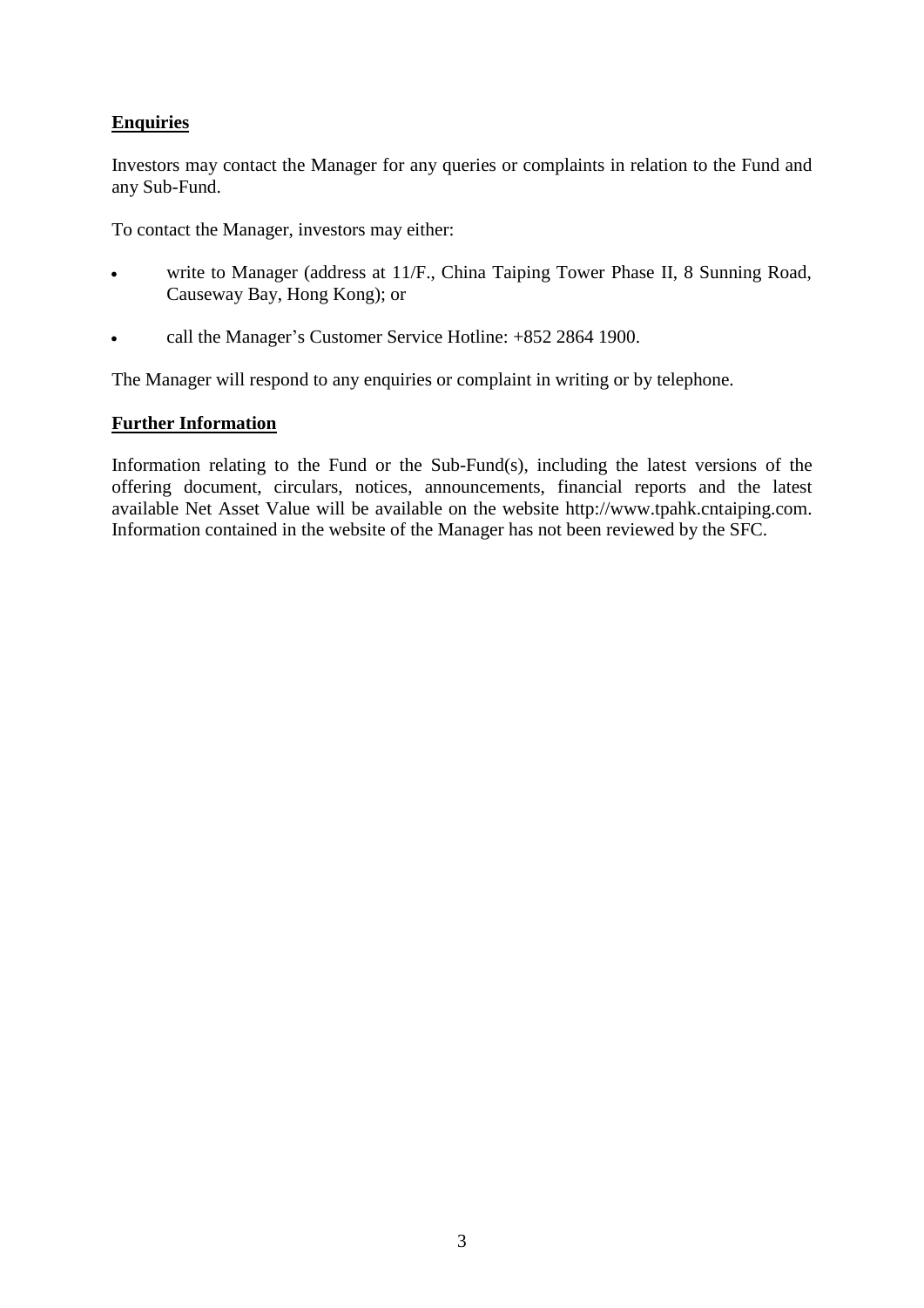**Enquiries**

Investors may contact the Manager for any queries or complaints in relation to the Fund and any Sub-Fund.

To contact the Manager, investors may either:

- write to Manager (address at 11/F., China Taiping Tower Phase II, 8 Sunning Road, Causeway Bay, Hong Kong); or
- call the Manager's Customer Service Hotline: +852 2864 1900.

The Manager will respond to any enquiries or complaint in writing or by telephone.

**Further Information**

Information relating to the Fund or the Sub-Fund(s), including the latest versions of the offering document, circulars, notices, announcements, financial reports and the latest available Net Asset Value will be available on the website http://www.tpahk.cntaiping.com. Information contained in the website of the Manager has not been reviewed by the SFC.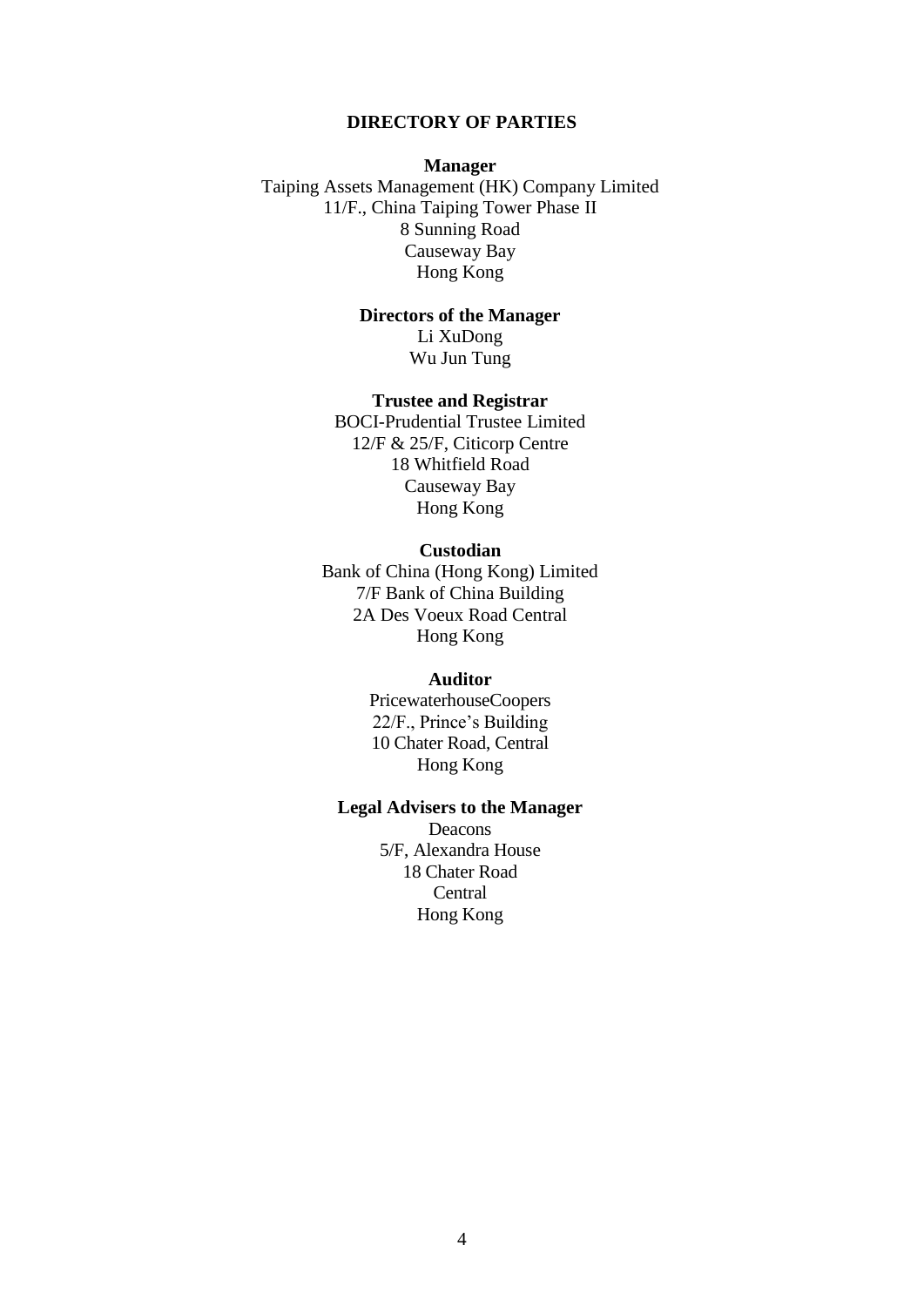## DIRECTORY OF PARTIES

**Manager**

Taiping Assets Management (HK) Company Limited
11/F., China Taiping Tower Phase II
8 Sunning Road
Causeway Bay
Hong Kong

**Directors of the Manager**

Li XuDong
Wu Jun Tung

**Trustee and Registrar**

BOCI-Prudential Trustee Limited
12/F & 25/F, Citicorp Centre
18 Whitfield Road
Causeway Bay
Hong Kong

**Custodian**

Bank of China (Hong Kong) Limited
7/F Bank of China Building
2A Des Voeux Road Central
Hong Kong

**Auditor**

PricewaterhouseCoopers
22/F., Prince's Building
10 Chater Road, Central
Hong Kong

**Legal Advisers to the Manager**

Deacons
5/F, Alexandra House
18 Chater Road
Central
Hong Kong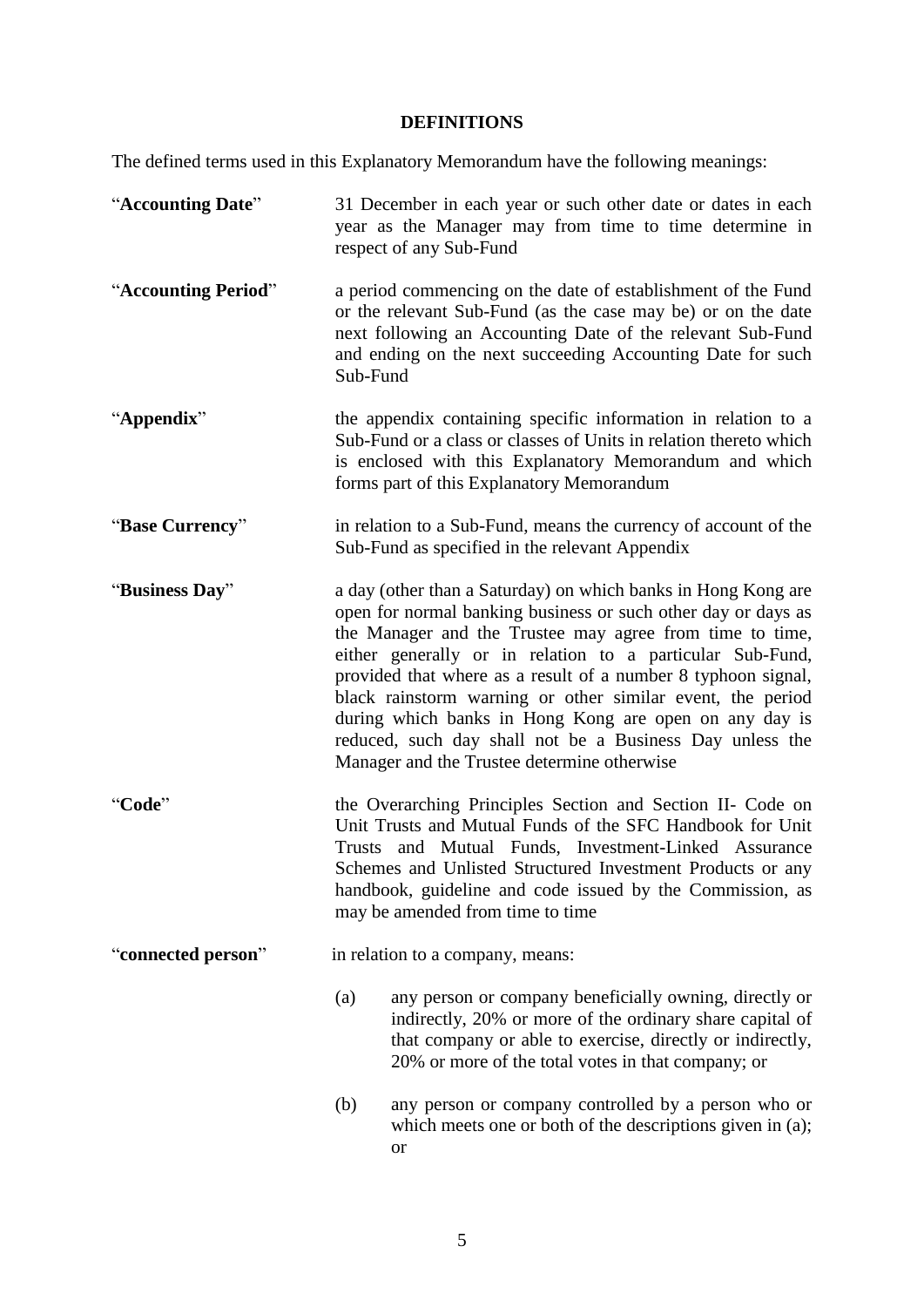## DEFINITIONS

The defined terms used in this Explanatory Memorandum have the following meanings:

“**Accounting Date**” 31 December in each year or such other date or dates in each year as the Manager may from time to time determine in respect of any Sub-Fund

“**Accounting Period**” a period commencing on the date of establishment of the Fund or the relevant Sub-Fund (as the case may be) or on the date next following an Accounting Date of the relevant Sub-Fund and ending on the next succeeding Accounting Date for such Sub-Fund

“**Appendix**” the appendix containing specific information in relation to a Sub-Fund or a class or classes of Units in relation thereto which is enclosed with this Explanatory Memorandum and which forms part of this Explanatory Memorandum

“**Base Currency**” in relation to a Sub-Fund, means the currency of account of the Sub-Fund as specified in the relevant Appendix

“**Business Day**” a day (other than a Saturday) on which banks in Hong Kong are open for normal banking business or such other day or days as the Manager and the Trustee may agree from time to time, either generally or in relation to a particular Sub-Fund, provided that where as a result of a number 8 typhoon signal, black rainstorm warning or other similar event, the period during which banks in Hong Kong are open on any day is reduced, such day shall not be a Business Day unless the Manager and the Trustee determine otherwise

“**Code**” the Overarching Principles Section and Section II- Code on Unit Trusts and Mutual Funds of the SFC Handbook for Unit Trusts and Mutual Funds, Investment-Linked Assurance Schemes and Unlisted Structured Investment Products or any handbook, guideline and code issued by the Commission, as may be amended from time to time

“**connected person**” in relation to a company, means:

(a) any person or company beneficially owning, directly or indirectly, 20% or more of the ordinary share capital of that company or able to exercise, directly or indirectly, 20% or more of the total votes in that company; or

(b) any person or company controlled by a person who or which meets one or both of the descriptions given in (a); or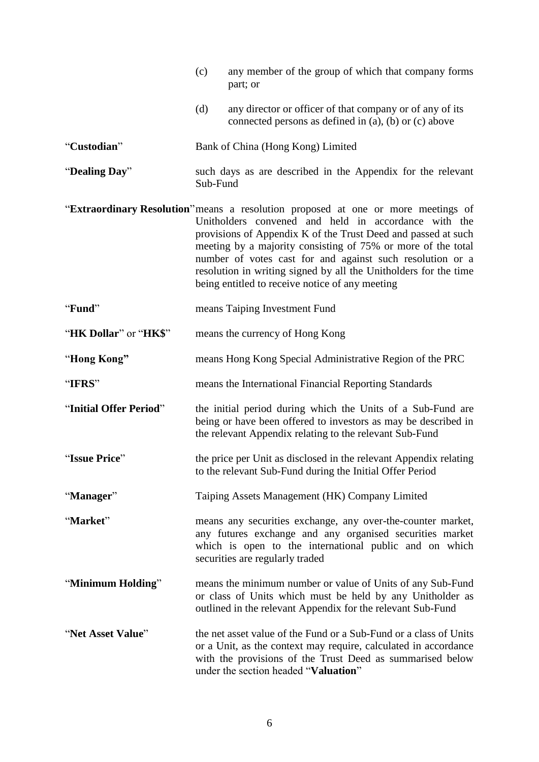(c) any member of the group of which that company forms part; or

(d) any director or officer of that company or of any of its connected persons as defined in (a), (b) or (c) above

| | |
|---|---|
| "**Custodian**" | Bank of China (Hong Kong) Limited |
| "**Dealing Day**" | such days as are described in the Appendix for the relevant Sub-Fund |
| "**Extraordinary Resolution**" | means a resolution proposed at one or more meetings of Unitholders convened and held in accordance with the provisions of Appendix K of the Trust Deed and passed at such meeting by a majority consisting of 75% or more of the total number of votes cast for and against such resolution or a resolution in writing signed by all the Unitholders for the time being entitled to receive notice of any meeting |
| "**Fund**" | means Taiping Investment Fund |
| "**HK Dollar**" or "**HK$**" | means the currency of Hong Kong |
| "**Hong Kong**" | means Hong Kong Special Administrative Region of the PRC |
| "**IFRS**" | means the International Financial Reporting Standards |
| "**Initial Offer Period**" | the initial period during which the Units of a Sub-Fund are being or have been offered to investors as may be described in the relevant Appendix relating to the relevant Sub-Fund |
| "**Issue Price**" | the price per Unit as disclosed in the relevant Appendix relating to the relevant Sub-Fund during the Initial Offer Period |
| "**Manager**" | Taiping Assets Management (HK) Company Limited |
| "**Market**" | means any securities exchange, any over-the-counter market, any futures exchange and any organised securities market which is open to the international public and on which securities are regularly traded |
| "**Minimum Holding**" | means the minimum number or value of Units of any Sub-Fund or class of Units which must be held by any Unitholder as outlined in the relevant Appendix for the relevant Sub-Fund |
| "**Net Asset Value**" | the net asset value of the Fund or a Sub-Fund or a class of Units or a Unit, as the context may require, calculated in accordance with the provisions of the Trust Deed as summarised below under the section headed "**Valuation**" |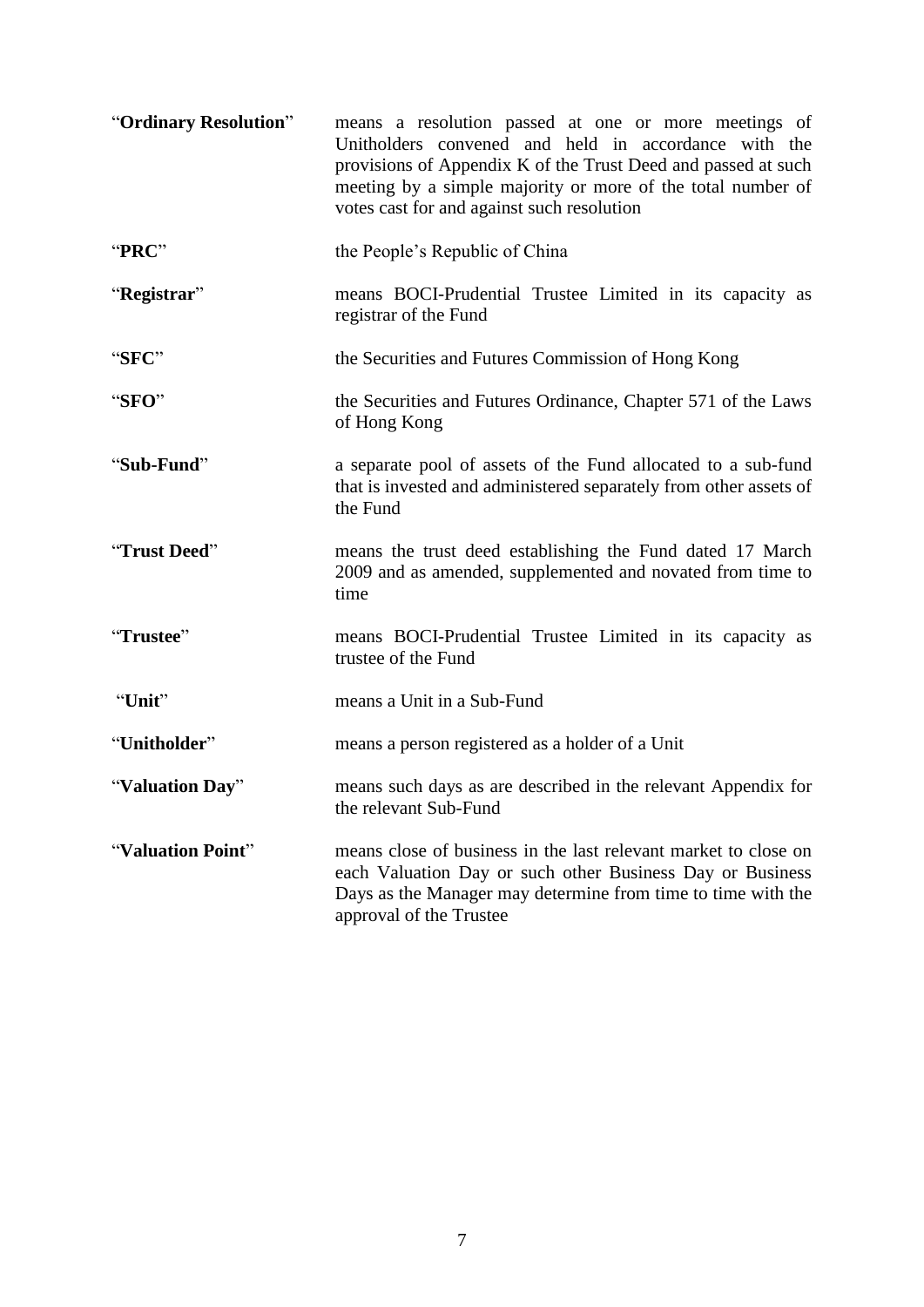| | |
|---|---|
| "**Ordinary Resolution**" | means a resolution passed at one or more meetings of Unitholders convened and held in accordance with the provisions of Appendix K of the Trust Deed and passed at such meeting by a simple majority or more of the total number of votes cast for and against such resolution |
| "**PRC**" | the People's Republic of China |
| "**Registrar**" | means BOCI-Prudential Trustee Limited in its capacity as registrar of the Fund |
| "**SFC**" | the Securities and Futures Commission of Hong Kong |
| "**SFO**" | the Securities and Futures Ordinance, Chapter 571 of the Laws of Hong Kong |
| "**Sub-Fund**" | a separate pool of assets of the Fund allocated to a sub-fund that is invested and administered separately from other assets of the Fund |
| "**Trust Deed**" | means the trust deed establishing the Fund dated 17 March 2009 and as amended, supplemented and novated from time to time |
| "**Trustee**" | means BOCI-Prudential Trustee Limited in its capacity as trustee of the Fund |
| "**Unit**" | means a Unit in a Sub-Fund |
| "**Unitholder**" | means a person registered as a holder of a Unit |
| "**Valuation Day**" | means such days as are described in the relevant Appendix for the relevant Sub-Fund |
| "**Valuation Point**" | means close of business in the last relevant market to close on each Valuation Day or such other Business Day or Business Days as the Manager may determine from time to time with the approval of the Trustee |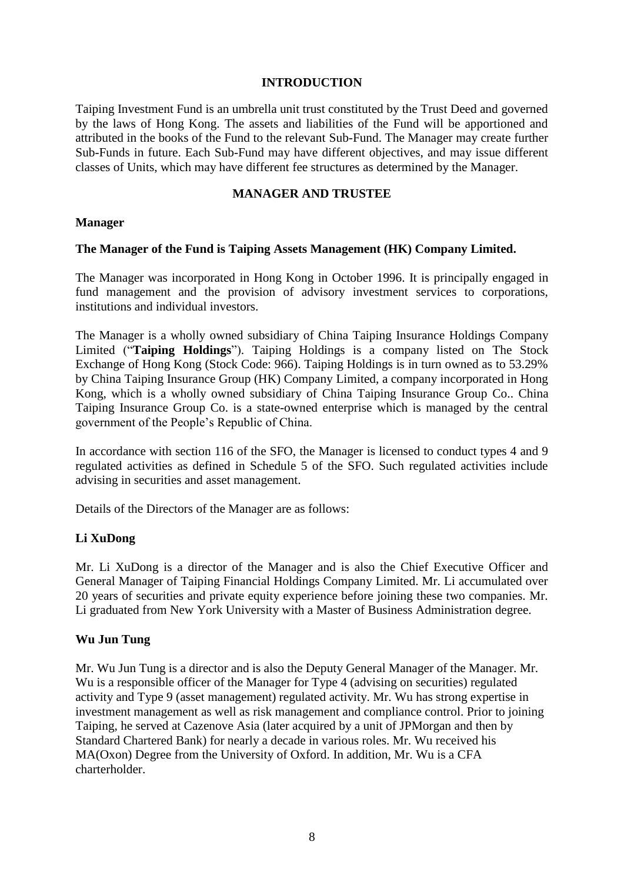## INTRODUCTION

Taiping Investment Fund is an umbrella unit trust constituted by the Trust Deed and governed by the laws of Hong Kong. The assets and liabilities of the Fund will be apportioned and attributed in the books of the Fund to the relevant Sub-Fund. The Manager may create further Sub-Funds in future. Each Sub-Fund may have different objectives, and may issue different classes of Units, which may have different fee structures as determined by the Manager.

## MANAGER AND TRUSTEE

### Manager

**The Manager of the Fund is Taiping Assets Management (HK) Company Limited.**

The Manager was incorporated in Hong Kong in October 1996. It is principally engaged in fund management and the provision of advisory investment services to corporations, institutions and individual investors.

The Manager is a wholly owned subsidiary of China Taiping Insurance Holdings Company Limited ("**Taiping Holdings**"). Taiping Holdings is a company listed on The Stock Exchange of Hong Kong (Stock Code: 966). Taiping Holdings is in turn owned as to 53.29% by China Taiping Insurance Group (HK) Company Limited, a company incorporated in Hong Kong, which is a wholly owned subsidiary of China Taiping Insurance Group Co.. China Taiping Insurance Group Co. is a state-owned enterprise which is managed by the central government of the People's Republic of China.

In accordance with section 116 of the SFO, the Manager is licensed to conduct types 4 and 9 regulated activities as defined in Schedule 5 of the SFO. Such regulated activities include advising in securities and asset management.

Details of the Directors of the Manager are as follows:

**Li XuDong**

Mr. Li XuDong is a director of the Manager and is also the Chief Executive Officer and General Manager of Taiping Financial Holdings Company Limited. Mr. Li accumulated over 20 years of securities and private equity experience before joining these two companies. Mr. Li graduated from New York University with a Master of Business Administration degree.

**Wu Jun Tung**

Mr. Wu Jun Tung is a director and is also the Deputy General Manager of the Manager. Mr. Wu is a responsible officer of the Manager for Type 4 (advising on securities) regulated activity and Type 9 (asset management) regulated activity. Mr. Wu has strong expertise in investment management as well as risk management and compliance control. Prior to joining Taiping, he served at Cazenove Asia (later acquired by a unit of JPMorgan and then by Standard Chartered Bank) for nearly a decade in various roles. Mr. Wu received his MA(Oxon) Degree from the University of Oxford. In addition, Mr. Wu is a CFA charterholder.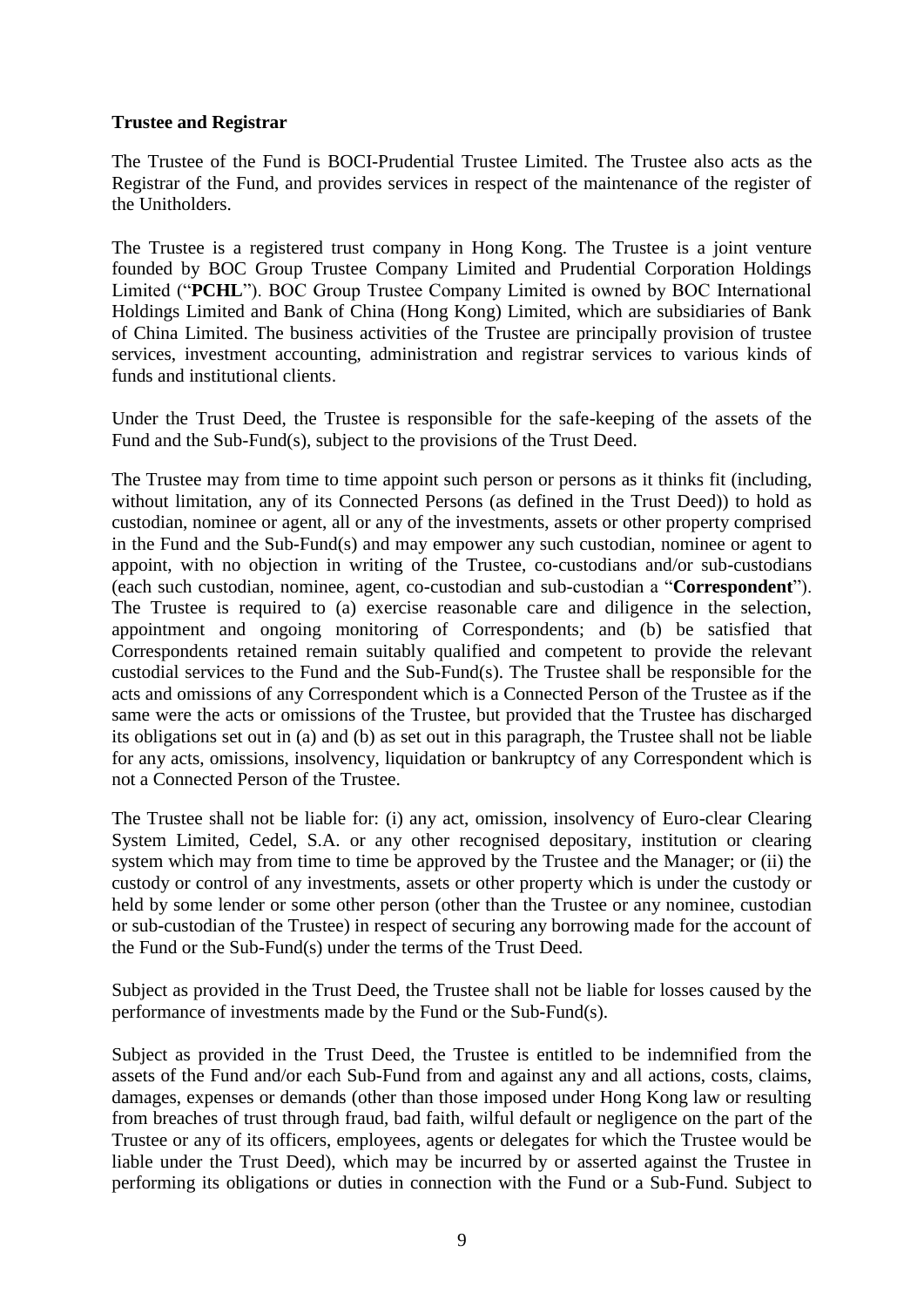**Trustee and Registrar**

The Trustee of the Fund is BOCI-Prudential Trustee Limited. The Trustee also acts as the Registrar of the Fund, and provides services in respect of the maintenance of the register of the Unitholders.

The Trustee is a registered trust company in Hong Kong. The Trustee is a joint venture founded by BOC Group Trustee Company Limited and Prudential Corporation Holdings Limited ("**PCHL**"). BOC Group Trustee Company Limited is owned by BOC International Holdings Limited and Bank of China (Hong Kong) Limited, which are subsidiaries of Bank of China Limited. The business activities of the Trustee are principally provision of trustee services, investment accounting, administration and registrar services to various kinds of funds and institutional clients.

Under the Trust Deed, the Trustee is responsible for the safe-keeping of the assets of the Fund and the Sub-Fund(s), subject to the provisions of the Trust Deed.

The Trustee may from time to time appoint such person or persons as it thinks fit (including, without limitation, any of its Connected Persons (as defined in the Trust Deed)) to hold as custodian, nominee or agent, all or any of the investments, assets or other property comprised in the Fund and the Sub-Fund(s) and may empower any such custodian, nominee or agent to appoint, with no objection in writing of the Trustee, co-custodians and/or sub-custodians (each such custodian, nominee, agent, co-custodian and sub-custodian a "**Correspondent**"). The Trustee is required to (a) exercise reasonable care and diligence in the selection, appointment and ongoing monitoring of Correspondents; and (b) be satisfied that Correspondents retained remain suitably qualified and competent to provide the relevant custodial services to the Fund and the Sub-Fund(s). The Trustee shall be responsible for the acts and omissions of any Correspondent which is a Connected Person of the Trustee as if the same were the acts or omissions of the Trustee, but provided that the Trustee has discharged its obligations set out in (a) and (b) as set out in this paragraph, the Trustee shall not be liable for any acts, omissions, insolvency, liquidation or bankruptcy of any Correspondent which is not a Connected Person of the Trustee.

The Trustee shall not be liable for: (i) any act, omission, insolvency of Euro-clear Clearing System Limited, Cedel, S.A. or any other recognised depositary, institution or clearing system which may from time to time be approved by the Trustee and the Manager; or (ii) the custody or control of any investments, assets or other property which is under the custody or held by some lender or some other person (other than the Trustee or any nominee, custodian or sub-custodian of the Trustee) in respect of securing any borrowing made for the account of the Fund or the Sub-Fund(s) under the terms of the Trust Deed.

Subject as provided in the Trust Deed, the Trustee shall not be liable for losses caused by the performance of investments made by the Fund or the Sub-Fund(s).

Subject as provided in the Trust Deed, the Trustee is entitled to be indemnified from the assets of the Fund and/or each Sub-Fund from and against any and all actions, costs, claims, damages, expenses or demands (other than those imposed under Hong Kong law or resulting from breaches of trust through fraud, bad faith, wilful default or negligence on the part of the Trustee or any of its officers, employees, agents or delegates for which the Trustee would be liable under the Trust Deed), which may be incurred by or asserted against the Trustee in performing its obligations or duties in connection with the Fund or a Sub-Fund. Subject to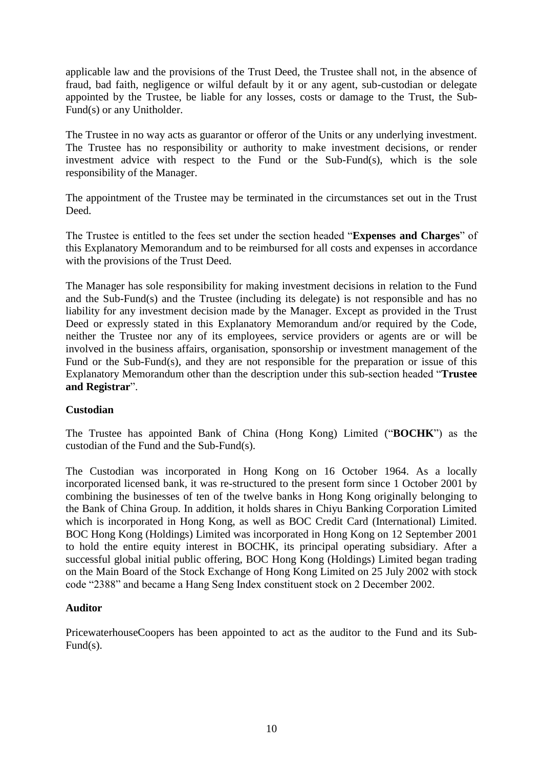applicable law and the provisions of the Trust Deed, the Trustee shall not, in the absence of fraud, bad faith, negligence or wilful default by it or any agent, sub-custodian or delegate appointed by the Trustee, be liable for any losses, costs or damage to the Trust, the Sub-Fund(s) or any Unitholder.

The Trustee in no way acts as guarantor or offeror of the Units or any underlying investment. The Trustee has no responsibility or authority to make investment decisions, or render investment advice with respect to the Fund or the Sub-Fund(s), which is the sole responsibility of the Manager.

The appointment of the Trustee may be terminated in the circumstances set out in the Trust Deed.

The Trustee is entitled to the fees set under the section headed "**Expenses and Charges**" of this Explanatory Memorandum and to be reimbursed for all costs and expenses in accordance with the provisions of the Trust Deed.

The Manager has sole responsibility for making investment decisions in relation to the Fund and the Sub-Fund(s) and the Trustee (including its delegate) is not responsible and has no liability for any investment decision made by the Manager. Except as provided in the Trust Deed or expressly stated in this Explanatory Memorandum and/or required by the Code, neither the Trustee nor any of its employees, service providers or agents are or will be involved in the business affairs, organisation, sponsorship or investment management of the Fund or the Sub-Fund(s), and they are not responsible for the preparation or issue of this Explanatory Memorandum other than the description under this sub-section headed "**Trustee and Registrar**".

**Custodian**

The Trustee has appointed Bank of China (Hong Kong) Limited ("**BOCHK**") as the custodian of the Fund and the Sub-Fund(s).

The Custodian was incorporated in Hong Kong on 16 October 1964. As a locally incorporated licensed bank, it was re-structured to the present form since 1 October 2001 by combining the businesses of ten of the twelve banks in Hong Kong originally belonging to the Bank of China Group. In addition, it holds shares in Chiyu Banking Corporation Limited which is incorporated in Hong Kong, as well as BOC Credit Card (International) Limited. BOC Hong Kong (Holdings) Limited was incorporated in Hong Kong on 12 September 2001 to hold the entire equity interest in BOCHK, its principal operating subsidiary. After a successful global initial public offering, BOC Hong Kong (Holdings) Limited began trading on the Main Board of the Stock Exchange of Hong Kong Limited on 25 July 2002 with stock code "2388" and became a Hang Seng Index constituent stock on 2 December 2002.

**Auditor**

PricewaterhouseCoopers has been appointed to act as the auditor to the Fund and its Sub-Fund(s).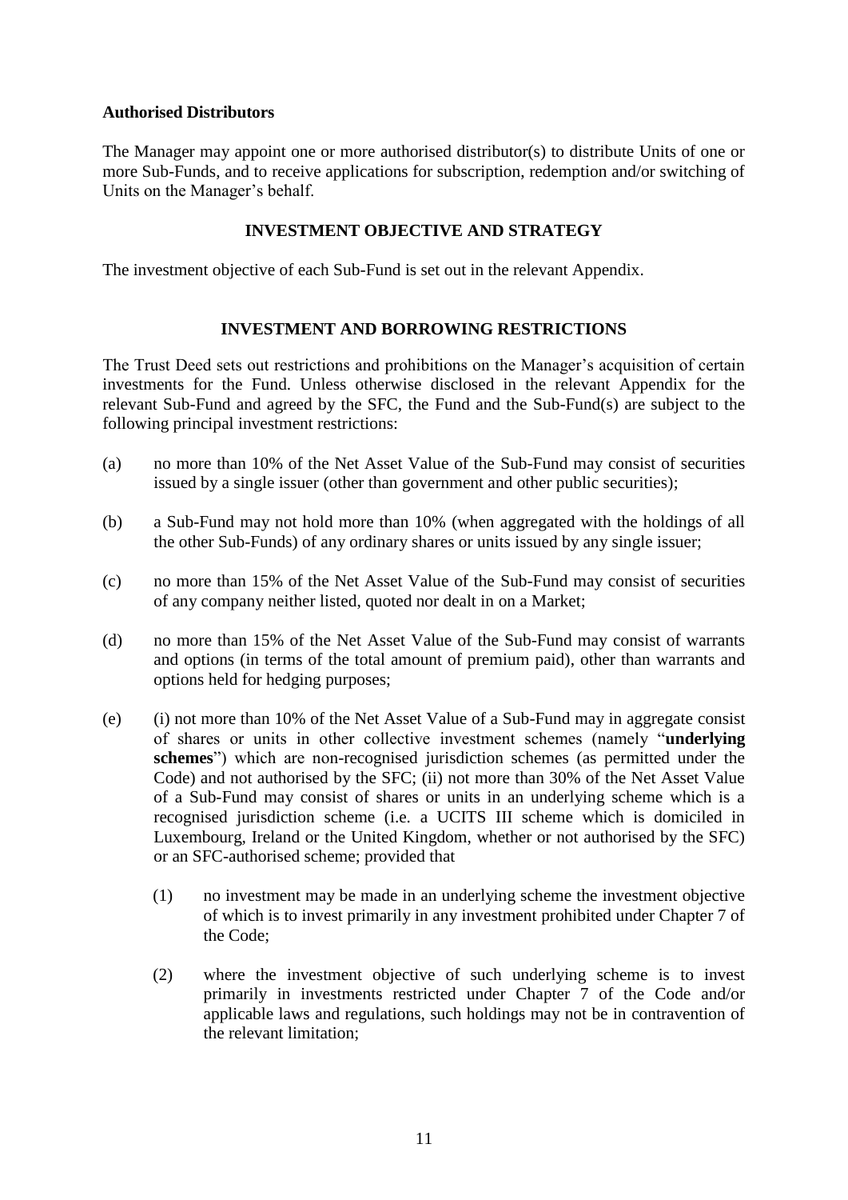**Authorised Distributors**

The Manager may appoint one or more authorised distributor(s) to distribute Units of one or more Sub-Funds, and to receive applications for subscription, redemption and/or switching of Units on the Manager's behalf.

## INVESTMENT OBJECTIVE AND STRATEGY

The investment objective of each Sub-Fund is set out in the relevant Appendix.

## INVESTMENT AND BORROWING RESTRICTIONS

The Trust Deed sets out restrictions and prohibitions on the Manager's acquisition of certain investments for the Fund. Unless otherwise disclosed in the relevant Appendix for the relevant Sub-Fund and agreed by the SFC, the Fund and the Sub-Fund(s) are subject to the following principal investment restrictions:

(a) no more than 10% of the Net Asset Value of the Sub-Fund may consist of securities issued by a single issuer (other than government and other public securities);

(b) a Sub-Fund may not hold more than 10% (when aggregated with the holdings of all the other Sub-Funds) of any ordinary shares or units issued by any single issuer;

(c) no more than 15% of the Net Asset Value of the Sub-Fund may consist of securities of any company neither listed, quoted nor dealt in on a Market;

(d) no more than 15% of the Net Asset Value of the Sub-Fund may consist of warrants and options (in terms of the total amount of premium paid), other than warrants and options held for hedging purposes;

(e) (i) not more than 10% of the Net Asset Value of a Sub-Fund may in aggregate consist of shares or units in other collective investment schemes (namely "**underlying schemes**") which are non-recognised jurisdiction schemes (as permitted under the Code) and not authorised by the SFC; (ii) not more than 30% of the Net Asset Value of a Sub-Fund may consist of shares or units in an underlying scheme which is a recognised jurisdiction scheme (i.e. a UCITS III scheme which is domiciled in Luxembourg, Ireland or the United Kingdom, whether or not authorised by the SFC) or an SFC-authorised scheme; provided that

  (1) no investment may be made in an underlying scheme the investment objective of which is to invest primarily in any investment prohibited under Chapter 7 of the Code;

  (2) where the investment objective of such underlying scheme is to invest primarily in investments restricted under Chapter 7 of the Code and/or applicable laws and regulations, such holdings may not be in contravention of the relevant limitation;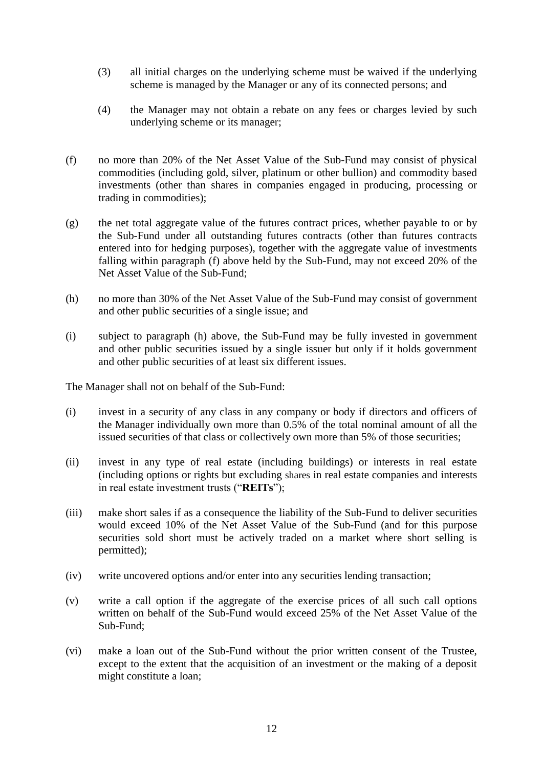(3) all initial charges on the underlying scheme must be waived if the underlying scheme is managed by the Manager or any of its connected persons; and

(4) the Manager may not obtain a rebate on any fees or charges levied by such underlying scheme or its manager;

(f) no more than 20% of the Net Asset Value of the Sub-Fund may consist of physical commodities (including gold, silver, platinum or other bullion) and commodity based investments (other than shares in companies engaged in producing, processing or trading in commodities);

(g) the net total aggregate value of the futures contract prices, whether payable to or by the Sub-Fund under all outstanding futures contracts (other than futures contracts entered into for hedging purposes), together with the aggregate value of investments falling within paragraph (f) above held by the Sub-Fund, may not exceed 20% of the Net Asset Value of the Sub-Fund;

(h) no more than 30% of the Net Asset Value of the Sub-Fund may consist of government and other public securities of a single issue; and

(i) subject to paragraph (h) above, the Sub-Fund may be fully invested in government and other public securities issued by a single issuer but only if it holds government and other public securities of at least six different issues.

The Manager shall not on behalf of the Sub-Fund:

(i) invest in a security of any class in any company or body if directors and officers of the Manager individually own more than 0.5% of the total nominal amount of all the issued securities of that class or collectively own more than 5% of those securities;

(ii) invest in any type of real estate (including buildings) or interests in real estate (including options or rights but excluding shares in real estate companies and interests in real estate investment trusts ("**REITs**");

(iii) make short sales if as a consequence the liability of the Sub-Fund to deliver securities would exceed 10% of the Net Asset Value of the Sub-Fund (and for this purpose securities sold short must be actively traded on a market where short selling is permitted);

(iv) write uncovered options and/or enter into any securities lending transaction;

(v) write a call option if the aggregate of the exercise prices of all such call options written on behalf of the Sub-Fund would exceed 25% of the Net Asset Value of the Sub-Fund;

(vi) make a loan out of the Sub-Fund without the prior written consent of the Trustee, except to the extent that the acquisition of an investment or the making of a deposit might constitute a loan;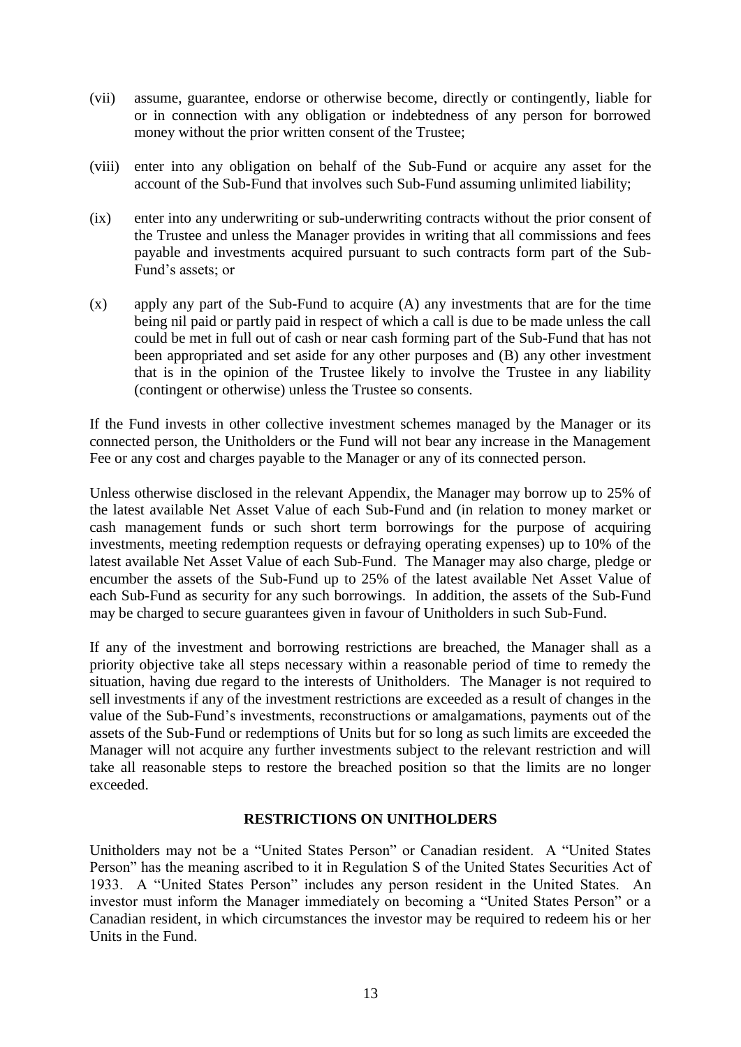(vii) assume, guarantee, endorse or otherwise become, directly or contingently, liable for or in connection with any obligation or indebtedness of any person for borrowed money without the prior written consent of the Trustee;

(viii) enter into any obligation on behalf of the Sub-Fund or acquire any asset for the account of the Sub-Fund that involves such Sub-Fund assuming unlimited liability;

(ix) enter into any underwriting or sub-underwriting contracts without the prior consent of the Trustee and unless the Manager provides in writing that all commissions and fees payable and investments acquired pursuant to such contracts form part of the Sub-Fund's assets; or

(x) apply any part of the Sub-Fund to acquire (A) any investments that are for the time being nil paid or partly paid in respect of which a call is due to be made unless the call could be met in full out of cash or near cash forming part of the Sub-Fund that has not been appropriated and set aside for any other purposes and (B) any other investment that is in the opinion of the Trustee likely to involve the Trustee in any liability (contingent or otherwise) unless the Trustee so consents.

If the Fund invests in other collective investment schemes managed by the Manager or its connected person, the Unitholders or the Fund will not bear any increase in the Management Fee or any cost and charges payable to the Manager or any of its connected person.

Unless otherwise disclosed in the relevant Appendix, the Manager may borrow up to 25% of the latest available Net Asset Value of each Sub-Fund and (in relation to money market or cash management funds or such short term borrowings for the purpose of acquiring investments, meeting redemption requests or defraying operating expenses) up to 10% of the latest available Net Asset Value of each Sub-Fund. The Manager may also charge, pledge or encumber the assets of the Sub-Fund up to 25% of the latest available Net Asset Value of each Sub-Fund as security for any such borrowings. In addition, the assets of the Sub-Fund may be charged to secure guarantees given in favour of Unitholders in such Sub-Fund.

If any of the investment and borrowing restrictions are breached, the Manager shall as a priority objective take all steps necessary within a reasonable period of time to remedy the situation, having due regard to the interests of Unitholders. The Manager is not required to sell investments if any of the investment restrictions are exceeded as a result of changes in the value of the Sub-Fund's investments, reconstructions or amalgamations, payments out of the assets of the Sub-Fund or redemptions of Units but for so long as such limits are exceeded the Manager will not acquire any further investments subject to the relevant restriction and will take all reasonable steps to restore the breached position so that the limits are no longer exceeded.

## RESTRICTIONS ON UNITHOLDERS

Unitholders may not be a "United States Person" or Canadian resident. A "United States Person" has the meaning ascribed to it in Regulation S of the United States Securities Act of 1933. A "United States Person" includes any person resident in the United States. An investor must inform the Manager immediately on becoming a "United States Person" or a Canadian resident, in which circumstances the investor may be required to redeem his or her Units in the Fund.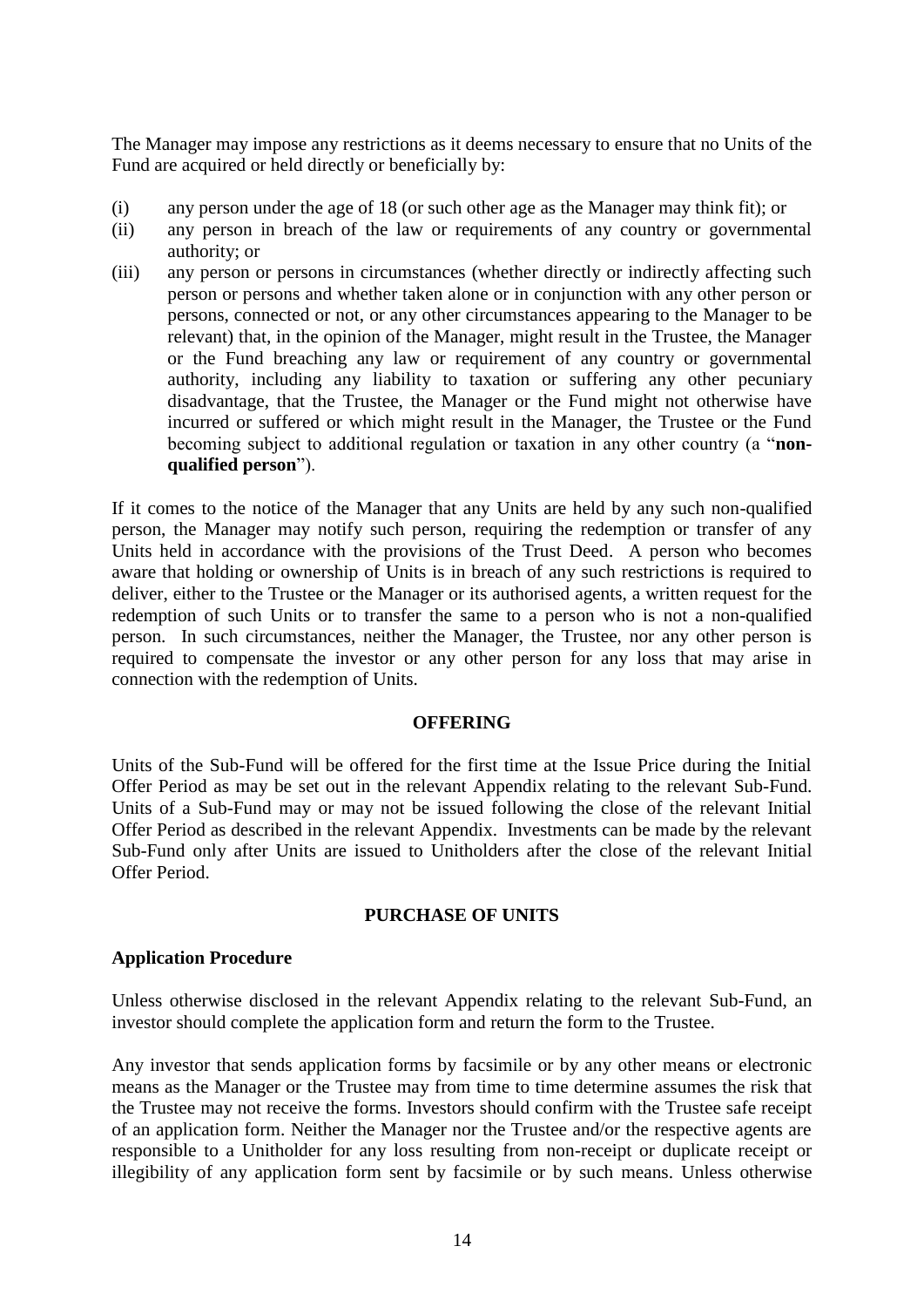The Manager may impose any restrictions as it deems necessary to ensure that no Units of the Fund are acquired or held directly or beneficially by:

(i) any person under the age of 18 (or such other age as the Manager may think fit); or
(ii) any person in breach of the law or requirements of any country or governmental authority; or
(iii) any person or persons in circumstances (whether directly or indirectly affecting such person or persons and whether taken alone or in conjunction with any other person or persons, connected or not, or any other circumstances appearing to the Manager to be relevant) that, in the opinion of the Manager, might result in the Trustee, the Manager or the Fund breaching any law or requirement of any country or governmental authority, including any liability to taxation or suffering any other pecuniary disadvantage, that the Trustee, the Manager or the Fund might not otherwise have incurred or suffered or which might result in the Manager, the Trustee or the Fund becoming subject to additional regulation or taxation in any other country (a "**non-qualified person**").

If it comes to the notice of the Manager that any Units are held by any such non-qualified person, the Manager may notify such person, requiring the redemption or transfer of any Units held in accordance with the provisions of the Trust Deed. A person who becomes aware that holding or ownership of Units is in breach of any such restrictions is required to deliver, either to the Trustee or the Manager or its authorised agents, a written request for the redemption of such Units or to transfer the same to a person who is not a non-qualified person. In such circumstances, neither the Manager, the Trustee, nor any other person is required to compensate the investor or any other person for any loss that may arise in connection with the redemption of Units.

## OFFERING

Units of the Sub-Fund will be offered for the first time at the Issue Price during the Initial Offer Period as may be set out in the relevant Appendix relating to the relevant Sub-Fund. Units of a Sub-Fund may or may not be issued following the close of the relevant Initial Offer Period as described in the relevant Appendix. Investments can be made by the relevant Sub-Fund only after Units are issued to Unitholders after the close of the relevant Initial Offer Period.

## PURCHASE OF UNITS

### Application Procedure

Unless otherwise disclosed in the relevant Appendix relating to the relevant Sub-Fund, an investor should complete the application form and return the form to the Trustee.

Any investor that sends application forms by facsimile or by any other means or electronic means as the Manager or the Trustee may from time to time determine assumes the risk that the Trustee may not receive the forms. Investors should confirm with the Trustee safe receipt of an application form. Neither the Manager nor the Trustee and/or the respective agents are responsible to a Unitholder for any loss resulting from non-receipt or duplicate receipt or illegibility of any application form sent by facsimile or by such means. Unless otherwise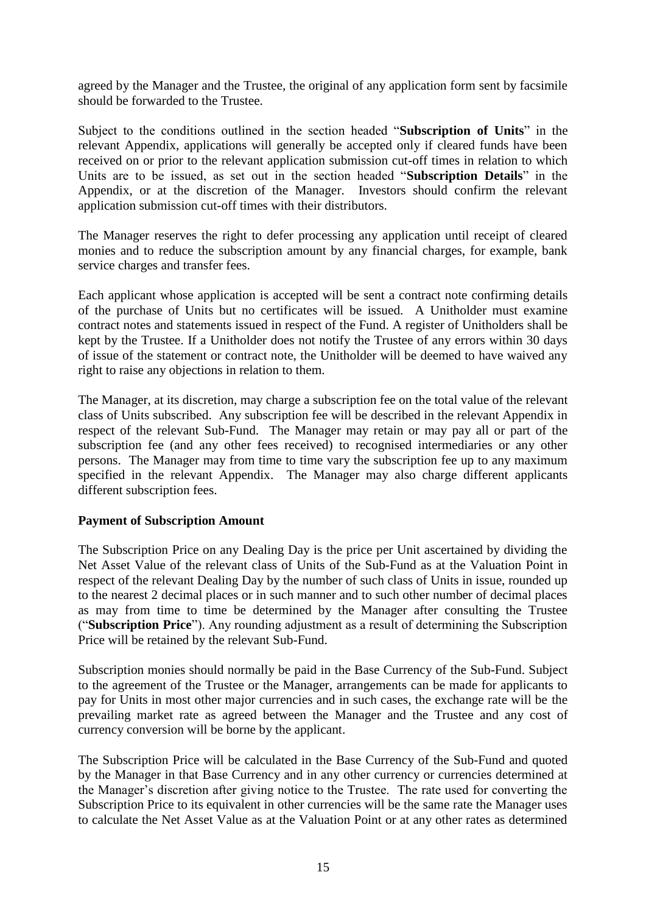agreed by the Manager and the Trustee, the original of any application form sent by facsimile should be forwarded to the Trustee.

Subject to the conditions outlined in the section headed "**Subscription of Units**" in the relevant Appendix, applications will generally be accepted only if cleared funds have been received on or prior to the relevant application submission cut-off times in relation to which Units are to be issued, as set out in the section headed "**Subscription Details**" in the Appendix, or at the discretion of the Manager. Investors should confirm the relevant application submission cut-off times with their distributors.

The Manager reserves the right to defer processing any application until receipt of cleared monies and to reduce the subscription amount by any financial charges, for example, bank service charges and transfer fees.

Each applicant whose application is accepted will be sent a contract note confirming details of the purchase of Units but no certificates will be issued. A Unitholder must examine contract notes and statements issued in respect of the Fund. A register of Unitholders shall be kept by the Trustee. If a Unitholder does not notify the Trustee of any errors within 30 days of issue of the statement or contract note, the Unitholder will be deemed to have waived any right to raise any objections in relation to them.

The Manager, at its discretion, may charge a subscription fee on the total value of the relevant class of Units subscribed. Any subscription fee will be described in the relevant Appendix in respect of the relevant Sub-Fund. The Manager may retain or may pay all or part of the subscription fee (and any other fees received) to recognised intermediaries or any other persons. The Manager may from time to time vary the subscription fee up to any maximum specified in the relevant Appendix. The Manager may also charge different applicants different subscription fees.

**Payment of Subscription Amount**

The Subscription Price on any Dealing Day is the price per Unit ascertained by dividing the Net Asset Value of the relevant class of Units of the Sub-Fund as at the Valuation Point in respect of the relevant Dealing Day by the number of such class of Units in issue, rounded up to the nearest 2 decimal places or in such manner and to such other number of decimal places as may from time to time be determined by the Manager after consulting the Trustee ("**Subscription Price**"). Any rounding adjustment as a result of determining the Subscription Price will be retained by the relevant Sub-Fund.

Subscription monies should normally be paid in the Base Currency of the Sub-Fund. Subject to the agreement of the Trustee or the Manager, arrangements can be made for applicants to pay for Units in most other major currencies and in such cases, the exchange rate will be the prevailing market rate as agreed between the Manager and the Trustee and any cost of currency conversion will be borne by the applicant.

The Subscription Price will be calculated in the Base Currency of the Sub-Fund and quoted by the Manager in that Base Currency and in any other currency or currencies determined at the Manager's discretion after giving notice to the Trustee. The rate used for converting the Subscription Price to its equivalent in other currencies will be the same rate the Manager uses to calculate the Net Asset Value as at the Valuation Point or at any other rates as determined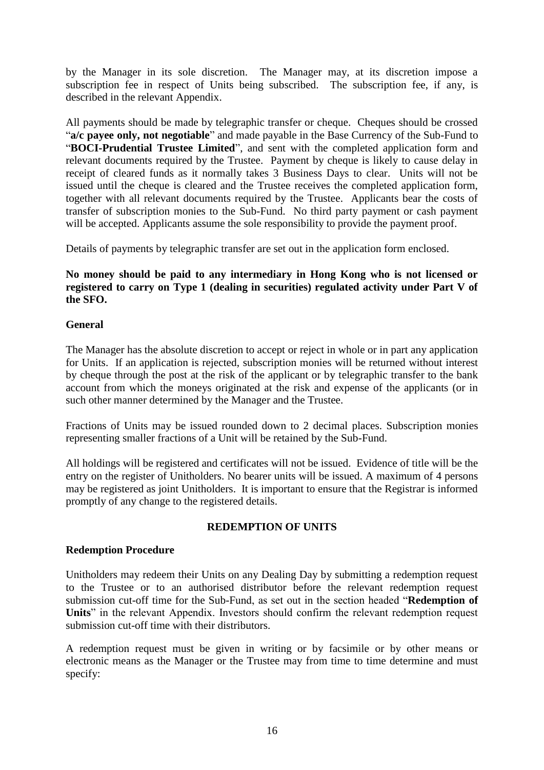by the Manager in its sole discretion. The Manager may, at its discretion impose a subscription fee in respect of Units being subscribed. The subscription fee, if any, is described in the relevant Appendix.

All payments should be made by telegraphic transfer or cheque. Cheques should be crossed "**a/c payee only, not negotiable**" and made payable in the Base Currency of the Sub-Fund to "**BOCI-Prudential Trustee Limited**", and sent with the completed application form and relevant documents required by the Trustee. Payment by cheque is likely to cause delay in receipt of cleared funds as it normally takes 3 Business Days to clear. Units will not be issued until the cheque is cleared and the Trustee receives the completed application form, together with all relevant documents required by the Trustee. Applicants bear the costs of transfer of subscription monies to the Sub-Fund. No third party payment or cash payment will be accepted. Applicants assume the sole responsibility to provide the payment proof.

Details of payments by telegraphic transfer are set out in the application form enclosed.

**No money should be paid to any intermediary in Hong Kong who is not licensed or registered to carry on Type 1 (dealing in securities) regulated activity under Part V of the SFO.**

**General**

The Manager has the absolute discretion to accept or reject in whole or in part any application for Units. If an application is rejected, subscription monies will be returned without interest by cheque through the post at the risk of the applicant or by telegraphic transfer to the bank account from which the moneys originated at the risk and expense of the applicants (or in such other manner determined by the Manager and the Trustee.

Fractions of Units may be issued rounded down to 2 decimal places. Subscription monies representing smaller fractions of a Unit will be retained by the Sub-Fund.

All holdings will be registered and certificates will not be issued. Evidence of title will be the entry on the register of Unitholders. No bearer units will be issued. A maximum of 4 persons may be registered as joint Unitholders. It is important to ensure that the Registrar is informed promptly of any change to the registered details.

## REDEMPTION OF UNITS

**Redemption Procedure**

Unitholders may redeem their Units on any Dealing Day by submitting a redemption request to the Trustee or to an authorised distributor before the relevant redemption request submission cut-off time for the Sub-Fund, as set out in the section headed "**Redemption of Units**" in the relevant Appendix. Investors should confirm the relevant redemption request submission cut-off time with their distributors.

A redemption request must be given in writing or by facsimile or by other means or electronic means as the Manager or the Trustee may from time to time determine and must specify: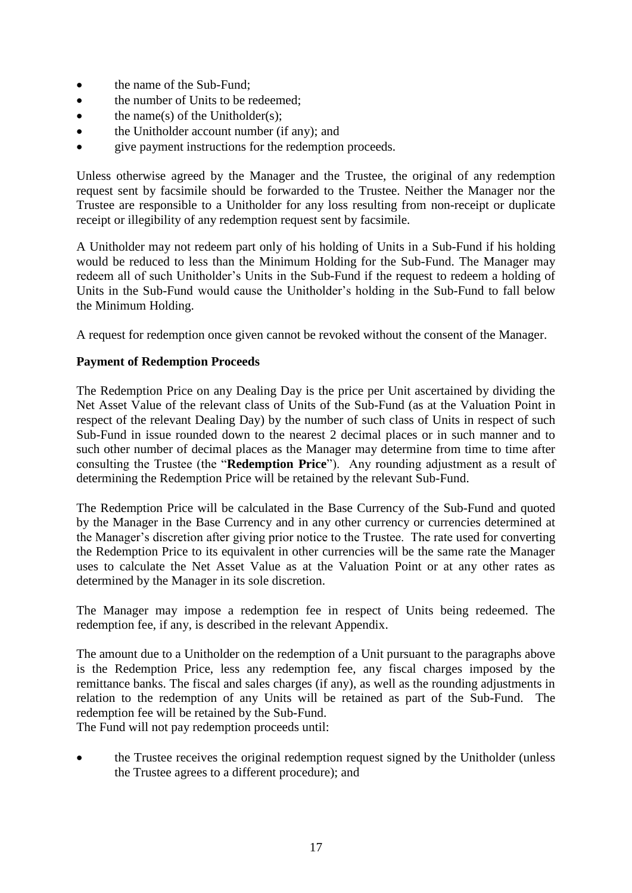- the name of the Sub-Fund;
- the number of Units to be redeemed;
- the name(s) of the Unitholder(s);
- the Unitholder account number (if any); and
- give payment instructions for the redemption proceeds.

Unless otherwise agreed by the Manager and the Trustee, the original of any redemption request sent by facsimile should be forwarded to the Trustee. Neither the Manager nor the Trustee are responsible to a Unitholder for any loss resulting from non-receipt or duplicate receipt or illegibility of any redemption request sent by facsimile.

A Unitholder may not redeem part only of his holding of Units in a Sub-Fund if his holding would be reduced to less than the Minimum Holding for the Sub-Fund. The Manager may redeem all of such Unitholder's Units in the Sub-Fund if the request to redeem a holding of Units in the Sub-Fund would cause the Unitholder's holding in the Sub-Fund to fall below the Minimum Holding.

A request for redemption once given cannot be revoked without the consent of the Manager.

**Payment of Redemption Proceeds**

The Redemption Price on any Dealing Day is the price per Unit ascertained by dividing the Net Asset Value of the relevant class of Units of the Sub-Fund (as at the Valuation Point in respect of the relevant Dealing Day) by the number of such class of Units in respect of such Sub-Fund in issue rounded down to the nearest 2 decimal places or in such manner and to such other number of decimal places as the Manager may determine from time to time after consulting the Trustee (the "**Redemption Price**"). Any rounding adjustment as a result of determining the Redemption Price will be retained by the relevant Sub-Fund.

The Redemption Price will be calculated in the Base Currency of the Sub-Fund and quoted by the Manager in the Base Currency and in any other currency or currencies determined at the Manager's discretion after giving prior notice to the Trustee. The rate used for converting the Redemption Price to its equivalent in other currencies will be the same rate the Manager uses to calculate the Net Asset Value as at the Valuation Point or at any other rates as determined by the Manager in its sole discretion.

The Manager may impose a redemption fee in respect of Units being redeemed. The redemption fee, if any, is described in the relevant Appendix.

The amount due to a Unitholder on the redemption of a Unit pursuant to the paragraphs above is the Redemption Price, less any redemption fee, any fiscal charges imposed by the remittance banks. The fiscal and sales charges (if any), as well as the rounding adjustments in relation to the redemption of any Units will be retained as part of the Sub-Fund. The redemption fee will be retained by the Sub-Fund.
The Fund will not pay redemption proceeds until:

- the Trustee receives the original redemption request signed by the Unitholder (unless the Trustee agrees to a different procedure); and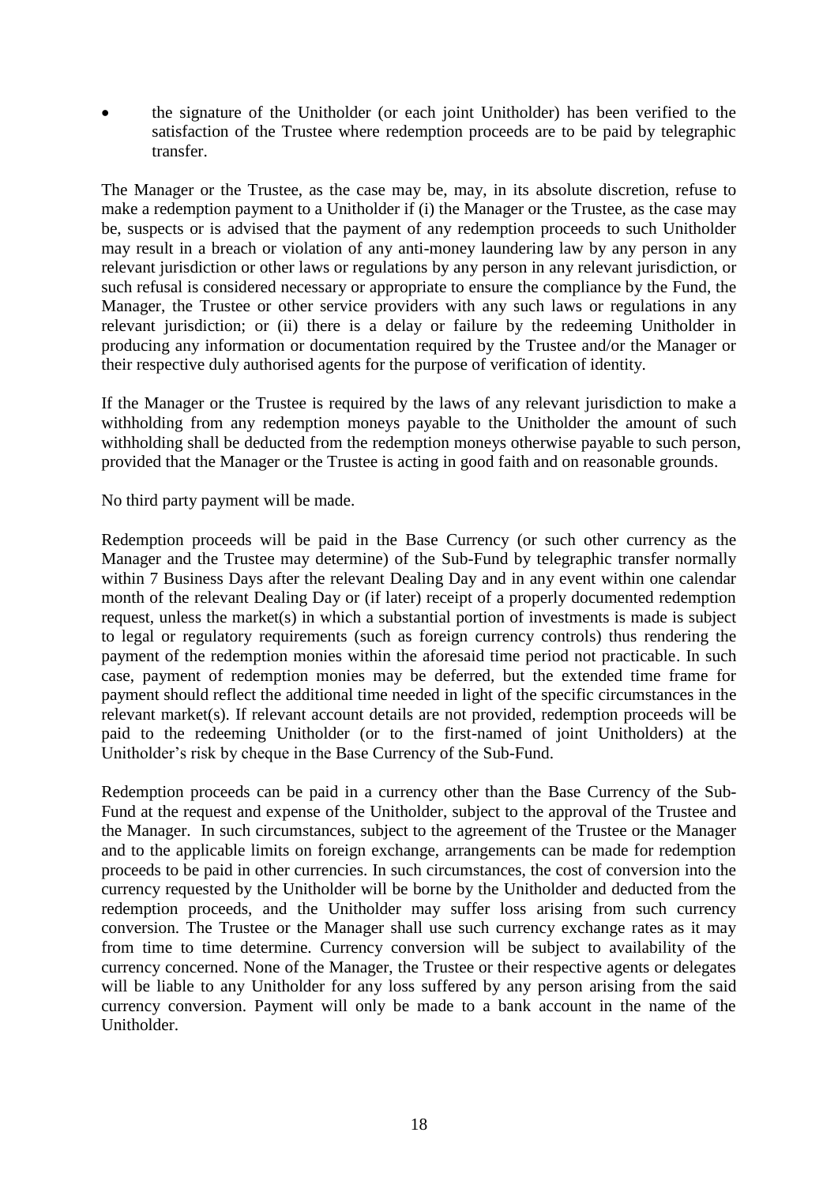- the signature of the Unitholder (or each joint Unitholder) has been verified to the satisfaction of the Trustee where redemption proceeds are to be paid by telegraphic transfer.

The Manager or the Trustee, as the case may be, may, in its absolute discretion, refuse to make a redemption payment to a Unitholder if (i) the Manager or the Trustee, as the case may be, suspects or is advised that the payment of any redemption proceeds to such Unitholder may result in a breach or violation of any anti-money laundering law by any person in any relevant jurisdiction or other laws or regulations by any person in any relevant jurisdiction, or such refusal is considered necessary or appropriate to ensure the compliance by the Fund, the Manager, the Trustee or other service providers with any such laws or regulations in any relevant jurisdiction; or (ii) there is a delay or failure by the redeeming Unitholder in producing any information or documentation required by the Trustee and/or the Manager or their respective duly authorised agents for the purpose of verification of identity.

If the Manager or the Trustee is required by the laws of any relevant jurisdiction to make a withholding from any redemption moneys payable to the Unitholder the amount of such withholding shall be deducted from the redemption moneys otherwise payable to such person, provided that the Manager or the Trustee is acting in good faith and on reasonable grounds.

No third party payment will be made.

Redemption proceeds will be paid in the Base Currency (or such other currency as the Manager and the Trustee may determine) of the Sub-Fund by telegraphic transfer normally within 7 Business Days after the relevant Dealing Day and in any event within one calendar month of the relevant Dealing Day or (if later) receipt of a properly documented redemption request, unless the market(s) in which a substantial portion of investments is made is subject to legal or regulatory requirements (such as foreign currency controls) thus rendering the payment of the redemption monies within the aforesaid time period not practicable. In such case, payment of redemption monies may be deferred, but the extended time frame for payment should reflect the additional time needed in light of the specific circumstances in the relevant market(s). If relevant account details are not provided, redemption proceeds will be paid to the redeeming Unitholder (or to the first-named of joint Unitholders) at the Unitholder's risk by cheque in the Base Currency of the Sub-Fund.

Redemption proceeds can be paid in a currency other than the Base Currency of the Sub-Fund at the request and expense of the Unitholder, subject to the approval of the Trustee and the Manager. In such circumstances, subject to the agreement of the Trustee or the Manager and to the applicable limits on foreign exchange, arrangements can be made for redemption proceeds to be paid in other currencies. In such circumstances, the cost of conversion into the currency requested by the Unitholder will be borne by the Unitholder and deducted from the redemption proceeds, and the Unitholder may suffer loss arising from such currency conversion. The Trustee or the Manager shall use such currency exchange rates as it may from time to time determine. Currency conversion will be subject to availability of the currency concerned. None of the Manager, the Trustee or their respective agents or delegates will be liable to any Unitholder for any loss suffered by any person arising from the said currency conversion. Payment will only be made to a bank account in the name of the Unitholder.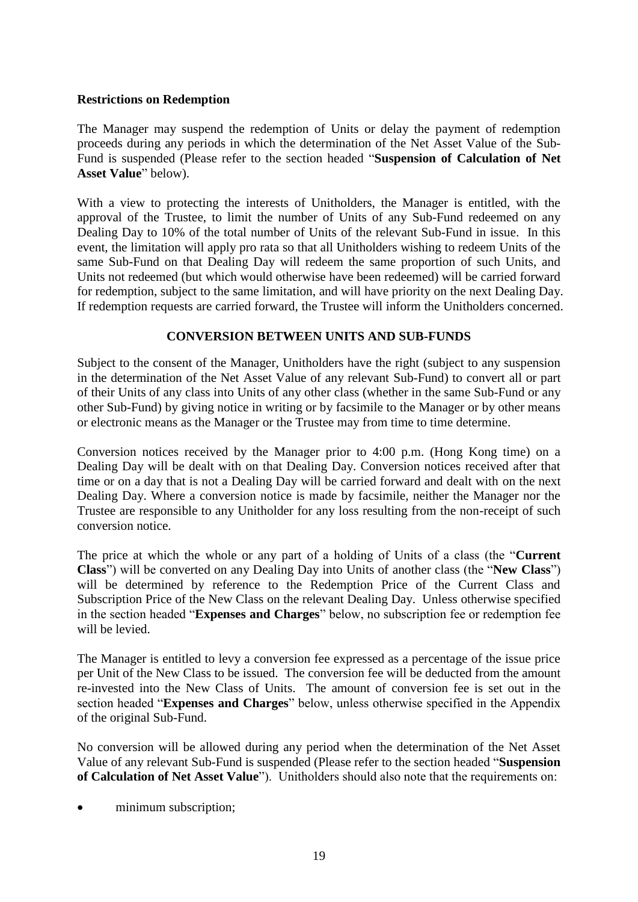**Restrictions on Redemption**

The Manager may suspend the redemption of Units or delay the payment of redemption proceeds during any periods in which the determination of the Net Asset Value of the Sub-Fund is suspended (Please refer to the section headed "**Suspension of Calculation of Net Asset Value**" below).

With a view to protecting the interests of Unitholders, the Manager is entitled, with the approval of the Trustee, to limit the number of Units of any Sub-Fund redeemed on any Dealing Day to 10% of the total number of Units of the relevant Sub-Fund in issue. In this event, the limitation will apply pro rata so that all Unitholders wishing to redeem Units of the same Sub-Fund on that Dealing Day will redeem the same proportion of such Units, and Units not redeemed (but which would otherwise have been redeemed) will be carried forward for redemption, subject to the same limitation, and will have priority on the next Dealing Day. If redemption requests are carried forward, the Trustee will inform the Unitholders concerned.

## CONVERSION BETWEEN UNITS AND SUB-FUNDS

Subject to the consent of the Manager, Unitholders have the right (subject to any suspension in the determination of the Net Asset Value of any relevant Sub-Fund) to convert all or part of their Units of any class into Units of any other class (whether in the same Sub-Fund or any other Sub-Fund) by giving notice in writing or by facsimile to the Manager or by other means or electronic means as the Manager or the Trustee may from time to time determine.

Conversion notices received by the Manager prior to 4:00 p.m. (Hong Kong time) on a Dealing Day will be dealt with on that Dealing Day. Conversion notices received after that time or on a day that is not a Dealing Day will be carried forward and dealt with on the next Dealing Day. Where a conversion notice is made by facsimile, neither the Manager nor the Trustee are responsible to any Unitholder for any loss resulting from the non-receipt of such conversion notice.

The price at which the whole or any part of a holding of Units of a class (the "**Current Class**") will be converted on any Dealing Day into Units of another class (the "**New Class**") will be determined by reference to the Redemption Price of the Current Class and Subscription Price of the New Class on the relevant Dealing Day. Unless otherwise specified in the section headed "**Expenses and Charges**" below, no subscription fee or redemption fee will be levied.

The Manager is entitled to levy a conversion fee expressed as a percentage of the issue price per Unit of the New Class to be issued. The conversion fee will be deducted from the amount re-invested into the New Class of Units. The amount of conversion fee is set out in the section headed "**Expenses and Charges**" below, unless otherwise specified in the Appendix of the original Sub-Fund.

No conversion will be allowed during any period when the determination of the Net Asset Value of any relevant Sub-Fund is suspended (Please refer to the section headed "**Suspension of Calculation of Net Asset Value**"). Unitholders should also note that the requirements on:

- minimum subscription;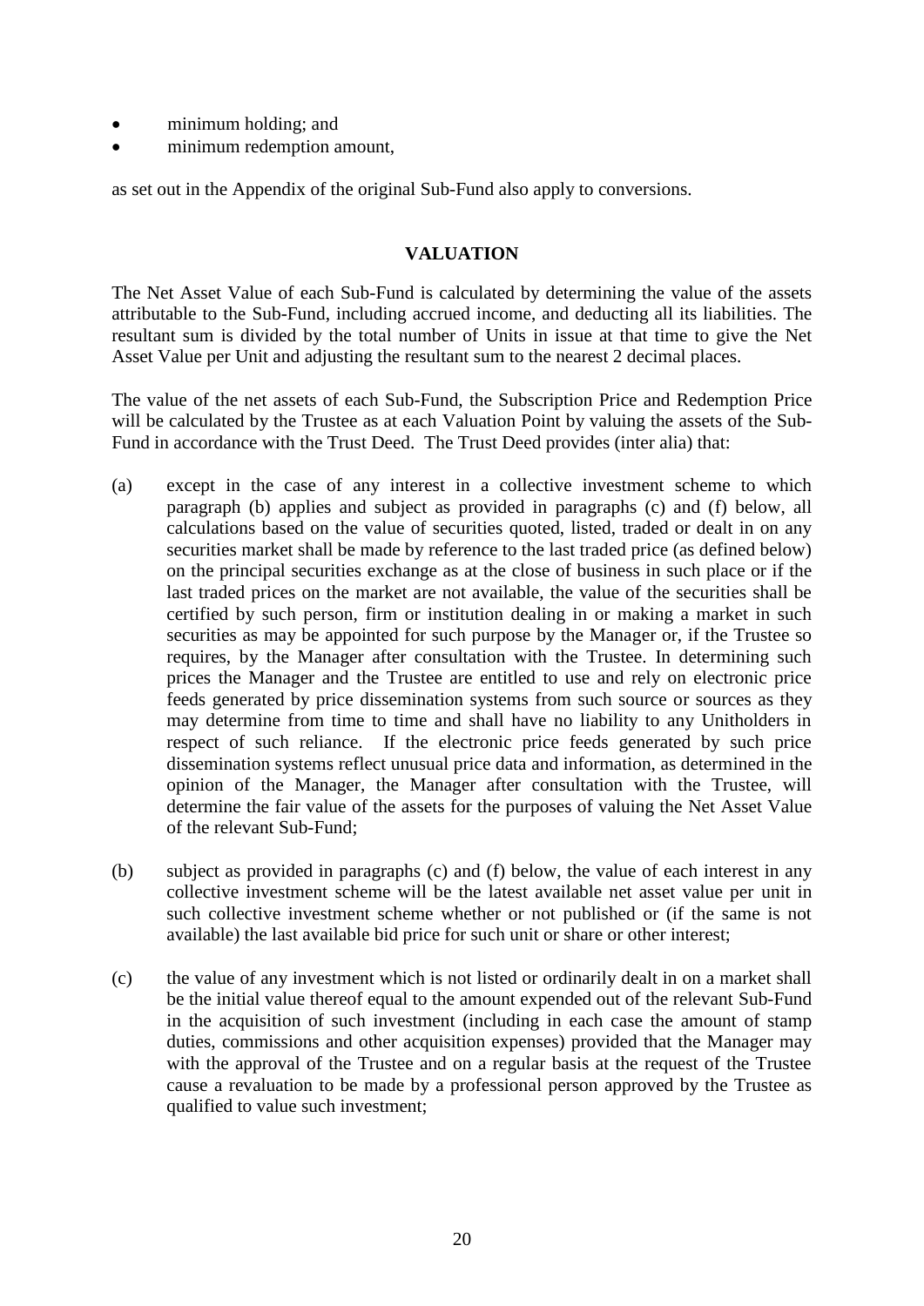- minimum holding; and
- minimum redemption amount,

as set out in the Appendix of the original Sub-Fund also apply to conversions.

## VALUATION

The Net Asset Value of each Sub-Fund is calculated by determining the value of the assets attributable to the Sub-Fund, including accrued income, and deducting all its liabilities. The resultant sum is divided by the total number of Units in issue at that time to give the Net Asset Value per Unit and adjusting the resultant sum to the nearest 2 decimal places.

The value of the net assets of each Sub-Fund, the Subscription Price and Redemption Price will be calculated by the Trustee as at each Valuation Point by valuing the assets of the Sub-Fund in accordance with the Trust Deed. The Trust Deed provides (inter alia) that:

(a) except in the case of any interest in a collective investment scheme to which paragraph (b) applies and subject as provided in paragraphs (c) and (f) below, all calculations based on the value of securities quoted, listed, traded or dealt in on any securities market shall be made by reference to the last traded price (as defined below) on the principal securities exchange as at the close of business in such place or if the last traded prices on the market are not available, the value of the securities shall be certified by such person, firm or institution dealing in or making a market in such securities as may be appointed for such purpose by the Manager or, if the Trustee so requires, by the Manager after consultation with the Trustee. In determining such prices the Manager and the Trustee are entitled to use and rely on electronic price feeds generated by price dissemination systems from such source or sources as they may determine from time to time and shall have no liability to any Unitholders in respect of such reliance. If the electronic price feeds generated by such price dissemination systems reflect unusual price data and information, as determined in the opinion of the Manager, the Manager after consultation with the Trustee, will determine the fair value of the assets for the purposes of valuing the Net Asset Value of the relevant Sub-Fund;

(b) subject as provided in paragraphs (c) and (f) below, the value of each interest in any collective investment scheme will be the latest available net asset value per unit in such collective investment scheme whether or not published or (if the same is not available) the last available bid price for such unit or share or other interest;

(c) the value of any investment which is not listed or ordinarily dealt in on a market shall be the initial value thereof equal to the amount expended out of the relevant Sub-Fund in the acquisition of such investment (including in each case the amount of stamp duties, commissions and other acquisition expenses) provided that the Manager may with the approval of the Trustee and on a regular basis at the request of the Trustee cause a revaluation to be made by a professional person approved by the Trustee as qualified to value such investment;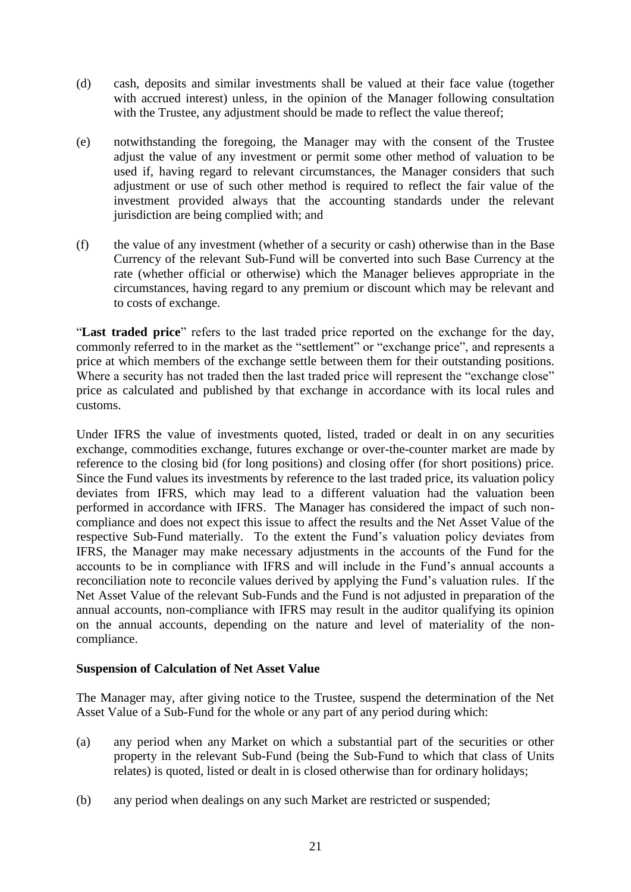(d) cash, deposits and similar investments shall be valued at their face value (together with accrued interest) unless, in the opinion of the Manager following consultation with the Trustee, any adjustment should be made to reflect the value thereof;

(e) notwithstanding the foregoing, the Manager may with the consent of the Trustee adjust the value of any investment or permit some other method of valuation to be used if, having regard to relevant circumstances, the Manager considers that such adjustment or use of such other method is required to reflect the fair value of the investment provided always that the accounting standards under the relevant jurisdiction are being complied with; and

(f) the value of any investment (whether of a security or cash) otherwise than in the Base Currency of the relevant Sub-Fund will be converted into such Base Currency at the rate (whether official or otherwise) which the Manager believes appropriate in the circumstances, having regard to any premium or discount which may be relevant and to costs of exchange.

"**Last traded price**" refers to the last traded price reported on the exchange for the day, commonly referred to in the market as the "settlement" or "exchange price", and represents a price at which members of the exchange settle between them for their outstanding positions. Where a security has not traded then the last traded price will represent the "exchange close" price as calculated and published by that exchange in accordance with its local rules and customs.

Under IFRS the value of investments quoted, listed, traded or dealt in on any securities exchange, commodities exchange, futures exchange or over-the-counter market are made by reference to the closing bid (for long positions) and closing offer (for short positions) price. Since the Fund values its investments by reference to the last traded price, its valuation policy deviates from IFRS, which may lead to a different valuation had the valuation been performed in accordance with IFRS. The Manager has considered the impact of such non-compliance and does not expect this issue to affect the results and the Net Asset Value of the respective Sub-Fund materially. To the extent the Fund's valuation policy deviates from IFRS, the Manager may make necessary adjustments in the accounts of the Fund for the accounts to be in compliance with IFRS and will include in the Fund's annual accounts a reconciliation note to reconcile values derived by applying the Fund's valuation rules. If the Net Asset Value of the relevant Sub-Funds and the Fund is not adjusted in preparation of the annual accounts, non-compliance with IFRS may result in the auditor qualifying its opinion on the annual accounts, depending on the nature and level of materiality of the non-compliance.

**Suspension of Calculation of Net Asset Value**

The Manager may, after giving notice to the Trustee, suspend the determination of the Net Asset Value of a Sub-Fund for the whole or any part of any period during which:

(a) any period when any Market on which a substantial part of the securities or other property in the relevant Sub-Fund (being the Sub-Fund to which that class of Units relates) is quoted, listed or dealt in is closed otherwise than for ordinary holidays;

(b) any period when dealings on any such Market are restricted or suspended;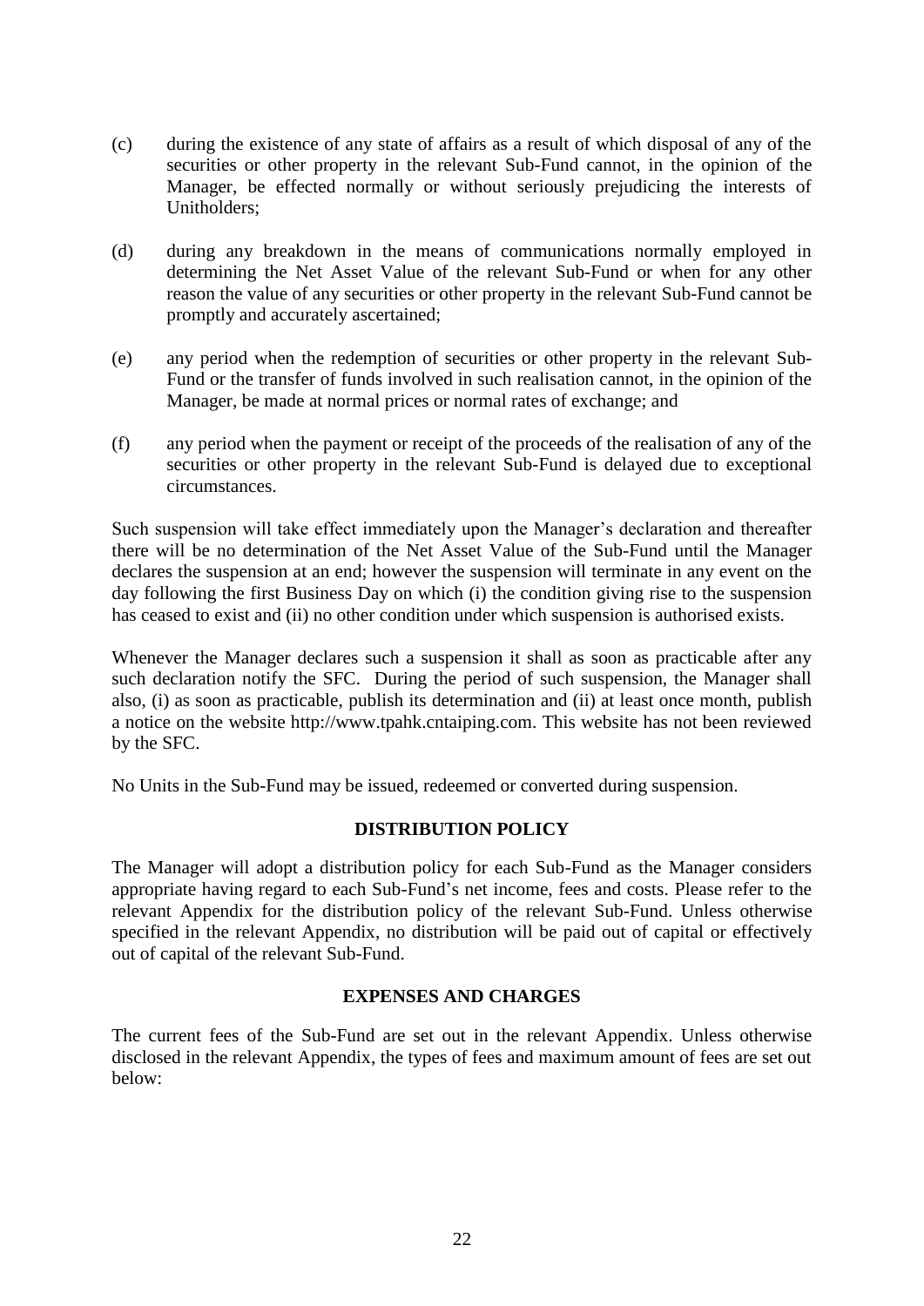(c) during the existence of any state of affairs as a result of which disposal of any of the securities or other property in the relevant Sub-Fund cannot, in the opinion of the Manager, be effected normally or without seriously prejudicing the interests of Unitholders;

(d) during any breakdown in the means of communications normally employed in determining the Net Asset Value of the relevant Sub-Fund or when for any other reason the value of any securities or other property in the relevant Sub-Fund cannot be promptly and accurately ascertained;

(e) any period when the redemption of securities or other property in the relevant Sub-Fund or the transfer of funds involved in such realisation cannot, in the opinion of the Manager, be made at normal prices or normal rates of exchange; and

(f) any period when the payment or receipt of the proceeds of the realisation of any of the securities or other property in the relevant Sub-Fund is delayed due to exceptional circumstances.

Such suspension will take effect immediately upon the Manager's declaration and thereafter there will be no determination of the Net Asset Value of the Sub-Fund until the Manager declares the suspension at an end; however the suspension will terminate in any event on the day following the first Business Day on which (i) the condition giving rise to the suspension has ceased to exist and (ii) no other condition under which suspension is authorised exists.

Whenever the Manager declares such a suspension it shall as soon as practicable after any such declaration notify the SFC. During the period of such suspension, the Manager shall also, (i) as soon as practicable, publish its determination and (ii) at least once month, publish a notice on the website http://www.tpahk.cntaiping.com. This website has not been reviewed by the SFC.

No Units in the Sub-Fund may be issued, redeemed or converted during suspension.

## DISTRIBUTION POLICY

The Manager will adopt a distribution policy for each Sub-Fund as the Manager considers appropriate having regard to each Sub-Fund's net income, fees and costs. Please refer to the relevant Appendix for the distribution policy of the relevant Sub-Fund. Unless otherwise specified in the relevant Appendix, no distribution will be paid out of capital or effectively out of capital of the relevant Sub-Fund.

## EXPENSES AND CHARGES

The current fees of the Sub-Fund are set out in the relevant Appendix. Unless otherwise disclosed in the relevant Appendix, the types of fees and maximum amount of fees are set out below: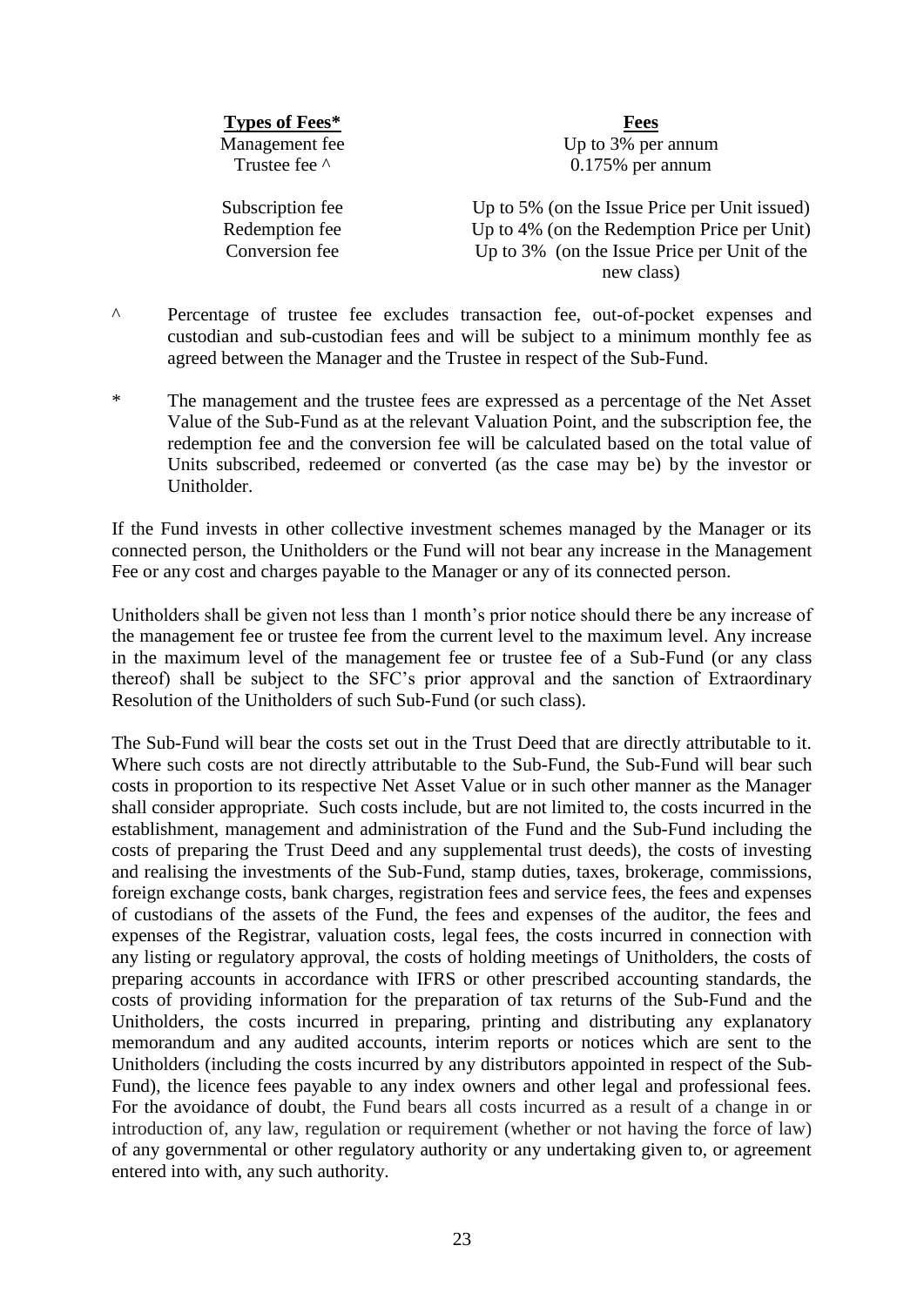| **Types of Fees*** | **Fees** |
|---|---|
| Management fee | Up to 3% per annum |
| Trustee fee ^ | 0.175% per annum |
| Subscription fee | Up to 5% (on the Issue Price per Unit issued) |
| Redemption fee | Up to 4% (on the Redemption Price per Unit) |
| Conversion fee | Up to 3% (on the Issue Price per Unit of the new class) |

^ Percentage of trustee fee excludes transaction fee, out-of-pocket expenses and custodian and sub-custodian fees and will be subject to a minimum monthly fee as agreed between the Manager and the Trustee in respect of the Sub-Fund.

* The management and the trustee fees are expressed as a percentage of the Net Asset Value of the Sub-Fund as at the relevant Valuation Point, and the subscription fee, the redemption fee and the conversion fee will be calculated based on the total value of Units subscribed, redeemed or converted (as the case may be) by the investor or Unitholder.

If the Fund invests in other collective investment schemes managed by the Manager or its connected person, the Unitholders or the Fund will not bear any increase in the Management Fee or any cost and charges payable to the Manager or any of its connected person.

Unitholders shall be given not less than 1 month's prior notice should there be any increase of the management fee or trustee fee from the current level to the maximum level. Any increase in the maximum level of the management fee or trustee fee of a Sub-Fund (or any class thereof) shall be subject to the SFC's prior approval and the sanction of Extraordinary Resolution of the Unitholders of such Sub-Fund (or such class).

The Sub-Fund will bear the costs set out in the Trust Deed that are directly attributable to it. Where such costs are not directly attributable to the Sub-Fund, the Sub-Fund will bear such costs in proportion to its respective Net Asset Value or in such other manner as the Manager shall consider appropriate. Such costs include, but are not limited to, the costs incurred in the establishment, management and administration of the Fund and the Sub-Fund including the costs of preparing the Trust Deed and any supplemental trust deeds), the costs of investing and realising the investments of the Sub-Fund, stamp duties, taxes, brokerage, commissions, foreign exchange costs, bank charges, registration fees and service fees, the fees and expenses of custodians of the assets of the Fund, the fees and expenses of the auditor, the fees and expenses of the Registrar, valuation costs, legal fees, the costs incurred in connection with any listing or regulatory approval, the costs of holding meetings of Unitholders, the costs of preparing accounts in accordance with IFRS or other prescribed accounting standards, the costs of providing information for the preparation of tax returns of the Sub-Fund and the Unitholders, the costs incurred in preparing, printing and distributing any explanatory memorandum and any audited accounts, interim reports or notices which are sent to the Unitholders (including the costs incurred by any distributors appointed in respect of the Sub-Fund), the licence fees payable to any index owners and other legal and professional fees. For the avoidance of doubt, the Fund bears all costs incurred as a result of a change in or introduction of, any law, regulation or requirement (whether or not having the force of law) of any governmental or other regulatory authority or any undertaking given to, or agreement entered into with, any such authority.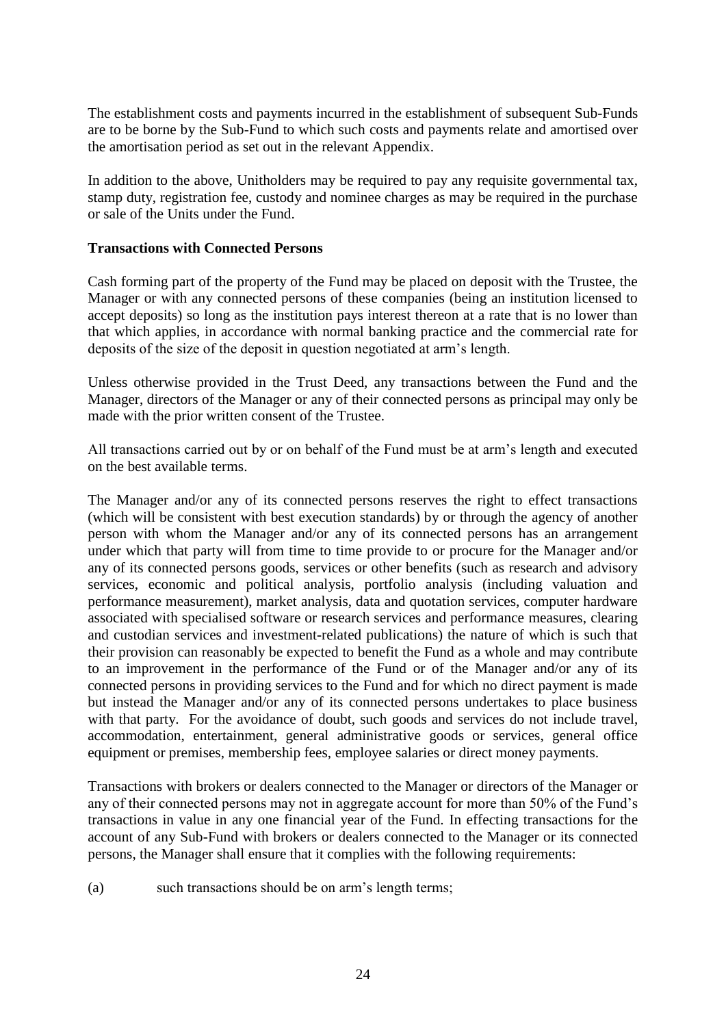The establishment costs and payments incurred in the establishment of subsequent Sub-Funds are to be borne by the Sub-Fund to which such costs and payments relate and amortised over the amortisation period as set out in the relevant Appendix.

In addition to the above, Unitholders may be required to pay any requisite governmental tax, stamp duty, registration fee, custody and nominee charges as may be required in the purchase or sale of the Units under the Fund.

**Transactions with Connected Persons**

Cash forming part of the property of the Fund may be placed on deposit with the Trustee, the Manager or with any connected persons of these companies (being an institution licensed to accept deposits) so long as the institution pays interest thereon at a rate that is no lower than that which applies, in accordance with normal banking practice and the commercial rate for deposits of the size of the deposit in question negotiated at arm's length.

Unless otherwise provided in the Trust Deed, any transactions between the Fund and the Manager, directors of the Manager or any of their connected persons as principal may only be made with the prior written consent of the Trustee.

All transactions carried out by or on behalf of the Fund must be at arm's length and executed on the best available terms.

The Manager and/or any of its connected persons reserves the right to effect transactions (which will be consistent with best execution standards) by or through the agency of another person with whom the Manager and/or any of its connected persons has an arrangement under which that party will from time to time provide to or procure for the Manager and/or any of its connected persons goods, services or other benefits (such as research and advisory services, economic and political analysis, portfolio analysis (including valuation and performance measurement), market analysis, data and quotation services, computer hardware associated with specialised software or research services and performance measures, clearing and custodian services and investment-related publications) the nature of which is such that their provision can reasonably be expected to benefit the Fund as a whole and may contribute to an improvement in the performance of the Fund or of the Manager and/or any of its connected persons in providing services to the Fund and for which no direct payment is made but instead the Manager and/or any of its connected persons undertakes to place business with that party. For the avoidance of doubt, such goods and services do not include travel, accommodation, entertainment, general administrative goods or services, general office equipment or premises, membership fees, employee salaries or direct money payments.

Transactions with brokers or dealers connected to the Manager or directors of the Manager or any of their connected persons may not in aggregate account for more than 50% of the Fund's transactions in value in any one financial year of the Fund. In effecting transactions for the account of any Sub-Fund with brokers or dealers connected to the Manager or its connected persons, the Manager shall ensure that it complies with the following requirements:

(a) such transactions should be on arm's length terms;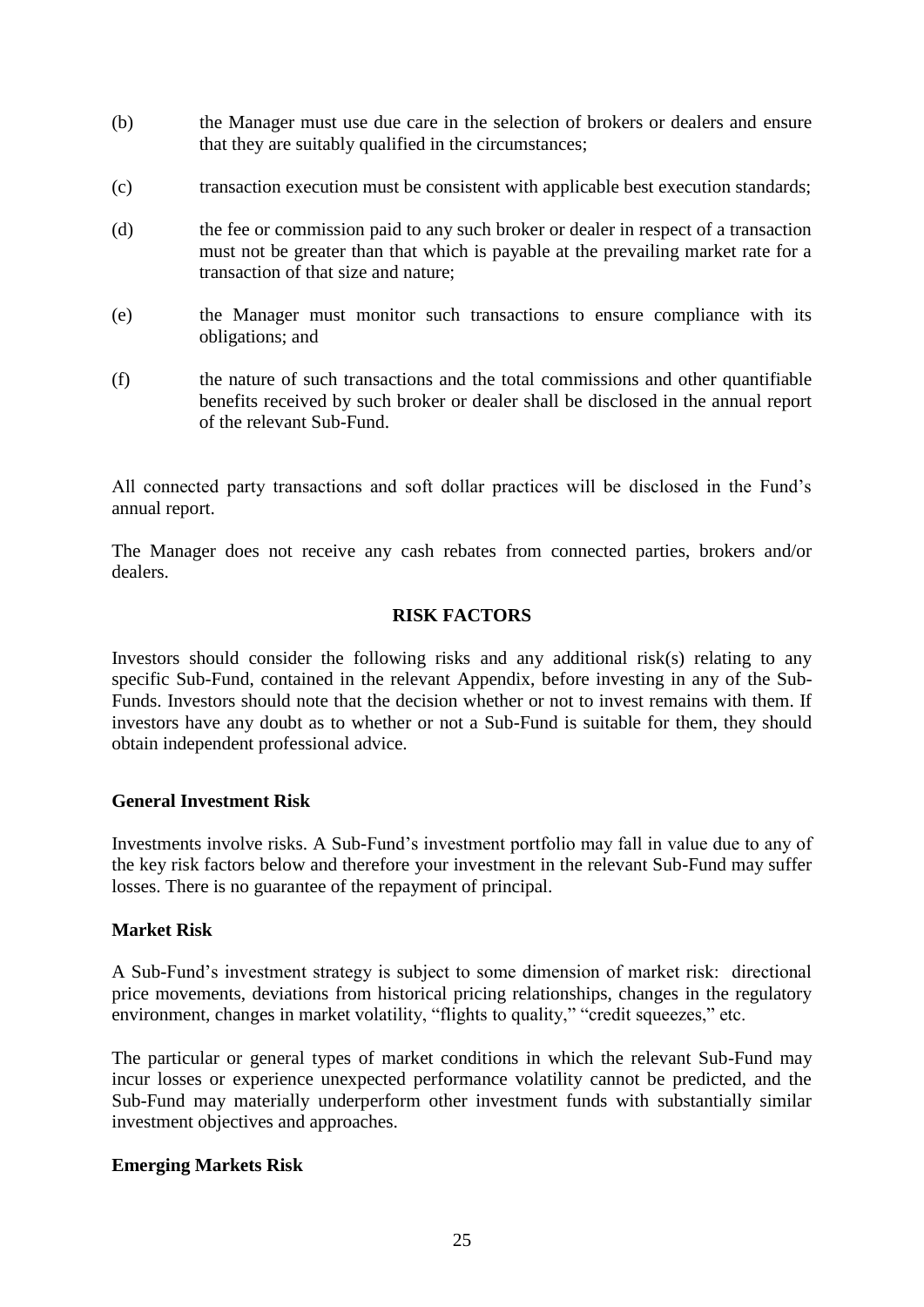(b) the Manager must use due care in the selection of brokers or dealers and ensure that they are suitably qualified in the circumstances;

(c) transaction execution must be consistent with applicable best execution standards;

(d) the fee or commission paid to any such broker or dealer in respect of a transaction must not be greater than that which is payable at the prevailing market rate for a transaction of that size and nature;

(e) the Manager must monitor such transactions to ensure compliance with its obligations; and

(f) the nature of such transactions and the total commissions and other quantifiable benefits received by such broker or dealer shall be disclosed in the annual report of the relevant Sub-Fund.

All connected party transactions and soft dollar practices will be disclosed in the Fund's annual report.

The Manager does not receive any cash rebates from connected parties, brokers and/or dealers.

## RISK FACTORS

Investors should consider the following risks and any additional risk(s) relating to any specific Sub-Fund, contained in the relevant Appendix, before investing in any of the Sub-Funds. Investors should note that the decision whether or not to invest remains with them. If investors have any doubt as to whether or not a Sub-Fund is suitable for them, they should obtain independent professional advice.

### General Investment Risk

Investments involve risks. A Sub-Fund's investment portfolio may fall in value due to any of the key risk factors below and therefore your investment in the relevant Sub-Fund may suffer losses. There is no guarantee of the repayment of principal.

### Market Risk

A Sub-Fund's investment strategy is subject to some dimension of market risk: directional price movements, deviations from historical pricing relationships, changes in the regulatory environment, changes in market volatility, "flights to quality," "credit squeezes," etc.

The particular or general types of market conditions in which the relevant Sub-Fund may incur losses or experience unexpected performance volatility cannot be predicted, and the Sub-Fund may materially underperform other investment funds with substantially similar investment objectives and approaches.

### Emerging Markets Risk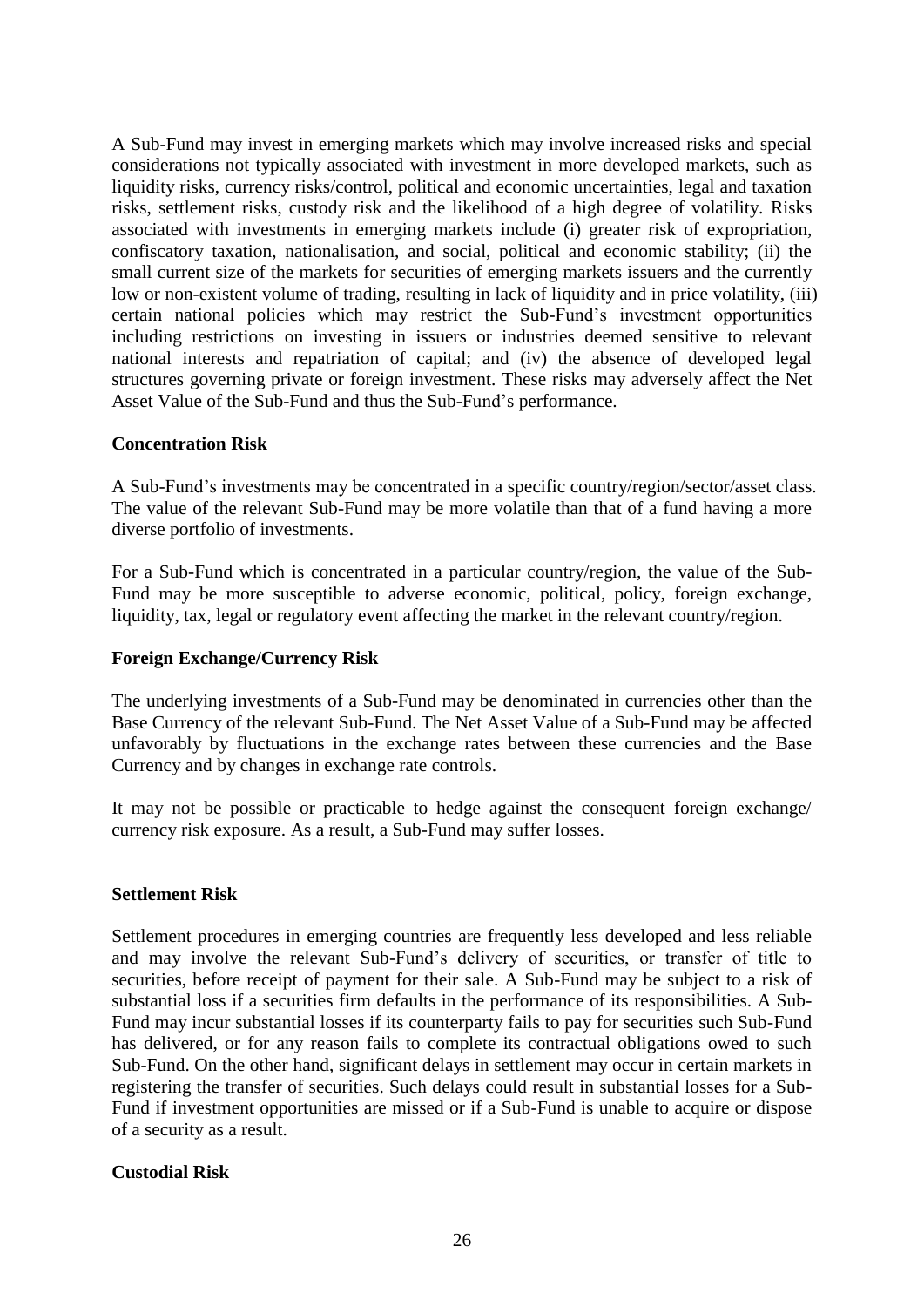A Sub-Fund may invest in emerging markets which may involve increased risks and special considerations not typically associated with investment in more developed markets, such as liquidity risks, currency risks/control, political and economic uncertainties, legal and taxation risks, settlement risks, custody risk and the likelihood of a high degree of volatility. Risks associated with investments in emerging markets include (i) greater risk of expropriation, confiscatory taxation, nationalisation, and social, political and economic stability; (ii) the small current size of the markets for securities of emerging markets issuers and the currently low or non-existent volume of trading, resulting in lack of liquidity and in price volatility, (iii) certain national policies which may restrict the Sub-Fund's investment opportunities including restrictions on investing in issuers or industries deemed sensitive to relevant national interests and repatriation of capital; and (iv) the absence of developed legal structures governing private or foreign investment. These risks may adversely affect the Net Asset Value of the Sub-Fund and thus the Sub-Fund's performance.

**Concentration Risk**

A Sub-Fund's investments may be concentrated in a specific country/region/sector/asset class. The value of the relevant Sub-Fund may be more volatile than that of a fund having a more diverse portfolio of investments.

For a Sub-Fund which is concentrated in a particular country/region, the value of the Sub-Fund may be more susceptible to adverse economic, political, policy, foreign exchange, liquidity, tax, legal or regulatory event affecting the market in the relevant country/region.

**Foreign Exchange/Currency Risk**

The underlying investments of a Sub-Fund may be denominated in currencies other than the Base Currency of the relevant Sub-Fund. The Net Asset Value of a Sub-Fund may be affected unfavorably by fluctuations in the exchange rates between these currencies and the Base Currency and by changes in exchange rate controls.

It may not be possible or practicable to hedge against the consequent foreign exchange/ currency risk exposure. As a result, a Sub-Fund may suffer losses.

**Settlement Risk**

Settlement procedures in emerging countries are frequently less developed and less reliable and may involve the relevant Sub-Fund's delivery of securities, or transfer of title to securities, before receipt of payment for their sale. A Sub-Fund may be subject to a risk of substantial loss if a securities firm defaults in the performance of its responsibilities. A Sub-Fund may incur substantial losses if its counterparty fails to pay for securities such Sub-Fund has delivered, or for any reason fails to complete its contractual obligations owed to such Sub-Fund. On the other hand, significant delays in settlement may occur in certain markets in registering the transfer of securities. Such delays could result in substantial losses for a Sub-Fund if investment opportunities are missed or if a Sub-Fund is unable to acquire or dispose of a security as a result.

**Custodial Risk**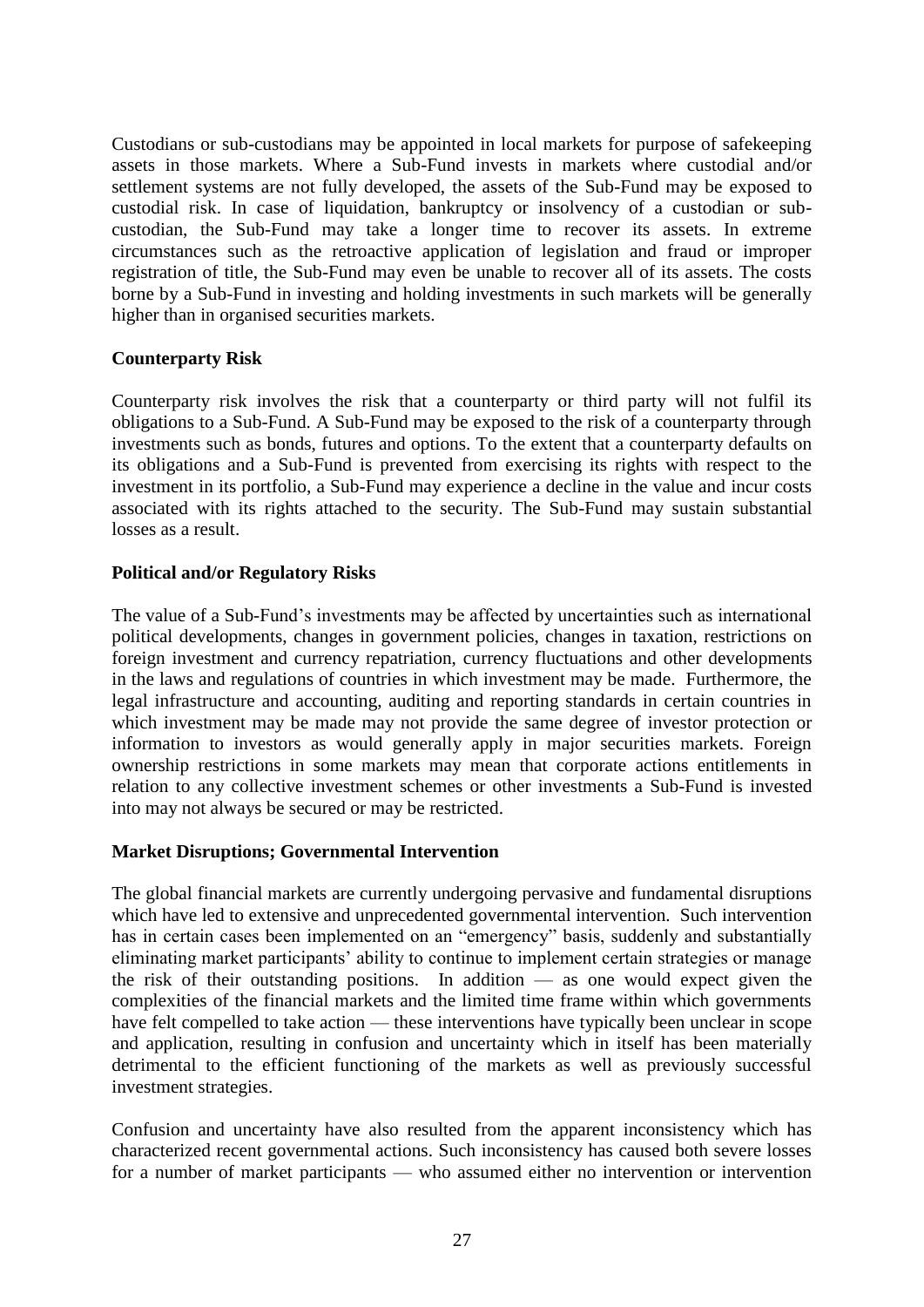Custodians or sub-custodians may be appointed in local markets for purpose of safekeeping assets in those markets. Where a Sub-Fund invests in markets where custodial and/or settlement systems are not fully developed, the assets of the Sub-Fund may be exposed to custodial risk. In case of liquidation, bankruptcy or insolvency of a custodian or sub-custodian, the Sub-Fund may take a longer time to recover its assets. In extreme circumstances such as the retroactive application of legislation and fraud or improper registration of title, the Sub-Fund may even be unable to recover all of its assets. The costs borne by a Sub-Fund in investing and holding investments in such markets will be generally higher than in organised securities markets.

**Counterparty Risk**

Counterparty risk involves the risk that a counterparty or third party will not fulfil its obligations to a Sub-Fund. A Sub-Fund may be exposed to the risk of a counterparty through investments such as bonds, futures and options. To the extent that a counterparty defaults on its obligations and a Sub-Fund is prevented from exercising its rights with respect to the investment in its portfolio, a Sub-Fund may experience a decline in the value and incur costs associated with its rights attached to the security. The Sub-Fund may sustain substantial losses as a result.

**Political and/or Regulatory Risks**

The value of a Sub-Fund's investments may be affected by uncertainties such as international political developments, changes in government policies, changes in taxation, restrictions on foreign investment and currency repatriation, currency fluctuations and other developments in the laws and regulations of countries in which investment may be made. Furthermore, the legal infrastructure and accounting, auditing and reporting standards in certain countries in which investment may be made may not provide the same degree of investor protection or information to investors as would generally apply in major securities markets. Foreign ownership restrictions in some markets may mean that corporate actions entitlements in relation to any collective investment schemes or other investments a Sub-Fund is invested into may not always be secured or may be restricted.

**Market Disruptions; Governmental Intervention**

The global financial markets are currently undergoing pervasive and fundamental disruptions which have led to extensive and unprecedented governmental intervention. Such intervention has in certain cases been implemented on an "emergency" basis, suddenly and substantially eliminating market participants' ability to continue to implement certain strategies or manage the risk of their outstanding positions. In addition — as one would expect given the complexities of the financial markets and the limited time frame within which governments have felt compelled to take action — these interventions have typically been unclear in scope and application, resulting in confusion and uncertainty which in itself has been materially detrimental to the efficient functioning of the markets as well as previously successful investment strategies.

Confusion and uncertainty have also resulted from the apparent inconsistency which has characterized recent governmental actions. Such inconsistency has caused both severe losses for a number of market participants — who assumed either no intervention or intervention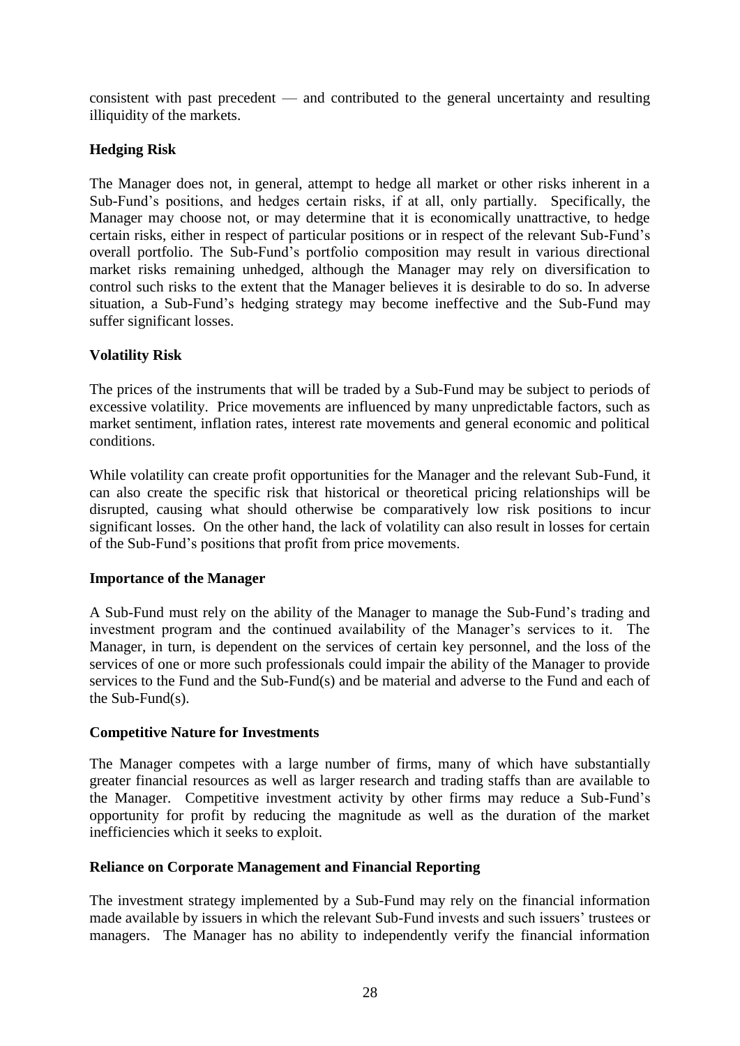consistent with past precedent — and contributed to the general uncertainty and resulting illiquidity of the markets.

**Hedging Risk**

The Manager does not, in general, attempt to hedge all market or other risks inherent in a Sub-Fund's positions, and hedges certain risks, if at all, only partially. Specifically, the Manager may choose not, or may determine that it is economically unattractive, to hedge certain risks, either in respect of particular positions or in respect of the relevant Sub-Fund's overall portfolio. The Sub-Fund's portfolio composition may result in various directional market risks remaining unhedged, although the Manager may rely on diversification to control such risks to the extent that the Manager believes it is desirable to do so. In adverse situation, a Sub-Fund's hedging strategy may become ineffective and the Sub-Fund may suffer significant losses.

**Volatility Risk**

The prices of the instruments that will be traded by a Sub-Fund may be subject to periods of excessive volatility. Price movements are influenced by many unpredictable factors, such as market sentiment, inflation rates, interest rate movements and general economic and political conditions.

While volatility can create profit opportunities for the Manager and the relevant Sub-Fund, it can also create the specific risk that historical or theoretical pricing relationships will be disrupted, causing what should otherwise be comparatively low risk positions to incur significant losses. On the other hand, the lack of volatility can also result in losses for certain of the Sub-Fund's positions that profit from price movements.

**Importance of the Manager**

A Sub-Fund must rely on the ability of the Manager to manage the Sub-Fund's trading and investment program and the continued availability of the Manager's services to it. The Manager, in turn, is dependent on the services of certain key personnel, and the loss of the services of one or more such professionals could impair the ability of the Manager to provide services to the Fund and the Sub-Fund(s) and be material and adverse to the Fund and each of the Sub-Fund(s).

**Competitive Nature for Investments**

The Manager competes with a large number of firms, many of which have substantially greater financial resources as well as larger research and trading staffs than are available to the Manager. Competitive investment activity by other firms may reduce a Sub-Fund's opportunity for profit by reducing the magnitude as well as the duration of the market inefficiencies which it seeks to exploit.

**Reliance on Corporate Management and Financial Reporting**

The investment strategy implemented by a Sub-Fund may rely on the financial information made available by issuers in which the relevant Sub-Fund invests and such issuers' trustees or managers. The Manager has no ability to independently verify the financial information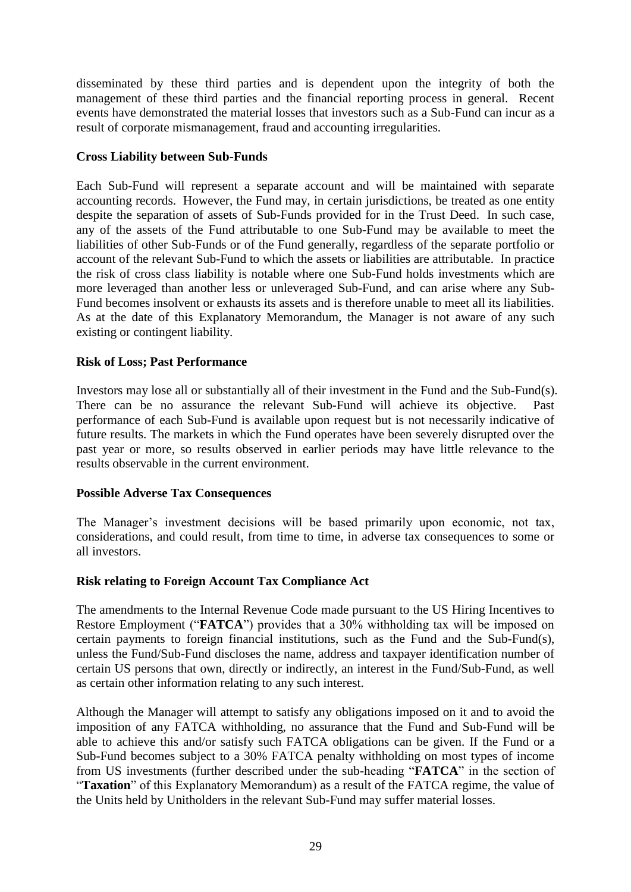disseminated by these third parties and is dependent upon the integrity of both the management of these third parties and the financial reporting process in general. Recent events have demonstrated the material losses that investors such as a Sub-Fund can incur as a result of corporate mismanagement, fraud and accounting irregularities.

**Cross Liability between Sub-Funds**

Each Sub-Fund will represent a separate account and will be maintained with separate accounting records. However, the Fund may, in certain jurisdictions, be treated as one entity despite the separation of assets of Sub-Funds provided for in the Trust Deed. In such case, any of the assets of the Fund attributable to one Sub-Fund may be available to meet the liabilities of other Sub-Funds or of the Fund generally, regardless of the separate portfolio or account of the relevant Sub-Fund to which the assets or liabilities are attributable. In practice the risk of cross class liability is notable where one Sub-Fund holds investments which are more leveraged than another less or unleveraged Sub-Fund, and can arise where any Sub-Fund becomes insolvent or exhausts its assets and is therefore unable to meet all its liabilities. As at the date of this Explanatory Memorandum, the Manager is not aware of any such existing or contingent liability.

**Risk of Loss; Past Performance**

Investors may lose all or substantially all of their investment in the Fund and the Sub-Fund(s). There can be no assurance the relevant Sub-Fund will achieve its objective. Past performance of each Sub-Fund is available upon request but is not necessarily indicative of future results. The markets in which the Fund operates have been severely disrupted over the past year or more, so results observed in earlier periods may have little relevance to the results observable in the current environment.

**Possible Adverse Tax Consequences**

The Manager's investment decisions will be based primarily upon economic, not tax, considerations, and could result, from time to time, in adverse tax consequences to some or all investors.

**Risk relating to Foreign Account Tax Compliance Act**

The amendments to the Internal Revenue Code made pursuant to the US Hiring Incentives to Restore Employment ("**FATCA**") provides that a 30% withholding tax will be imposed on certain payments to foreign financial institutions, such as the Fund and the Sub-Fund(s), unless the Fund/Sub-Fund discloses the name, address and taxpayer identification number of certain US persons that own, directly or indirectly, an interest in the Fund/Sub-Fund, as well as certain other information relating to any such interest.

Although the Manager will attempt to satisfy any obligations imposed on it and to avoid the imposition of any FATCA withholding, no assurance that the Fund and Sub-Fund will be able to achieve this and/or satisfy such FATCA obligations can be given. If the Fund or a Sub-Fund becomes subject to a 30% FATCA penalty withholding on most types of income from US investments (further described under the sub-heading "**FATCA**" in the section of "**Taxation**" of this Explanatory Memorandum) as a result of the FATCA regime, the value of the Units held by Unitholders in the relevant Sub-Fund may suffer material losses.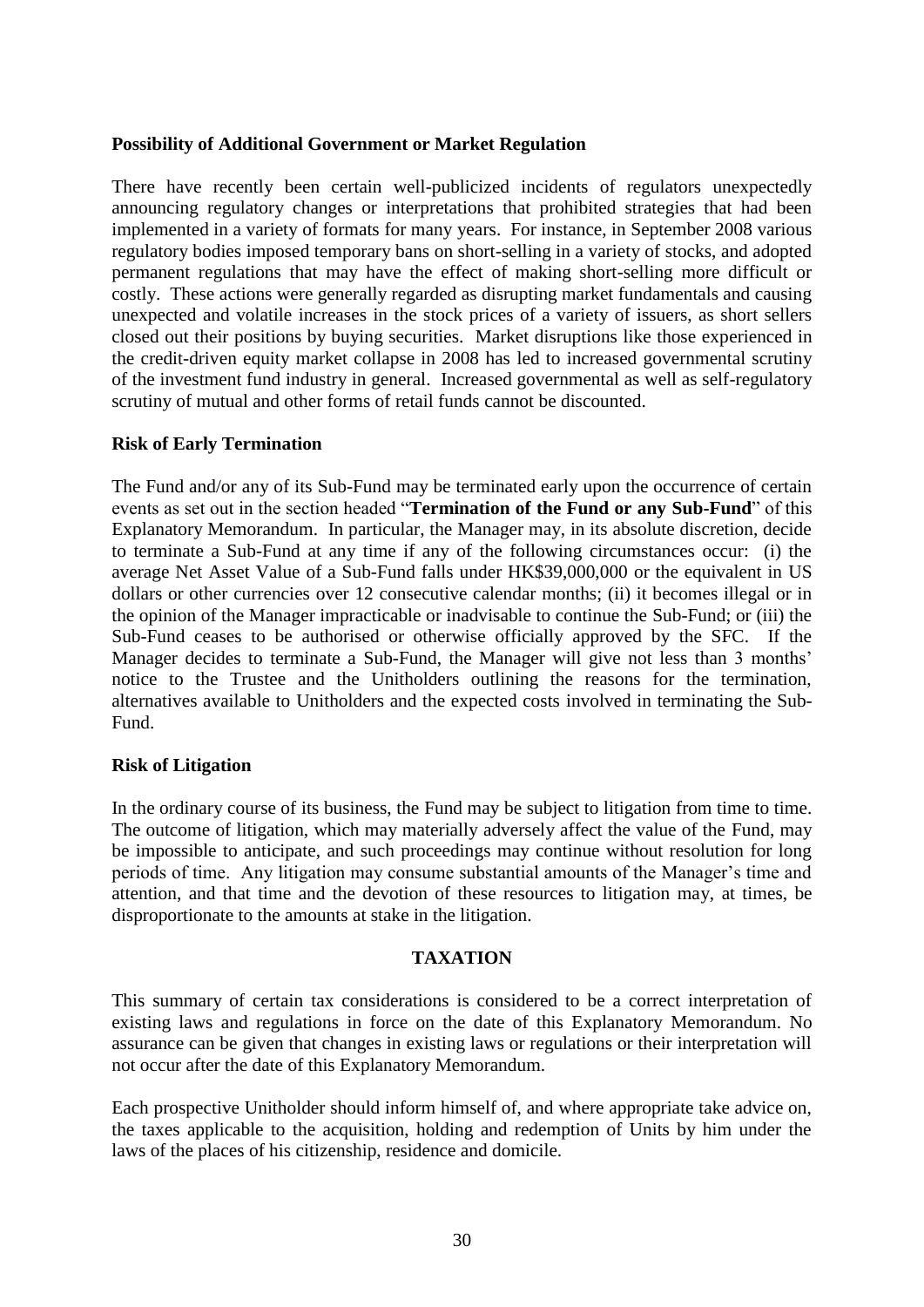**Possibility of Additional Government or Market Regulation**

There have recently been certain well-publicized incidents of regulators unexpectedly announcing regulatory changes or interpretations that prohibited strategies that had been implemented in a variety of formats for many years. For instance, in September 2008 various regulatory bodies imposed temporary bans on short-selling in a variety of stocks, and adopted permanent regulations that may have the effect of making short-selling more difficult or costly. These actions were generally regarded as disrupting market fundamentals and causing unexpected and volatile increases in the stock prices of a variety of issuers, as short sellers closed out their positions by buying securities. Market disruptions like those experienced in the credit-driven equity market collapse in 2008 has led to increased governmental scrutiny of the investment fund industry in general. Increased governmental as well as self-regulatory scrutiny of mutual and other forms of retail funds cannot be discounted.

**Risk of Early Termination**

The Fund and/or any of its Sub-Fund may be terminated early upon the occurrence of certain events as set out in the section headed "**Termination of the Fund or any Sub-Fund**" of this Explanatory Memorandum. In particular, the Manager may, in its absolute discretion, decide to terminate a Sub-Fund at any time if any of the following circumstances occur: (i) the average Net Asset Value of a Sub-Fund falls under HK$39,000,000 or the equivalent in US dollars or other currencies over 12 consecutive calendar months; (ii) it becomes illegal or in the opinion of the Manager impracticable or inadvisable to continue the Sub-Fund; or (iii) the Sub-Fund ceases to be authorised or otherwise officially approved by the SFC. If the Manager decides to terminate a Sub-Fund, the Manager will give not less than 3 months' notice to the Trustee and the Unitholders outlining the reasons for the termination, alternatives available to Unitholders and the expected costs involved in terminating the Sub-Fund.

**Risk of Litigation**

In the ordinary course of its business, the Fund may be subject to litigation from time to time. The outcome of litigation, which may materially adversely affect the value of the Fund, may be impossible to anticipate, and such proceedings may continue without resolution for long periods of time. Any litigation may consume substantial amounts of the Manager's time and attention, and that time and the devotion of these resources to litigation may, at times, be disproportionate to the amounts at stake in the litigation.

## TAXATION

This summary of certain tax considerations is considered to be a correct interpretation of existing laws and regulations in force on the date of this Explanatory Memorandum. No assurance can be given that changes in existing laws or regulations or their interpretation will not occur after the date of this Explanatory Memorandum.

Each prospective Unitholder should inform himself of, and where appropriate take advice on, the taxes applicable to the acquisition, holding and redemption of Units by him under the laws of the places of his citizenship, residence and domicile.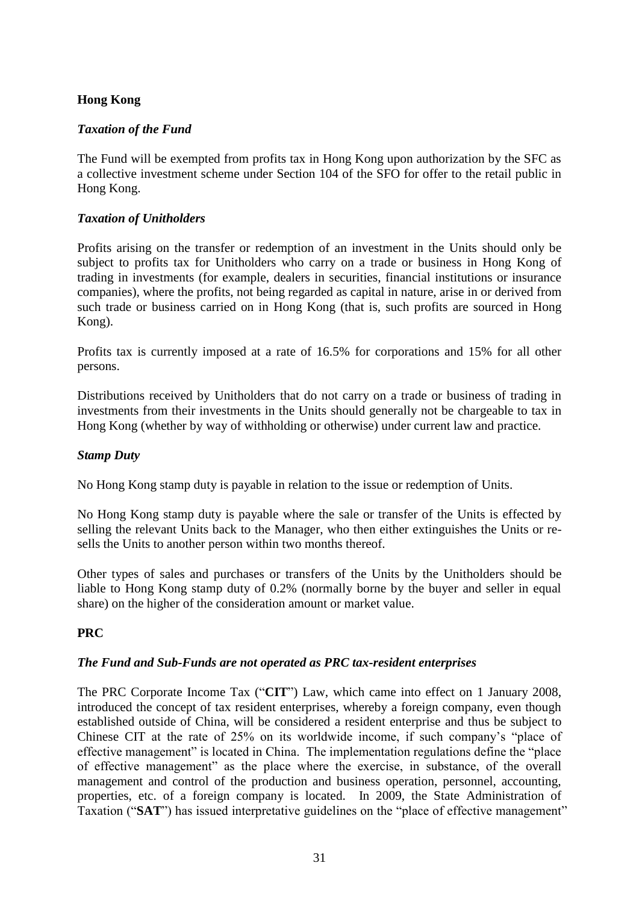## Hong Kong

### *Taxation of the Fund*

The Fund will be exempted from profits tax in Hong Kong upon authorization by the SFC as a collective investment scheme under Section 104 of the SFO for offer to the retail public in Hong Kong.

### *Taxation of Unitholders*

Profits arising on the transfer or redemption of an investment in the Units should only be subject to profits tax for Unitholders who carry on a trade or business in Hong Kong of trading in investments (for example, dealers in securities, financial institutions or insurance companies), where the profits, not being regarded as capital in nature, arise in or derived from such trade or business carried on in Hong Kong (that is, such profits are sourced in Hong Kong).

Profits tax is currently imposed at a rate of 16.5% for corporations and 15% for all other persons.

Distributions received by Unitholders that do not carry on a trade or business of trading in investments from their investments in the Units should generally not be chargeable to tax in Hong Kong (whether by way of withholding or otherwise) under current law and practice.

### *Stamp Duty*

No Hong Kong stamp duty is payable in relation to the issue or redemption of Units.

No Hong Kong stamp duty is payable where the sale or transfer of the Units is effected by selling the relevant Units back to the Manager, who then either extinguishes the Units or re-sells the Units to another person within two months thereof.

Other types of sales and purchases or transfers of the Units by the Unitholders should be liable to Hong Kong stamp duty of 0.2% (normally borne by the buyer and seller in equal share) on the higher of the consideration amount or market value.

## PRC

### *The Fund and Sub-Funds are not operated as PRC tax-resident enterprises*

The PRC Corporate Income Tax ("**CIT**") Law, which came into effect on 1 January 2008, introduced the concept of tax resident enterprises, whereby a foreign company, even though established outside of China, will be considered a resident enterprise and thus be subject to Chinese CIT at the rate of 25% on its worldwide income, if such company's "place of effective management" is located in China. The implementation regulations define the "place of effective management" as the place where the exercise, in substance, of the overall management and control of the production and business operation, personnel, accounting, properties, etc. of a foreign company is located. In 2009, the State Administration of Taxation ("**SAT**") has issued interpretative guidelines on the "place of effective management"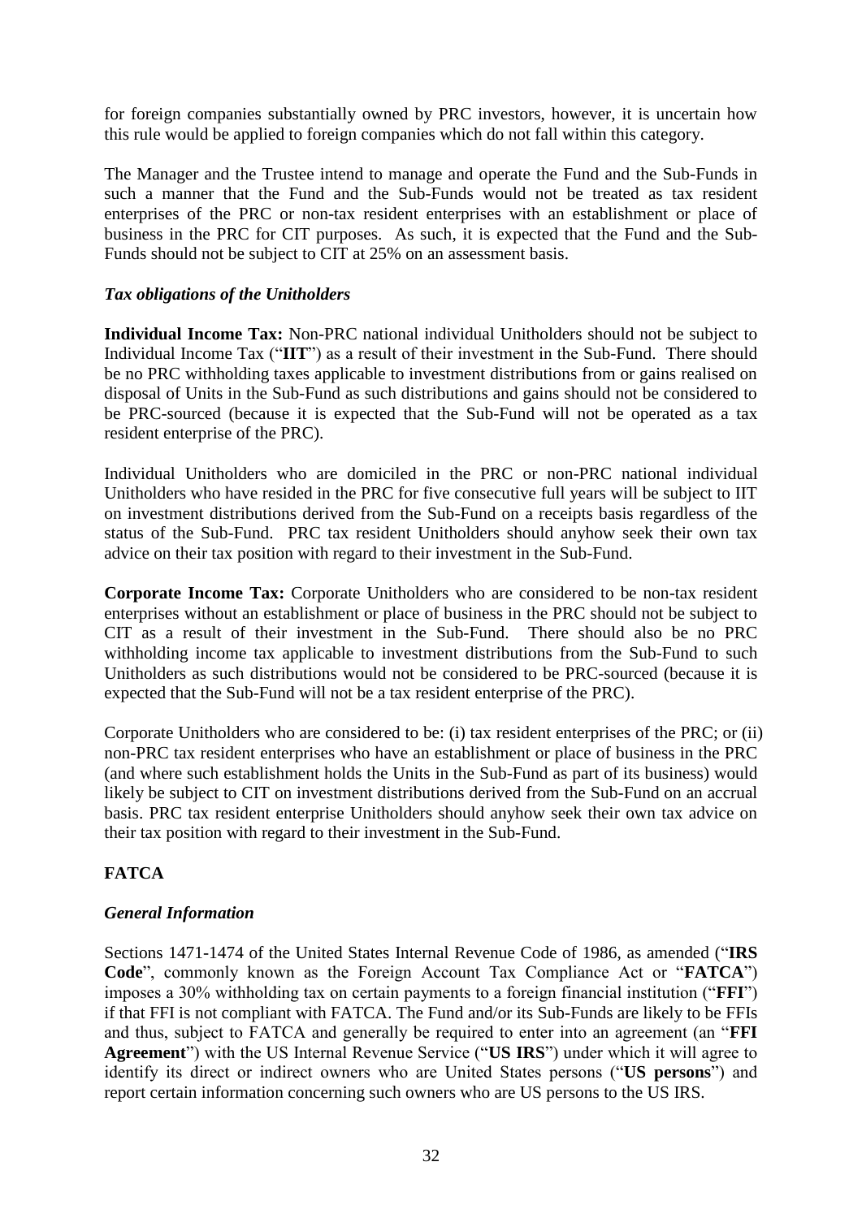for foreign companies substantially owned by PRC investors, however, it is uncertain how this rule would be applied to foreign companies which do not fall within this category.

The Manager and the Trustee intend to manage and operate the Fund and the Sub-Funds in such a manner that the Fund and the Sub-Funds would not be treated as tax resident enterprises of the PRC or non-tax resident enterprises with an establishment or place of business in the PRC for CIT purposes. As such, it is expected that the Fund and the Sub-Funds should not be subject to CIT at 25% on an assessment basis.

***Tax obligations of the Unitholders***

**Individual Income Tax:** Non-PRC national individual Unitholders should not be subject to Individual Income Tax ("**IIT**") as a result of their investment in the Sub-Fund. There should be no PRC withholding taxes applicable to investment distributions from or gains realised on disposal of Units in the Sub-Fund as such distributions and gains should not be considered to be PRC-sourced (because it is expected that the Sub-Fund will not be operated as a tax resident enterprise of the PRC).

Individual Unitholders who are domiciled in the PRC or non-PRC national individual Unitholders who have resided in the PRC for five consecutive full years will be subject to IIT on investment distributions derived from the Sub-Fund on a receipts basis regardless of the status of the Sub-Fund. PRC tax resident Unitholders should anyhow seek their own tax advice on their tax position with regard to their investment in the Sub-Fund.

**Corporate Income Tax:** Corporate Unitholders who are considered to be non-tax resident enterprises without an establishment or place of business in the PRC should not be subject to CIT as a result of their investment in the Sub-Fund. There should also be no PRC withholding income tax applicable to investment distributions from the Sub-Fund to such Unitholders as such distributions would not be considered to be PRC-sourced (because it is expected that the Sub-Fund will not be a tax resident enterprise of the PRC).

Corporate Unitholders who are considered to be: (i) tax resident enterprises of the PRC; or (ii) non-PRC tax resident enterprises who have an establishment or place of business in the PRC (and where such establishment holds the Units in the Sub-Fund as part of its business) would likely be subject to CIT on investment distributions derived from the Sub-Fund on an accrual basis. PRC tax resident enterprise Unitholders should anyhow seek their own tax advice on their tax position with regard to their investment in the Sub-Fund.

## FATCA

***General Information***

Sections 1471-1474 of the United States Internal Revenue Code of 1986, as amended ("**IRS Code**", commonly known as the Foreign Account Tax Compliance Act or "**FATCA**") imposes a 30% withholding tax on certain payments to a foreign financial institution ("**FFI**") if that FFI is not compliant with FATCA. The Fund and/or its Sub-Funds are likely to be FFIs and thus, subject to FATCA and generally be required to enter into an agreement (an "**FFI Agreement**") with the US Internal Revenue Service ("**US IRS**") under which it will agree to identify its direct or indirect owners who are United States persons ("**US persons**") and report certain information concerning such owners who are US persons to the US IRS.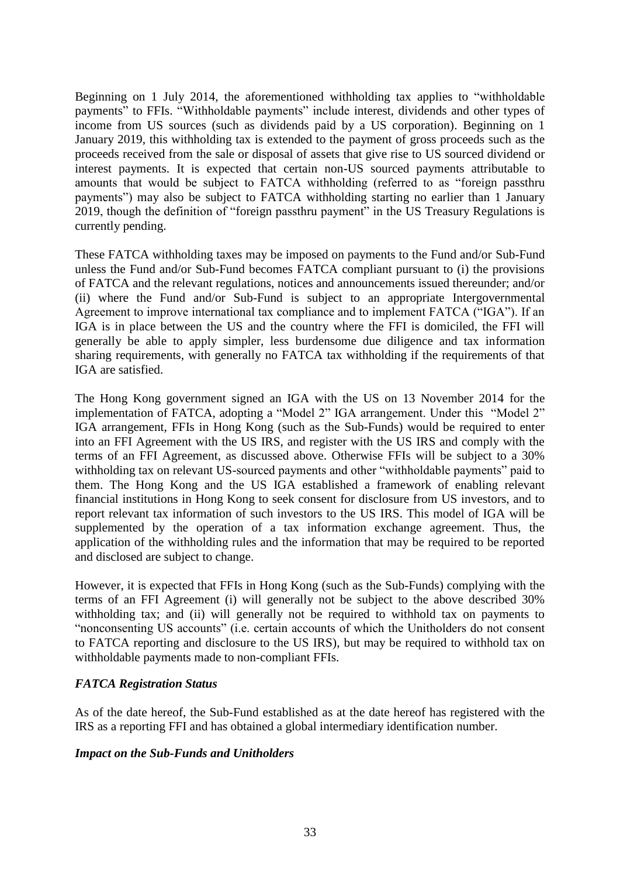Beginning on 1 July 2014, the aforementioned withholding tax applies to "withholdable payments" to FFIs. "Withholdable payments" include interest, dividends and other types of income from US sources (such as dividends paid by a US corporation). Beginning on 1 January 2019, this withholding tax is extended to the payment of gross proceeds such as the proceeds received from the sale or disposal of assets that give rise to US sourced dividend or interest payments. It is expected that certain non-US sourced payments attributable to amounts that would be subject to FATCA withholding (referred to as "foreign passthru payments") may also be subject to FATCA withholding starting no earlier than 1 January 2019, though the definition of "foreign passthru payment" in the US Treasury Regulations is currently pending.

These FATCA withholding taxes may be imposed on payments to the Fund and/or Sub-Fund unless the Fund and/or Sub-Fund becomes FATCA compliant pursuant to (i) the provisions of FATCA and the relevant regulations, notices and announcements issued thereunder; and/or (ii) where the Fund and/or Sub-Fund is subject to an appropriate Intergovernmental Agreement to improve international tax compliance and to implement FATCA ("IGA"). If an IGA is in place between the US and the country where the FFI is domiciled, the FFI will generally be able to apply simpler, less burdensome due diligence and tax information sharing requirements, with generally no FATCA tax withholding if the requirements of that IGA are satisfied.

The Hong Kong government signed an IGA with the US on 13 November 2014 for the implementation of FATCA, adopting a "Model 2" IGA arrangement. Under this "Model 2" IGA arrangement, FFIs in Hong Kong (such as the Sub-Funds) would be required to enter into an FFI Agreement with the US IRS, and register with the US IRS and comply with the terms of an FFI Agreement, as discussed above. Otherwise FFIs will be subject to a 30% withholding tax on relevant US-sourced payments and other "withholdable payments" paid to them. The Hong Kong and the US IGA established a framework of enabling relevant financial institutions in Hong Kong to seek consent for disclosure from US investors, and to report relevant tax information of such investors to the US IRS. This model of IGA will be supplemented by the operation of a tax information exchange agreement. Thus, the application of the withholding rules and the information that may be required to be reported and disclosed are subject to change.

However, it is expected that FFIs in Hong Kong (such as the Sub-Funds) complying with the terms of an FFI Agreement (i) will generally not be subject to the above described 30% withholding tax; and (ii) will generally not be required to withhold tax on payments to "nonconsenting US accounts" (i.e. certain accounts of which the Unitholders do not consent to FATCA reporting and disclosure to the US IRS), but may be required to withhold tax on withholdable payments made to non-compliant FFIs.

***FATCA Registration Status***

As of the date hereof, the Sub-Fund established as at the date hereof has registered with the IRS as a reporting FFI and has obtained a global intermediary identification number.

***Impact on the Sub-Funds and Unitholders***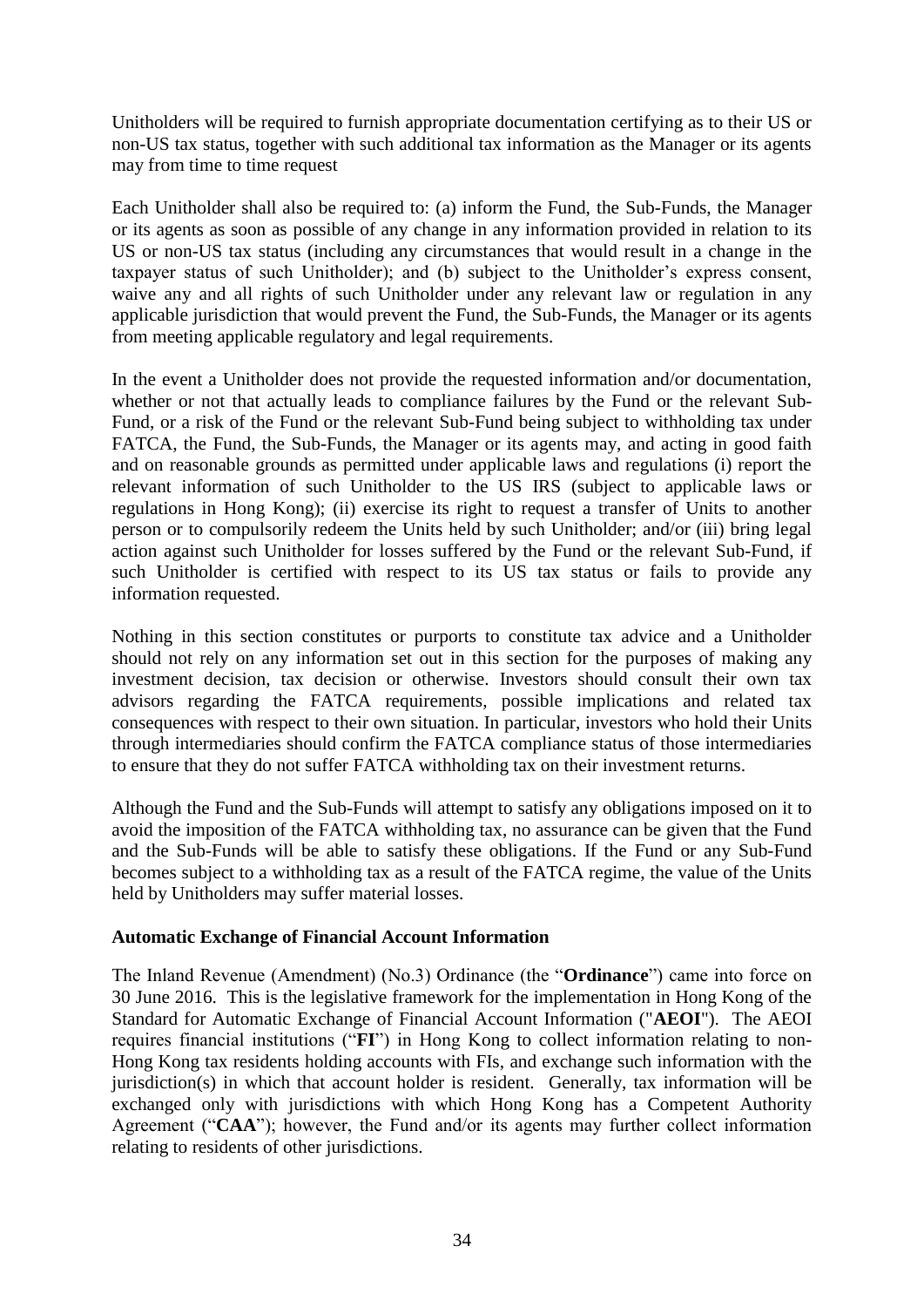Unitholders will be required to furnish appropriate documentation certifying as to their US or non-US tax status, together with such additional tax information as the Manager or its agents may from time to time request

Each Unitholder shall also be required to: (a) inform the Fund, the Sub-Funds, the Manager or its agents as soon as possible of any change in any information provided in relation to its US or non-US tax status (including any circumstances that would result in a change in the taxpayer status of such Unitholder); and (b) subject to the Unitholder's express consent, waive any and all rights of such Unitholder under any relevant law or regulation in any applicable jurisdiction that would prevent the Fund, the Sub-Funds, the Manager or its agents from meeting applicable regulatory and legal requirements.

In the event a Unitholder does not provide the requested information and/or documentation, whether or not that actually leads to compliance failures by the Fund or the relevant Sub-Fund, or a risk of the Fund or the relevant Sub-Fund being subject to withholding tax under FATCA, the Fund, the Sub-Funds, the Manager or its agents may, and acting in good faith and on reasonable grounds as permitted under applicable laws and regulations (i) report the relevant information of such Unitholder to the US IRS (subject to applicable laws or regulations in Hong Kong); (ii) exercise its right to request a transfer of Units to another person or to compulsorily redeem the Units held by such Unitholder; and/or (iii) bring legal action against such Unitholder for losses suffered by the Fund or the relevant Sub-Fund, if such Unitholder is certified with respect to its US tax status or fails to provide any information requested.

Nothing in this section constitutes or purports to constitute tax advice and a Unitholder should not rely on any information set out in this section for the purposes of making any investment decision, tax decision or otherwise. Investors should consult their own tax advisors regarding the FATCA requirements, possible implications and related tax consequences with respect to their own situation. In particular, investors who hold their Units through intermediaries should confirm the FATCA compliance status of those intermediaries to ensure that they do not suffer FATCA withholding tax on their investment returns.

Although the Fund and the Sub-Funds will attempt to satisfy any obligations imposed on it to avoid the imposition of the FATCA withholding tax, no assurance can be given that the Fund and the Sub-Funds will be able to satisfy these obligations. If the Fund or any Sub-Fund becomes subject to a withholding tax as a result of the FATCA regime, the value of the Units held by Unitholders may suffer material losses.

**Automatic Exchange of Financial Account Information**

The Inland Revenue (Amendment) (No.3) Ordinance (the "**Ordinance**") came into force on 30 June 2016. This is the legislative framework for the implementation in Hong Kong of the Standard for Automatic Exchange of Financial Account Information ("**AEOI**"). The AEOI requires financial institutions ("**FI**") in Hong Kong to collect information relating to non-Hong Kong tax residents holding accounts with FIs, and exchange such information with the jurisdiction(s) in which that account holder is resident. Generally, tax information will be exchanged only with jurisdictions with which Hong Kong has a Competent Authority Agreement ("**CAA**"); however, the Fund and/or its agents may further collect information relating to residents of other jurisdictions.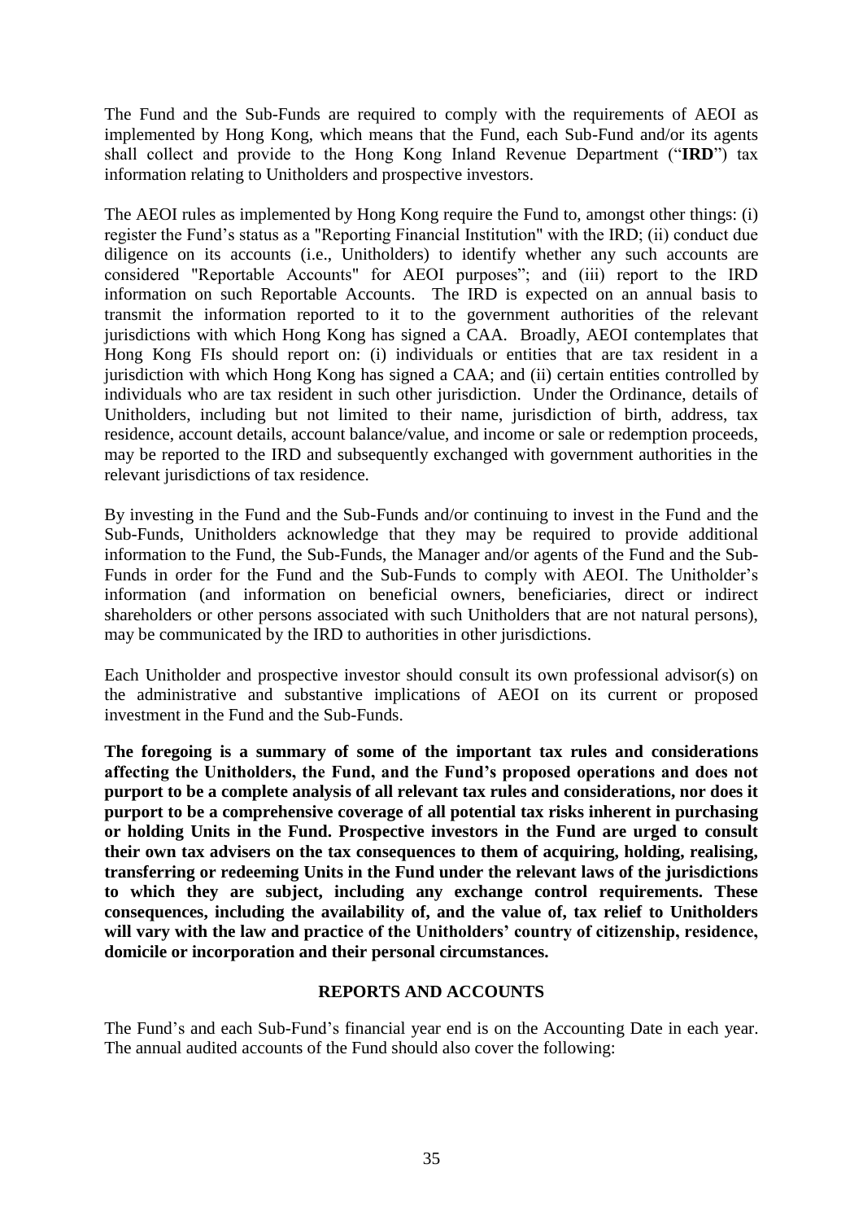The Fund and the Sub-Funds are required to comply with the requirements of AEOI as implemented by Hong Kong, which means that the Fund, each Sub-Fund and/or its agents shall collect and provide to the Hong Kong Inland Revenue Department ("**IRD**") tax information relating to Unitholders and prospective investors.

The AEOI rules as implemented by Hong Kong require the Fund to, amongst other things: (i) register the Fund's status as a "Reporting Financial Institution" with the IRD; (ii) conduct due diligence on its accounts (i.e., Unitholders) to identify whether any such accounts are considered "Reportable Accounts" for AEOI purposes"; and (iii) report to the IRD information on such Reportable Accounts. The IRD is expected on an annual basis to transmit the information reported to it to the government authorities of the relevant jurisdictions with which Hong Kong has signed a CAA. Broadly, AEOI contemplates that Hong Kong FIs should report on: (i) individuals or entities that are tax resident in a jurisdiction with which Hong Kong has signed a CAA; and (ii) certain entities controlled by individuals who are tax resident in such other jurisdiction. Under the Ordinance, details of Unitholders, including but not limited to their name, jurisdiction of birth, address, tax residence, account details, account balance/value, and income or sale or redemption proceeds, may be reported to the IRD and subsequently exchanged with government authorities in the relevant jurisdictions of tax residence.

By investing in the Fund and the Sub-Funds and/or continuing to invest in the Fund and the Sub-Funds, Unitholders acknowledge that they may be required to provide additional information to the Fund, the Sub-Funds, the Manager and/or agents of the Fund and the Sub-Funds in order for the Fund and the Sub-Funds to comply with AEOI. The Unitholder's information (and information on beneficial owners, beneficiaries, direct or indirect shareholders or other persons associated with such Unitholders that are not natural persons), may be communicated by the IRD to authorities in other jurisdictions.

Each Unitholder and prospective investor should consult its own professional advisor(s) on the administrative and substantive implications of AEOI on its current or proposed investment in the Fund and the Sub-Funds.

**The foregoing is a summary of some of the important tax rules and considerations affecting the Unitholders, the Fund, and the Fund's proposed operations and does not purport to be a complete analysis of all relevant tax rules and considerations, nor does it purport to be a comprehensive coverage of all potential tax risks inherent in purchasing or holding Units in the Fund. Prospective investors in the Fund are urged to consult their own tax advisers on the tax consequences to them of acquiring, holding, realising, transferring or redeeming Units in the Fund under the relevant laws of the jurisdictions to which they are subject, including any exchange control requirements. These consequences, including the availability of, and the value of, tax relief to Unitholders will vary with the law and practice of the Unitholders' country of citizenship, residence, domicile or incorporation and their personal circumstances.**

## REPORTS AND ACCOUNTS

The Fund's and each Sub-Fund's financial year end is on the Accounting Date in each year. The annual audited accounts of the Fund should also cover the following: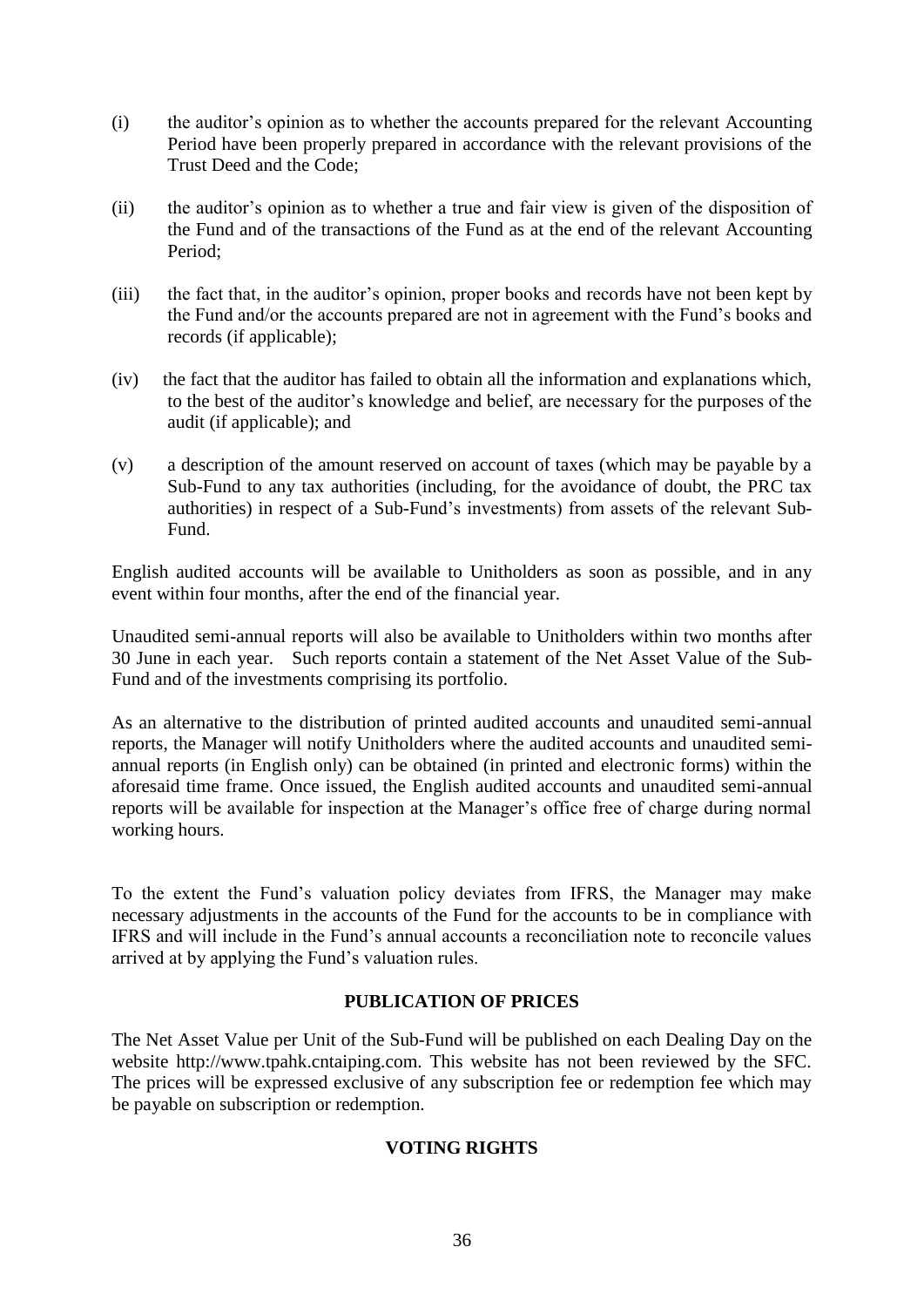(i) the auditor's opinion as to whether the accounts prepared for the relevant Accounting Period have been properly prepared in accordance with the relevant provisions of the Trust Deed and the Code;

(ii) the auditor's opinion as to whether a true and fair view is given of the disposition of the Fund and of the transactions of the Fund as at the end of the relevant Accounting Period;

(iii) the fact that, in the auditor's opinion, proper books and records have not been kept by the Fund and/or the accounts prepared are not in agreement with the Fund's books and records (if applicable);

(iv) the fact that the auditor has failed to obtain all the information and explanations which, to the best of the auditor's knowledge and belief, are necessary for the purposes of the audit (if applicable); and

(v) a description of the amount reserved on account of taxes (which may be payable by a Sub-Fund to any tax authorities (including, for the avoidance of doubt, the PRC tax authorities) in respect of a Sub-Fund's investments) from assets of the relevant Sub-Fund.

English audited accounts will be available to Unitholders as soon as possible, and in any event within four months, after the end of the financial year.

Unaudited semi-annual reports will also be available to Unitholders within two months after 30 June in each year. Such reports contain a statement of the Net Asset Value of the Sub-Fund and of the investments comprising its portfolio.

As an alternative to the distribution of printed audited accounts and unaudited semi-annual reports, the Manager will notify Unitholders where the audited accounts and unaudited semi-annual reports (in English only) can be obtained (in printed and electronic forms) within the aforesaid time frame. Once issued, the English audited accounts and unaudited semi-annual reports will be available for inspection at the Manager's office free of charge during normal working hours.

To the extent the Fund's valuation policy deviates from IFRS, the Manager may make necessary adjustments in the accounts of the Fund for the accounts to be in compliance with IFRS and will include in the Fund's annual accounts a reconciliation note to reconcile values arrived at by applying the Fund's valuation rules.

## PUBLICATION OF PRICES

The Net Asset Value per Unit of the Sub-Fund will be published on each Dealing Day on the website http://www.tpahk.cntaiping.com. This website has not been reviewed by the SFC. The prices will be expressed exclusive of any subscription fee or redemption fee which may be payable on subscription or redemption.

## VOTING RIGHTS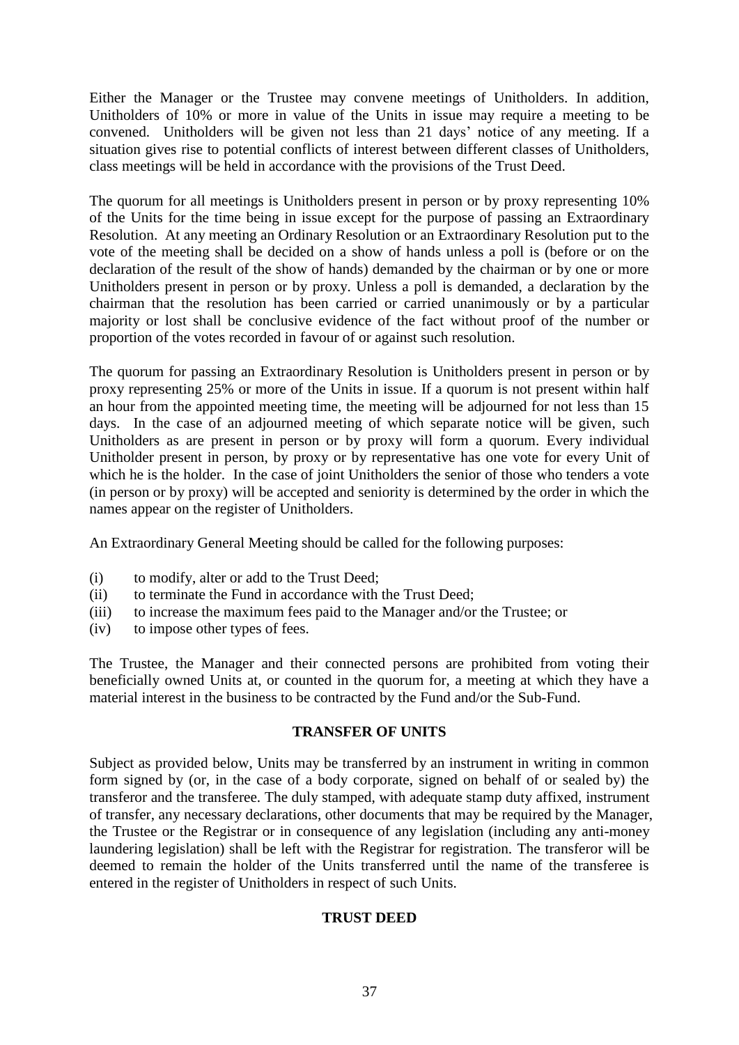Either the Manager or the Trustee may convene meetings of Unitholders. In addition, Unitholders of 10% or more in value of the Units in issue may require a meeting to be convened. Unitholders will be given not less than 21 days' notice of any meeting. If a situation gives rise to potential conflicts of interest between different classes of Unitholders, class meetings will be held in accordance with the provisions of the Trust Deed.

The quorum for all meetings is Unitholders present in person or by proxy representing 10% of the Units for the time being in issue except for the purpose of passing an Extraordinary Resolution. At any meeting an Ordinary Resolution or an Extraordinary Resolution put to the vote of the meeting shall be decided on a show of hands unless a poll is (before or on the declaration of the result of the show of hands) demanded by the chairman or by one or more Unitholders present in person or by proxy. Unless a poll is demanded, a declaration by the chairman that the resolution has been carried or carried unanimously or by a particular majority or lost shall be conclusive evidence of the fact without proof of the number or proportion of the votes recorded in favour of or against such resolution.

The quorum for passing an Extraordinary Resolution is Unitholders present in person or by proxy representing 25% or more of the Units in issue. If a quorum is not present within half an hour from the appointed meeting time, the meeting will be adjourned for not less than 15 days. In the case of an adjourned meeting of which separate notice will be given, such Unitholders as are present in person or by proxy will form a quorum. Every individual Unitholder present in person, by proxy or by representative has one vote for every Unit of which he is the holder. In the case of joint Unitholders the senior of those who tenders a vote (in person or by proxy) will be accepted and seniority is determined by the order in which the names appear on the register of Unitholders.

An Extraordinary General Meeting should be called for the following purposes:

(i) to modify, alter or add to the Trust Deed;
(ii) to terminate the Fund in accordance with the Trust Deed;
(iii) to increase the maximum fees paid to the Manager and/or the Trustee; or
(iv) to impose other types of fees.

The Trustee, the Manager and their connected persons are prohibited from voting their beneficially owned Units at, or counted in the quorum for, a meeting at which they have a material interest in the business to be contracted by the Fund and/or the Sub-Fund.

## TRANSFER OF UNITS

Subject as provided below, Units may be transferred by an instrument in writing in common form signed by (or, in the case of a body corporate, signed on behalf of or sealed by) the transferor and the transferee. The duly stamped, with adequate stamp duty affixed, instrument of transfer, any necessary declarations, other documents that may be required by the Manager, the Trustee or the Registrar or in consequence of any legislation (including any anti-money laundering legislation) shall be left with the Registrar for registration. The transferor will be deemed to remain the holder of the Units transferred until the name of the transferee is entered in the register of Unitholders in respect of such Units.

## TRUST DEED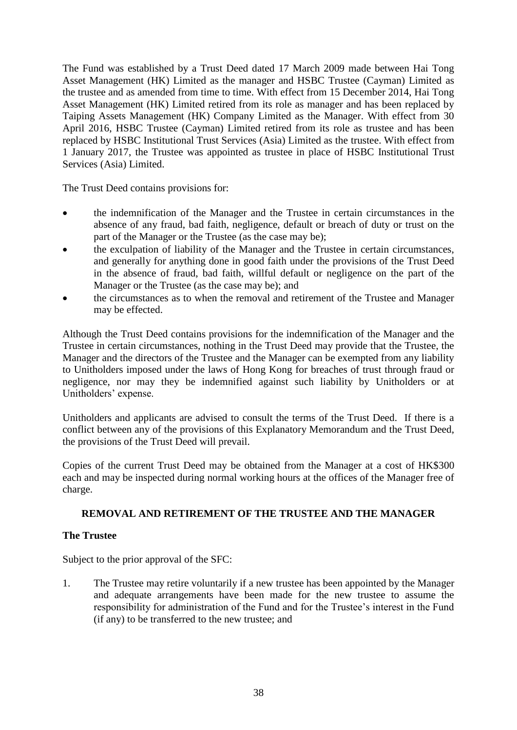The Fund was established by a Trust Deed dated 17 March 2009 made between Hai Tong Asset Management (HK) Limited as the manager and HSBC Trustee (Cayman) Limited as the trustee and as amended from time to time. With effect from 15 December 2014, Hai Tong Asset Management (HK) Limited retired from its role as manager and has been replaced by Taiping Assets Management (HK) Company Limited as the Manager. With effect from 30 April 2016, HSBC Trustee (Cayman) Limited retired from its role as trustee and has been replaced by HSBC Institutional Trust Services (Asia) Limited as the trustee. With effect from 1 January 2017, the Trustee was appointed as trustee in place of HSBC Institutional Trust Services (Asia) Limited.

The Trust Deed contains provisions for:

- the indemnification of the Manager and the Trustee in certain circumstances in the absence of any fraud, bad faith, negligence, default or breach of duty or trust on the part of the Manager or the Trustee (as the case may be);
- the exculpation of liability of the Manager and the Trustee in certain circumstances, and generally for anything done in good faith under the provisions of the Trust Deed in the absence of fraud, bad faith, willful default or negligence on the part of the Manager or the Trustee (as the case may be); and
- the circumstances as to when the removal and retirement of the Trustee and Manager may be effected.

Although the Trust Deed contains provisions for the indemnification of the Manager and the Trustee in certain circumstances, nothing in the Trust Deed may provide that the Trustee, the Manager and the directors of the Trustee and the Manager can be exempted from any liability to Unitholders imposed under the laws of Hong Kong for breaches of trust through fraud or negligence, nor may they be indemnified against such liability by Unitholders or at Unitholders' expense.

Unitholders and applicants are advised to consult the terms of the Trust Deed. If there is a conflict between any of the provisions of this Explanatory Memorandum and the Trust Deed, the provisions of the Trust Deed will prevail.

Copies of the current Trust Deed may be obtained from the Manager at a cost of HK$300 each and may be inspected during normal working hours at the offices of the Manager free of charge.

## REMOVAL AND RETIREMENT OF THE TRUSTEE AND THE MANAGER

### The Trustee

Subject to the prior approval of the SFC:

1. The Trustee may retire voluntarily if a new trustee has been appointed by the Manager and adequate arrangements have been made for the new trustee to assume the responsibility for administration of the Fund and for the Trustee's interest in the Fund (if any) to be transferred to the new trustee; and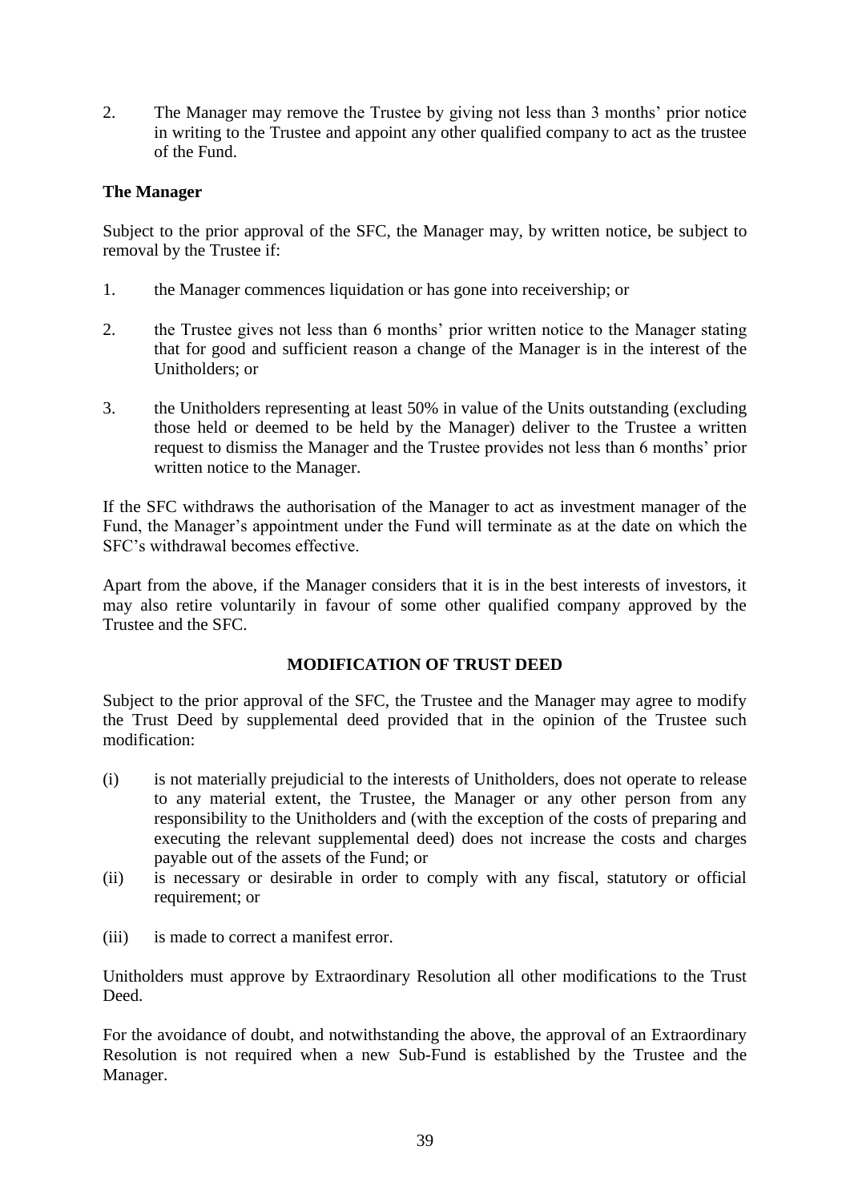2. The Manager may remove the Trustee by giving not less than 3 months' prior notice in writing to the Trustee and appoint any other qualified company to act as the trustee of the Fund.

**The Manager**

Subject to the prior approval of the SFC, the Manager may, by written notice, be subject to removal by the Trustee if:

1. the Manager commences liquidation or has gone into receivership; or

2. the Trustee gives not less than 6 months' prior written notice to the Manager stating that for good and sufficient reason a change of the Manager is in the interest of the Unitholders; or

3. the Unitholders representing at least 50% in value of the Units outstanding (excluding those held or deemed to be held by the Manager) deliver to the Trustee a written request to dismiss the Manager and the Trustee provides not less than 6 months' prior written notice to the Manager.

If the SFC withdraws the authorisation of the Manager to act as investment manager of the Fund, the Manager's appointment under the Fund will terminate as at the date on which the SFC's withdrawal becomes effective.

Apart from the above, if the Manager considers that it is in the best interests of investors, it may also retire voluntarily in favour of some other qualified company approved by the Trustee and the SFC.

## MODIFICATION OF TRUST DEED

Subject to the prior approval of the SFC, the Trustee and the Manager may agree to modify the Trust Deed by supplemental deed provided that in the opinion of the Trustee such modification:

(i) is not materially prejudicial to the interests of Unitholders, does not operate to release to any material extent, the Trustee, the Manager or any other person from any responsibility to the Unitholders and (with the exception of the costs of preparing and executing the relevant supplemental deed) does not increase the costs and charges payable out of the assets of the Fund; or

(ii) is necessary or desirable in order to comply with any fiscal, statutory or official requirement; or

(iii) is made to correct a manifest error.

Unitholders must approve by Extraordinary Resolution all other modifications to the Trust Deed.

For the avoidance of doubt, and notwithstanding the above, the approval of an Extraordinary Resolution is not required when a new Sub-Fund is established by the Trustee and the Manager.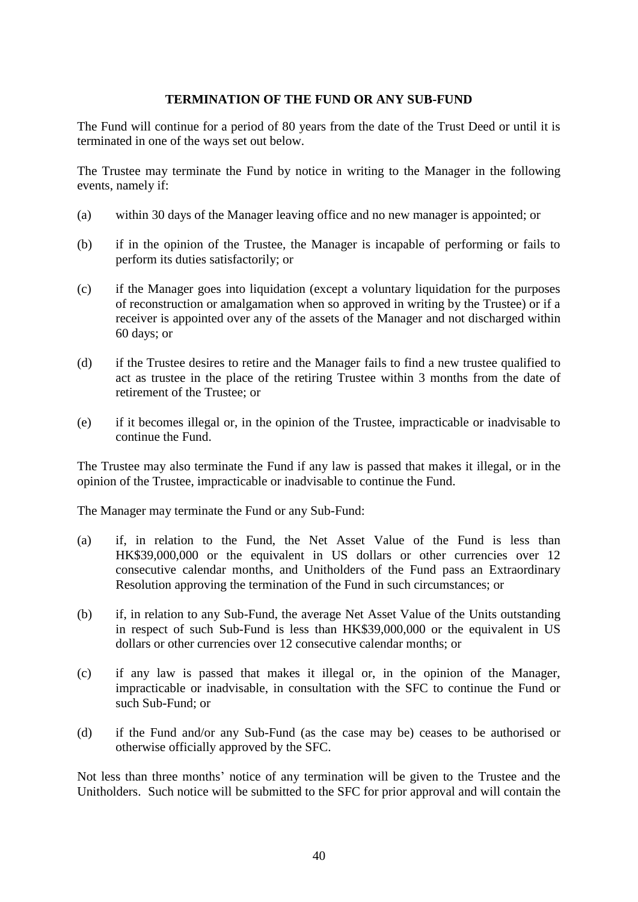## TERMINATION OF THE FUND OR ANY SUB-FUND

The Fund will continue for a period of 80 years from the date of the Trust Deed or until it is terminated in one of the ways set out below.

The Trustee may terminate the Fund by notice in writing to the Manager in the following events, namely if:

(a) within 30 days of the Manager leaving office and no new manager is appointed; or

(b) if in the opinion of the Trustee, the Manager is incapable of performing or fails to perform its duties satisfactorily; or

(c) if the Manager goes into liquidation (except a voluntary liquidation for the purposes of reconstruction or amalgamation when so approved in writing by the Trustee) or if a receiver is appointed over any of the assets of the Manager and not discharged within 60 days; or

(d) if the Trustee desires to retire and the Manager fails to find a new trustee qualified to act as trustee in the place of the retiring Trustee within 3 months from the date of retirement of the Trustee; or

(e) if it becomes illegal or, in the opinion of the Trustee, impracticable or inadvisable to continue the Fund.

The Trustee may also terminate the Fund if any law is passed that makes it illegal, or in the opinion of the Trustee, impracticable or inadvisable to continue the Fund.

The Manager may terminate the Fund or any Sub-Fund:

(a) if, in relation to the Fund, the Net Asset Value of the Fund is less than HK$39,000,000 or the equivalent in US dollars or other currencies over 12 consecutive calendar months, and Unitholders of the Fund pass an Extraordinary Resolution approving the termination of the Fund in such circumstances; or

(b) if, in relation to any Sub-Fund, the average Net Asset Value of the Units outstanding in respect of such Sub-Fund is less than HK$39,000,000 or the equivalent in US dollars or other currencies over 12 consecutive calendar months; or

(c) if any law is passed that makes it illegal or, in the opinion of the Manager, impracticable or inadvisable, in consultation with the SFC to continue the Fund or such Sub-Fund; or

(d) if the Fund and/or any Sub-Fund (as the case may be) ceases to be authorised or otherwise officially approved by the SFC.

Not less than three months' notice of any termination will be given to the Trustee and the Unitholders. Such notice will be submitted to the SFC for prior approval and will contain the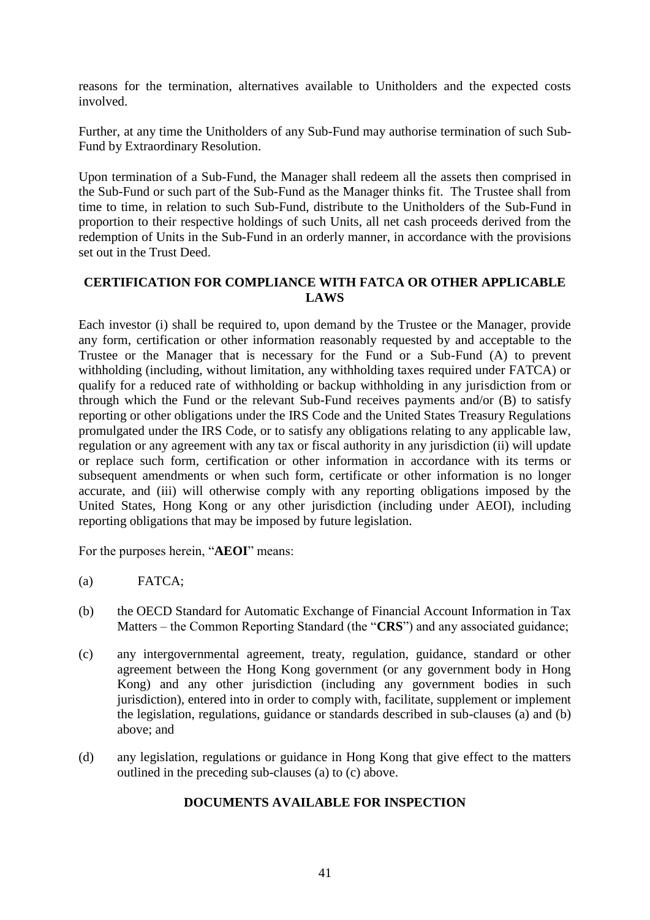reasons for the termination, alternatives available to Unitholders and the expected costs involved.

Further, at any time the Unitholders of any Sub-Fund may authorise termination of such Sub-Fund by Extraordinary Resolution.

Upon termination of a Sub-Fund, the Manager shall redeem all the assets then comprised in the Sub-Fund or such part of the Sub-Fund as the Manager thinks fit. The Trustee shall from time to time, in relation to such Sub-Fund, distribute to the Unitholders of the Sub-Fund in proportion to their respective holdings of such Units, all net cash proceeds derived from the redemption of Units in the Sub-Fund in an orderly manner, in accordance with the provisions set out in the Trust Deed.

## CERTIFICATION FOR COMPLIANCE WITH FATCA OR OTHER APPLICABLE LAWS

Each investor (i) shall be required to, upon demand by the Trustee or the Manager, provide any form, certification or other information reasonably requested by and acceptable to the Trustee or the Manager that is necessary for the Fund or a Sub-Fund (A) to prevent withholding (including, without limitation, any withholding taxes required under FATCA) or qualify for a reduced rate of withholding or backup withholding in any jurisdiction from or through which the Fund or the relevant Sub-Fund receives payments and/or (B) to satisfy reporting or other obligations under the IRS Code and the United States Treasury Regulations promulgated under the IRS Code, or to satisfy any obligations relating to any applicable law, regulation or any agreement with any tax or fiscal authority in any jurisdiction (ii) will update or replace such form, certification or other information in accordance with its terms or subsequent amendments or when such form, certificate or other information is no longer accurate, and (iii) will otherwise comply with any reporting obligations imposed by the United States, Hong Kong or any other jurisdiction (including under AEOI), including reporting obligations that may be imposed by future legislation.

For the purposes herein, "**AEOI**" means:

(a) FATCA;

(b) the OECD Standard for Automatic Exchange of Financial Account Information in Tax Matters – the Common Reporting Standard (the "**CRS**") and any associated guidance;

(c) any intergovernmental agreement, treaty, regulation, guidance, standard or other agreement between the Hong Kong government (or any government body in Hong Kong) and any other jurisdiction (including any government bodies in such jurisdiction), entered into in order to comply with, facilitate, supplement or implement the legislation, regulations, guidance or standards described in sub-clauses (a) and (b) above; and

(d) any legislation, regulations or guidance in Hong Kong that give effect to the matters outlined in the preceding sub-clauses (a) to (c) above.

## DOCUMENTS AVAILABLE FOR INSPECTION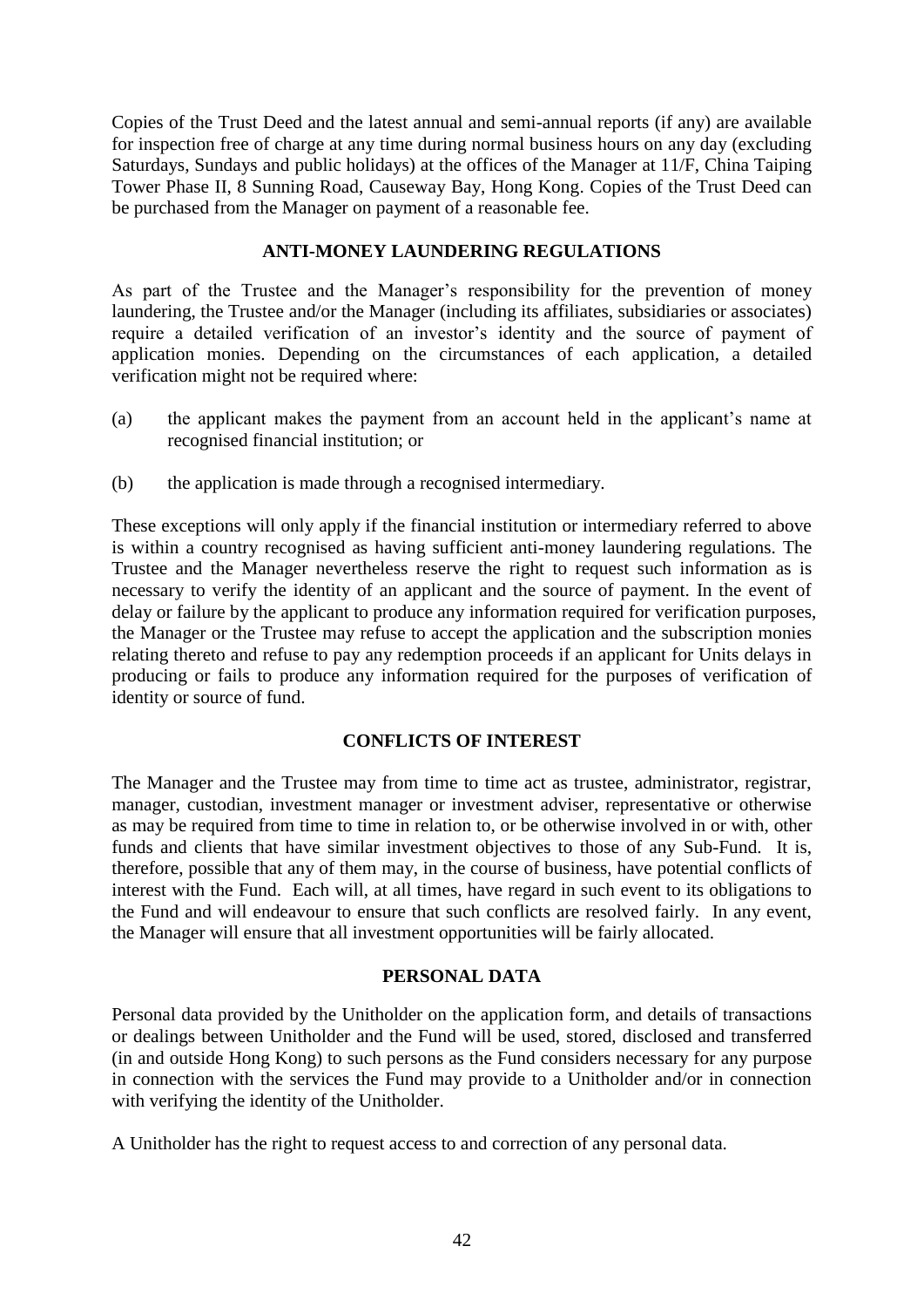Copies of the Trust Deed and the latest annual and semi-annual reports (if any) are available for inspection free of charge at any time during normal business hours on any day (excluding Saturdays, Sundays and public holidays) at the offices of the Manager at 11/F, China Taiping Tower Phase II, 8 Sunning Road, Causeway Bay, Hong Kong. Copies of the Trust Deed can be purchased from the Manager on payment of a reasonable fee.

## ANTI-MONEY LAUNDERING REGULATIONS

As part of the Trustee and the Manager's responsibility for the prevention of money laundering, the Trustee and/or the Manager (including its affiliates, subsidiaries or associates) require a detailed verification of an investor's identity and the source of payment of application monies. Depending on the circumstances of each application, a detailed verification might not be required where:

(a) the applicant makes the payment from an account held in the applicant's name at recognised financial institution; or

(b) the application is made through a recognised intermediary.

These exceptions will only apply if the financial institution or intermediary referred to above is within a country recognised as having sufficient anti-money laundering regulations. The Trustee and the Manager nevertheless reserve the right to request such information as is necessary to verify the identity of an applicant and the source of payment. In the event of delay or failure by the applicant to produce any information required for verification purposes, the Manager or the Trustee may refuse to accept the application and the subscription monies relating thereto and refuse to pay any redemption proceeds if an applicant for Units delays in producing or fails to produce any information required for the purposes of verification of identity or source of fund.

## CONFLICTS OF INTEREST

The Manager and the Trustee may from time to time act as trustee, administrator, registrar, manager, custodian, investment manager or investment adviser, representative or otherwise as may be required from time to time in relation to, or be otherwise involved in or with, other funds and clients that have similar investment objectives to those of any Sub-Fund. It is, therefore, possible that any of them may, in the course of business, have potential conflicts of interest with the Fund. Each will, at all times, have regard in such event to its obligations to the Fund and will endeavour to ensure that such conflicts are resolved fairly. In any event, the Manager will ensure that all investment opportunities will be fairly allocated.

## PERSONAL DATA

Personal data provided by the Unitholder on the application form, and details of transactions or dealings between Unitholder and the Fund will be used, stored, disclosed and transferred (in and outside Hong Kong) to such persons as the Fund considers necessary for any purpose in connection with the services the Fund may provide to a Unitholder and/or in connection with verifying the identity of the Unitholder.

A Unitholder has the right to request access to and correction of any personal data.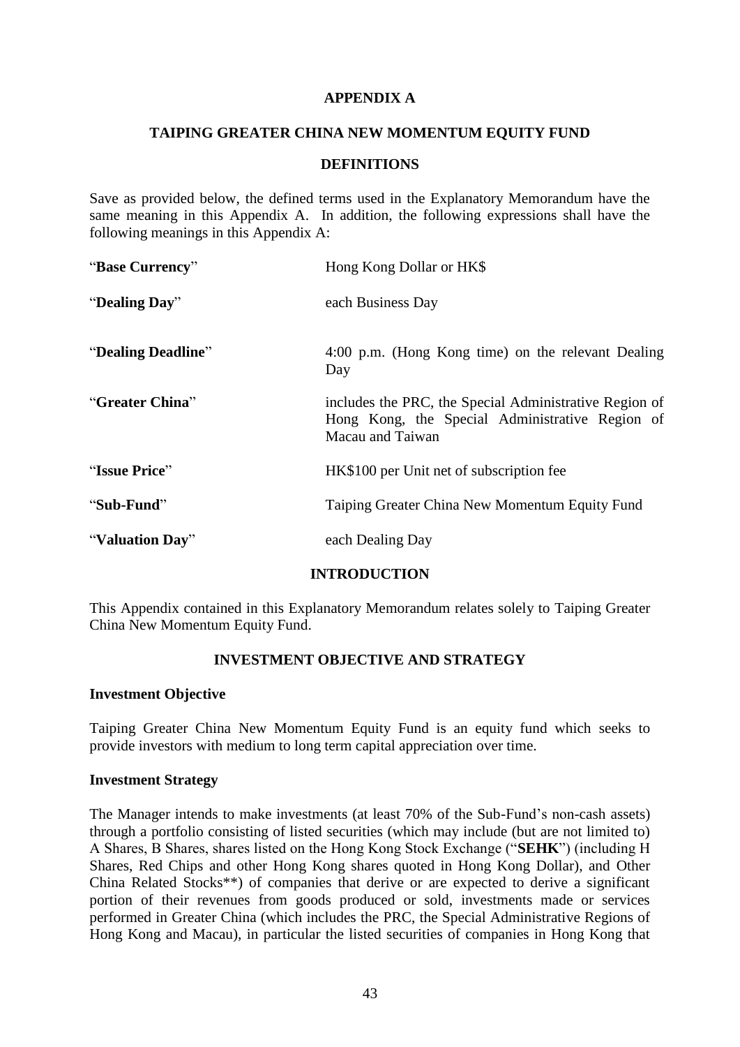# APPENDIX A

## TAIPING GREATER CHINA NEW MOMENTUM EQUITY FUND

### DEFINITIONS

Save as provided below, the defined terms used in the Explanatory Memorandum have the same meaning in this Appendix A. In addition, the following expressions shall have the following meanings in this Appendix A:

| | |
|---|---|
| "**Base Currency**" | Hong Kong Dollar or HK$ |
| "**Dealing Day**" | each Business Day |
| "**Dealing Deadline**" | 4:00 p.m. (Hong Kong time) on the relevant Dealing Day |
| "**Greater China**" | includes the PRC, the Special Administrative Region of Hong Kong, the Special Administrative Region of Macau and Taiwan |
| "**Issue Price**" | HK$100 per Unit net of subscription fee |
| "**Sub-Fund**" | Taiping Greater China New Momentum Equity Fund |
| "**Valuation Day**" | each Dealing Day |

### INTRODUCTION

This Appendix contained in this Explanatory Memorandum relates solely to Taiping Greater China New Momentum Equity Fund.

### INVESTMENT OBJECTIVE AND STRATEGY

**Investment Objective**

Taiping Greater China New Momentum Equity Fund is an equity fund which seeks to provide investors with medium to long term capital appreciation over time.

**Investment Strategy**

The Manager intends to make investments (at least 70% of the Sub-Fund's non-cash assets) through a portfolio consisting of listed securities (which may include (but are not limited to) A Shares, B Shares, shares listed on the Hong Kong Stock Exchange ("**SEHK**") (including H Shares, Red Chips and other Hong Kong shares quoted in Hong Kong Dollar), and Other China Related Stocks**) of companies that derive or are expected to derive a significant portion of their revenues from goods produced or sold, investments made or services performed in Greater China (which includes the PRC, the Special Administrative Regions of Hong Kong and Macau), in particular the listed securities of companies in Hong Kong that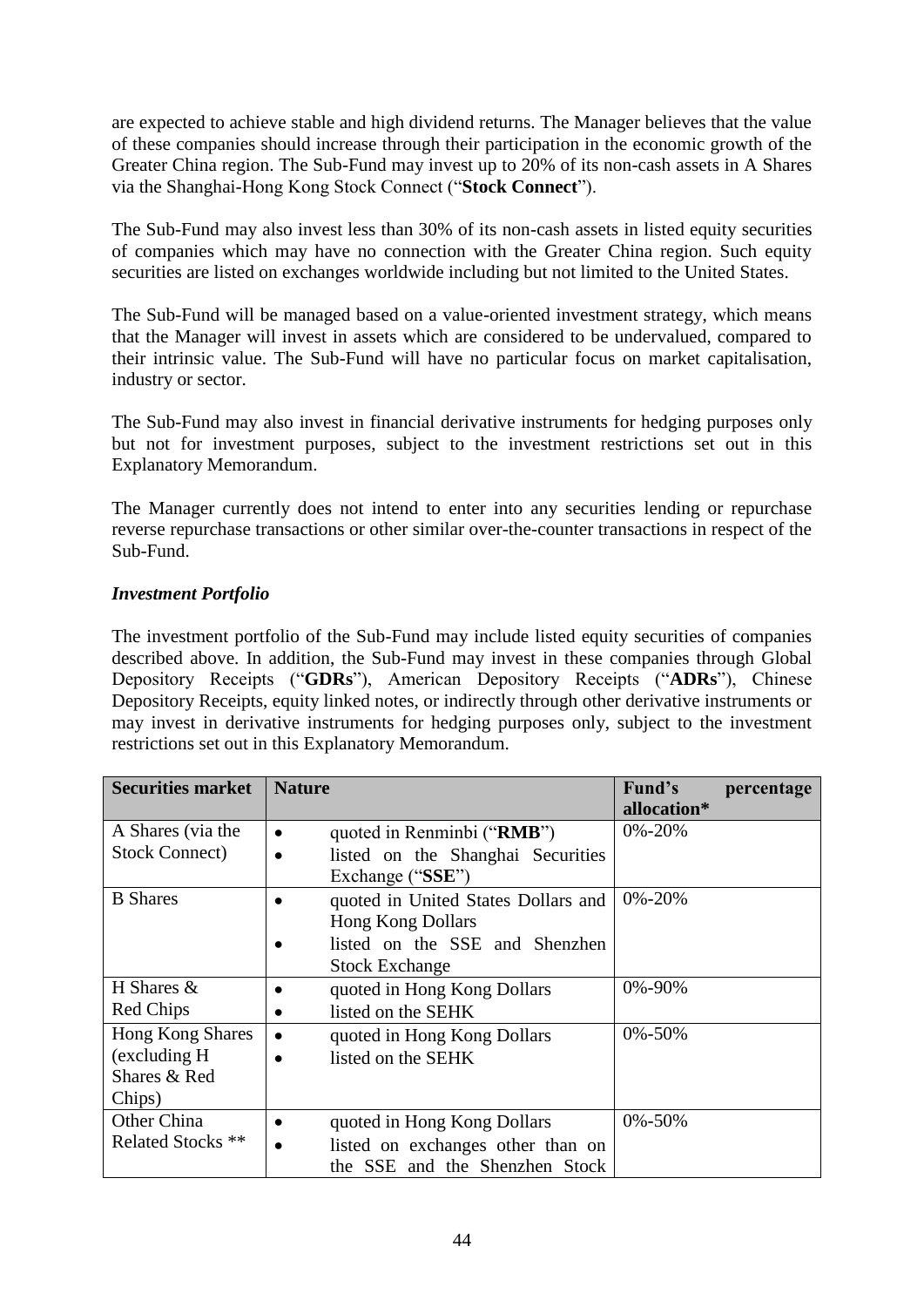are expected to achieve stable and high dividend returns. The Manager believes that the value of these companies should increase through their participation in the economic growth of the Greater China region. The Sub-Fund may invest up to 20% of its non-cash assets in A Shares via the Shanghai-Hong Kong Stock Connect ("**Stock Connect**").

The Sub-Fund may also invest less than 30% of its non-cash assets in listed equity securities of companies which may have no connection with the Greater China region. Such equity securities are listed on exchanges worldwide including but not limited to the United States.

The Sub-Fund will be managed based on a value-oriented investment strategy, which means that the Manager will invest in assets which are considered to be undervalued, compared to their intrinsic value. The Sub-Fund will have no particular focus on market capitalisation, industry or sector.

The Sub-Fund may also invest in financial derivative instruments for hedging purposes only but not for investment purposes, subject to the investment restrictions set out in this Explanatory Memorandum.

The Manager currently does not intend to enter into any securities lending or repurchase reverse repurchase transactions or other similar over-the-counter transactions in respect of the Sub-Fund.

***Investment Portfolio***

The investment portfolio of the Sub-Fund may include listed equity securities of companies described above. In addition, the Sub-Fund may invest in these companies through Global Depository Receipts ("**GDRs**"), American Depository Receipts ("**ADRs**"), Chinese Depository Receipts, equity linked notes, or indirectly through other derivative instruments or may invest in derivative instruments for hedging purposes only, subject to the investment restrictions set out in this Explanatory Memorandum.

| **Securities market** | **Nature** | **Fund's percentage allocation*** |
|---|---|---|
| A Shares (via the Stock Connect) | • quoted in Renminbi ("**RMB**")<br>• listed on the Shanghai Securities Exchange ("**SSE**") | 0%-20% |
| B Shares | • quoted in United States Dollars and Hong Kong Dollars<br>• listed on the SSE and Shenzhen Stock Exchange | 0%-20% |
| H Shares & Red Chips | • quoted in Hong Kong Dollars<br>• listed on the SEHK | 0%-90% |
| Hong Kong Shares (excluding H Shares & Red Chips) | • quoted in Hong Kong Dollars<br>• listed on the SEHK | 0%-50% |
| Other China Related Stocks ** | • quoted in Hong Kong Dollars<br>• listed on exchanges other than on the SSE and the Shenzhen Stock | 0%-50% |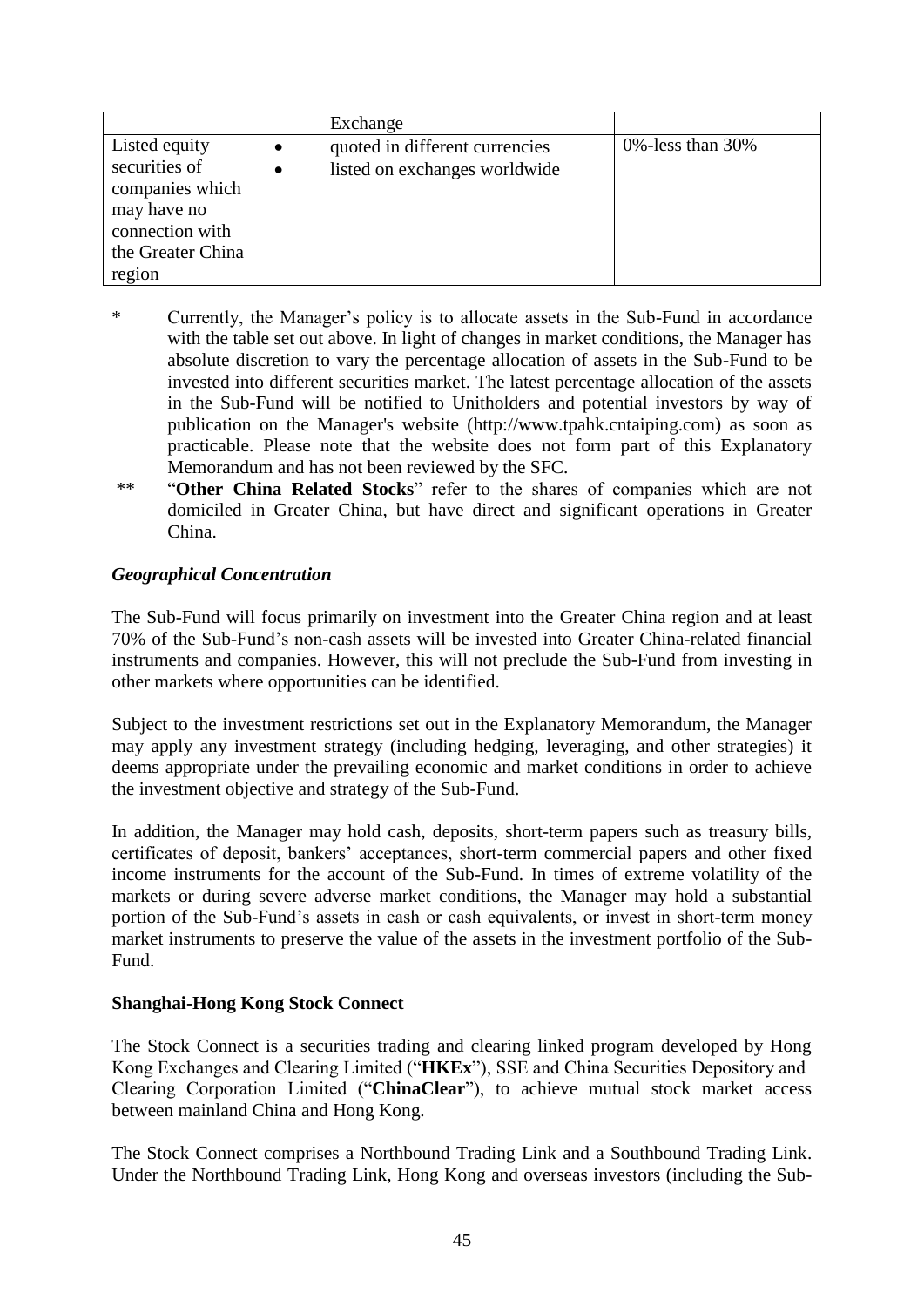| | Exchange | |
|---|---|---|
| Listed equity securities of companies which may have no connection with the Greater China region | • quoted in different currencies<br>• listed on exchanges worldwide | 0%-less than 30% |

\* Currently, the Manager's policy is to allocate assets in the Sub-Fund in accordance with the table set out above. In light of changes in market conditions, the Manager has absolute discretion to vary the percentage allocation of assets in the Sub-Fund to be invested into different securities market. The latest percentage allocation of the assets in the Sub-Fund will be notified to Unitholders and potential investors by way of publication on the Manager's website (http://www.tpahk.cntaiping.com) as soon as practicable. Please note that the website does not form part of this Explanatory Memorandum and has not been reviewed by the SFC.

\*\* "**Other China Related Stocks**" refer to the shares of companies which are not domiciled in Greater China, but have direct and significant operations in Greater China.

***Geographical Concentration***

The Sub-Fund will focus primarily on investment into the Greater China region and at least 70% of the Sub-Fund's non-cash assets will be invested into Greater China-related financial instruments and companies. However, this will not preclude the Sub-Fund from investing in other markets where opportunities can be identified.

Subject to the investment restrictions set out in the Explanatory Memorandum, the Manager may apply any investment strategy (including hedging, leveraging, and other strategies) it deems appropriate under the prevailing economic and market conditions in order to achieve the investment objective and strategy of the Sub-Fund.

In addition, the Manager may hold cash, deposits, short-term papers such as treasury bills, certificates of deposit, bankers' acceptances, short-term commercial papers and other fixed income instruments for the account of the Sub-Fund. In times of extreme volatility of the markets or during severe adverse market conditions, the Manager may hold a substantial portion of the Sub-Fund's assets in cash or cash equivalents, or invest in short-term money market instruments to preserve the value of the assets in the investment portfolio of the Sub-Fund.

**Shanghai-Hong Kong Stock Connect**

The Stock Connect is a securities trading and clearing linked program developed by Hong Kong Exchanges and Clearing Limited ("**HKEx**"), SSE and China Securities Depository and Clearing Corporation Limited ("**ChinaClear**"), to achieve mutual stock market access between mainland China and Hong Kong.

The Stock Connect comprises a Northbound Trading Link and a Southbound Trading Link. Under the Northbound Trading Link, Hong Kong and overseas investors (including the Sub-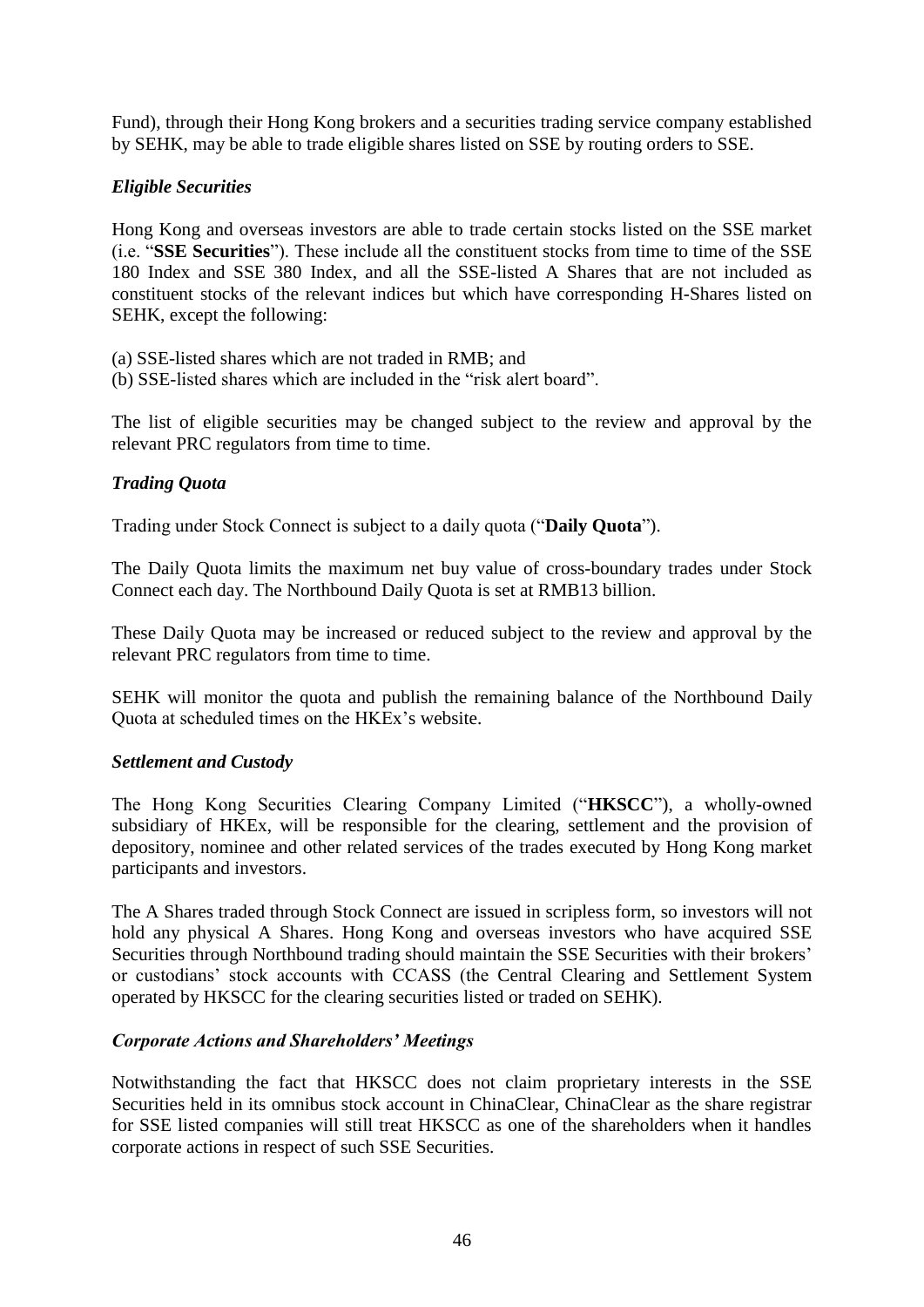Fund), through their Hong Kong brokers and a securities trading service company established by SEHK, may be able to trade eligible shares listed on SSE by routing orders to SSE.

***Eligible Securities***

Hong Kong and overseas investors are able to trade certain stocks listed on the SSE market (i.e. "**SSE Securities**"). These include all the constituent stocks from time to time of the SSE 180 Index and SSE 380 Index, and all the SSE-listed A Shares that are not included as constituent stocks of the relevant indices but which have corresponding H-Shares listed on SEHK, except the following:

(a) SSE-listed shares which are not traded in RMB; and
(b) SSE-listed shares which are included in the "risk alert board".

The list of eligible securities may be changed subject to the review and approval by the relevant PRC regulators from time to time.

***Trading Quota***

Trading under Stock Connect is subject to a daily quota ("**Daily Quota**").

The Daily Quota limits the maximum net buy value of cross-boundary trades under Stock Connect each day. The Northbound Daily Quota is set at RMB13 billion.

These Daily Quota may be increased or reduced subject to the review and approval by the relevant PRC regulators from time to time.

SEHK will monitor the quota and publish the remaining balance of the Northbound Daily Quota at scheduled times on the HKEx's website.

***Settlement and Custody***

The Hong Kong Securities Clearing Company Limited ("**HKSCC**"), a wholly-owned subsidiary of HKEx, will be responsible for the clearing, settlement and the provision of depository, nominee and other related services of the trades executed by Hong Kong market participants and investors.

The A Shares traded through Stock Connect are issued in scripless form, so investors will not hold any physical A Shares. Hong Kong and overseas investors who have acquired SSE Securities through Northbound trading should maintain the SSE Securities with their brokers' or custodians' stock accounts with CCASS (the Central Clearing and Settlement System operated by HKSCC for the clearing securities listed or traded on SEHK).

***Corporate Actions and Shareholders' Meetings***

Notwithstanding the fact that HKSCC does not claim proprietary interests in the SSE Securities held in its omnibus stock account in ChinaClear, ChinaClear as the share registrar for SSE listed companies will still treat HKSCC as one of the shareholders when it handles corporate actions in respect of such SSE Securities.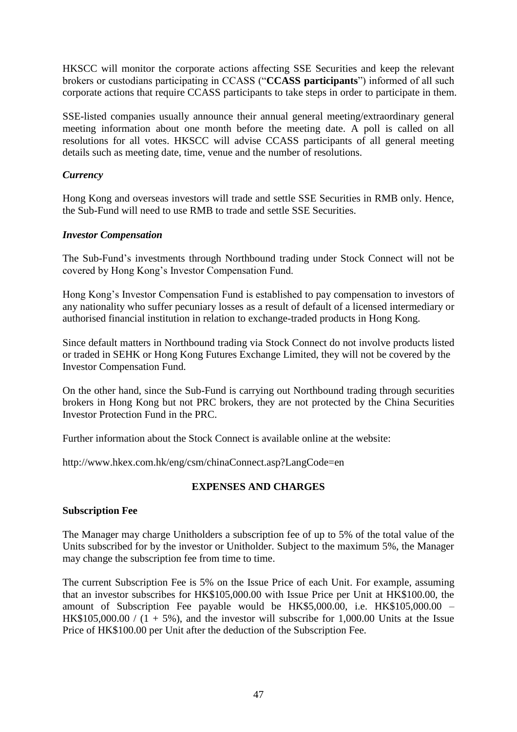HKSCC will monitor the corporate actions affecting SSE Securities and keep the relevant brokers or custodians participating in CCASS ("**CCASS participants**") informed of all such corporate actions that require CCASS participants to take steps in order to participate in them.

SSE-listed companies usually announce their annual general meeting/extraordinary general meeting information about one month before the meeting date. A poll is called on all resolutions for all votes. HKSCC will advise CCASS participants of all general meeting details such as meeting date, time, venue and the number of resolutions.

***Currency***

Hong Kong and overseas investors will trade and settle SSE Securities in RMB only. Hence, the Sub-Fund will need to use RMB to trade and settle SSE Securities.

***Investor Compensation***

The Sub-Fund's investments through Northbound trading under Stock Connect will not be covered by Hong Kong's Investor Compensation Fund.

Hong Kong's Investor Compensation Fund is established to pay compensation to investors of any nationality who suffer pecuniary losses as a result of default of a licensed intermediary or authorised financial institution in relation to exchange-traded products in Hong Kong.

Since default matters in Northbound trading via Stock Connect do not involve products listed or traded in SEHK or Hong Kong Futures Exchange Limited, they will not be covered by the Investor Compensation Fund.

On the other hand, since the Sub-Fund is carrying out Northbound trading through securities brokers in Hong Kong but not PRC brokers, they are not protected by the China Securities Investor Protection Fund in the PRC.

Further information about the Stock Connect is available online at the website:

http://www.hkex.com.hk/eng/csm/chinaConnect.asp?LangCode=en

## EXPENSES AND CHARGES

**Subscription Fee**

The Manager may charge Unitholders a subscription fee of up to 5% of the total value of the Units subscribed for by the investor or Unitholder. Subject to the maximum 5%, the Manager may change the subscription fee from time to time.

The current Subscription Fee is 5% on the Issue Price of each Unit. For example, assuming that an investor subscribes for HK$105,000.00 with Issue Price per Unit at HK$100.00, the amount of Subscription Fee payable would be HK$5,000.00, i.e. HK$105,000.00 – HK$105,000.00 / (1 + 5%), and the investor will subscribe for 1,000.00 Units at the Issue Price of HK$100.00 per Unit after the deduction of the Subscription Fee.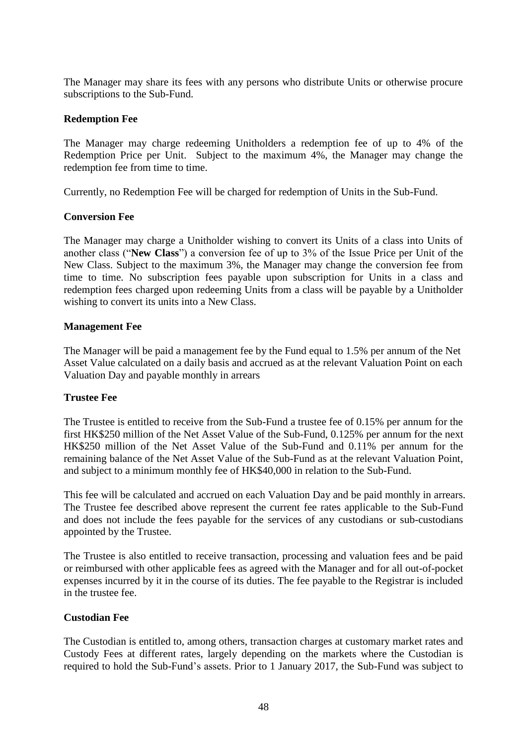The Manager may share its fees with any persons who distribute Units or otherwise procure subscriptions to the Sub-Fund.

**Redemption Fee**

The Manager may charge redeeming Unitholders a redemption fee of up to 4% of the Redemption Price per Unit. Subject to the maximum 4%, the Manager may change the redemption fee from time to time.

Currently, no Redemption Fee will be charged for redemption of Units in the Sub-Fund.

**Conversion Fee**

The Manager may charge a Unitholder wishing to convert its Units of a class into Units of another class ("**New Class**") a conversion fee of up to 3% of the Issue Price per Unit of the New Class. Subject to the maximum 3%, the Manager may change the conversion fee from time to time. No subscription fees payable upon subscription for Units in a class and redemption fees charged upon redeeming Units from a class will be payable by a Unitholder wishing to convert its units into a New Class.

**Management Fee**

The Manager will be paid a management fee by the Fund equal to 1.5% per annum of the Net Asset Value calculated on a daily basis and accrued as at the relevant Valuation Point on each Valuation Day and payable monthly in arrears

**Trustee Fee**

The Trustee is entitled to receive from the Sub-Fund a trustee fee of 0.15% per annum for the first HK$250 million of the Net Asset Value of the Sub-Fund, 0.125% per annum for the next HK$250 million of the Net Asset Value of the Sub-Fund and 0.11% per annum for the remaining balance of the Net Asset Value of the Sub-Fund as at the relevant Valuation Point, and subject to a minimum monthly fee of HK$40,000 in relation to the Sub-Fund.

This fee will be calculated and accrued on each Valuation Day and be paid monthly in arrears. The Trustee fee described above represent the current fee rates applicable to the Sub-Fund and does not include the fees payable for the services of any custodians or sub-custodians appointed by the Trustee.

The Trustee is also entitled to receive transaction, processing and valuation fees and be paid or reimbursed with other applicable fees as agreed with the Manager and for all out-of-pocket expenses incurred by it in the course of its duties. The fee payable to the Registrar is included in the trustee fee.

**Custodian Fee**

The Custodian is entitled to, among others, transaction charges at customary market rates and Custody Fees at different rates, largely depending on the markets where the Custodian is required to hold the Sub-Fund's assets. Prior to 1 January 2017, the Sub-Fund was subject to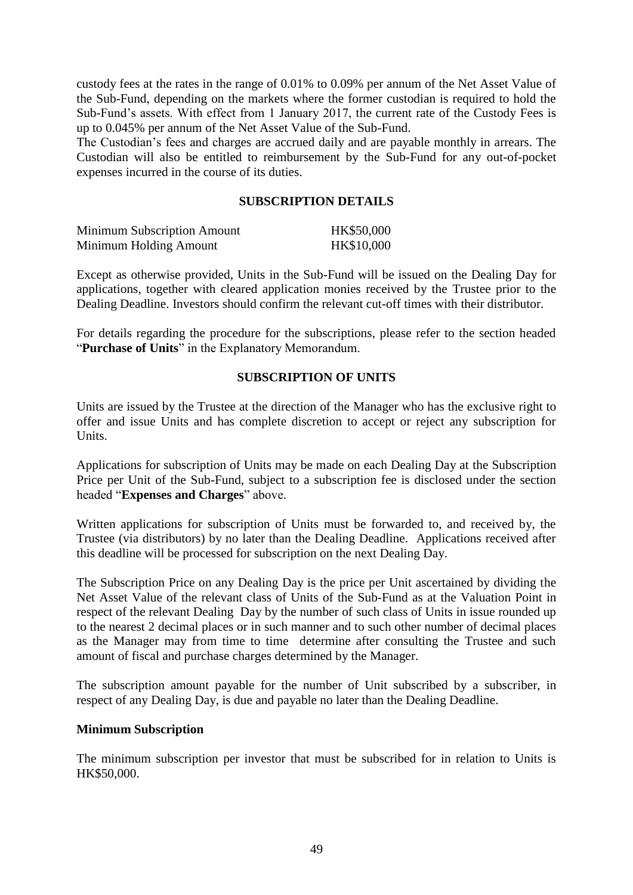custody fees at the rates in the range of 0.01% to 0.09% per annum of the Net Asset Value of the Sub-Fund, depending on the markets where the former custodian is required to hold the Sub-Fund's assets. With effect from 1 January 2017, the current rate of the Custody Fees is up to 0.045% per annum of the Net Asset Value of the Sub-Fund.

The Custodian's fees and charges are accrued daily and are payable monthly in arrears. The Custodian will also be entitled to reimbursement by the Sub-Fund for any out-of-pocket expenses incurred in the course of its duties.

## SUBSCRIPTION DETAILS

| | |
|---|---|
| Minimum Subscription Amount | HK$50,000 |
| Minimum Holding Amount | HK$10,000 |

Except as otherwise provided, Units in the Sub-Fund will be issued on the Dealing Day for applications, together with cleared application monies received by the Trustee prior to the Dealing Deadline. Investors should confirm the relevant cut-off times with their distributor.

For details regarding the procedure for the subscriptions, please refer to the section headed "**Purchase of Units**" in the Explanatory Memorandum.

## SUBSCRIPTION OF UNITS

Units are issued by the Trustee at the direction of the Manager who has the exclusive right to offer and issue Units and has complete discretion to accept or reject any subscription for Units.

Applications for subscription of Units may be made on each Dealing Day at the Subscription Price per Unit of the Sub-Fund, subject to a subscription fee is disclosed under the section headed "**Expenses and Charges**" above.

Written applications for subscription of Units must be forwarded to, and received by, the Trustee (via distributors) by no later than the Dealing Deadline. Applications received after this deadline will be processed for subscription on the next Dealing Day.

The Subscription Price on any Dealing Day is the price per Unit ascertained by dividing the Net Asset Value of the relevant class of Units of the Sub-Fund as at the Valuation Point in respect of the relevant Dealing Day by the number of such class of Units in issue rounded up to the nearest 2 decimal places or in such manner and to such other number of decimal places as the Manager may from time to time determine after consulting the Trustee and such amount of fiscal and purchase charges determined by the Manager.

The subscription amount payable for the number of Unit subscribed by a subscriber, in respect of any Dealing Day, is due and payable no later than the Dealing Deadline.

### Minimum Subscription

The minimum subscription per investor that must be subscribed for in relation to Units is HK$50,000.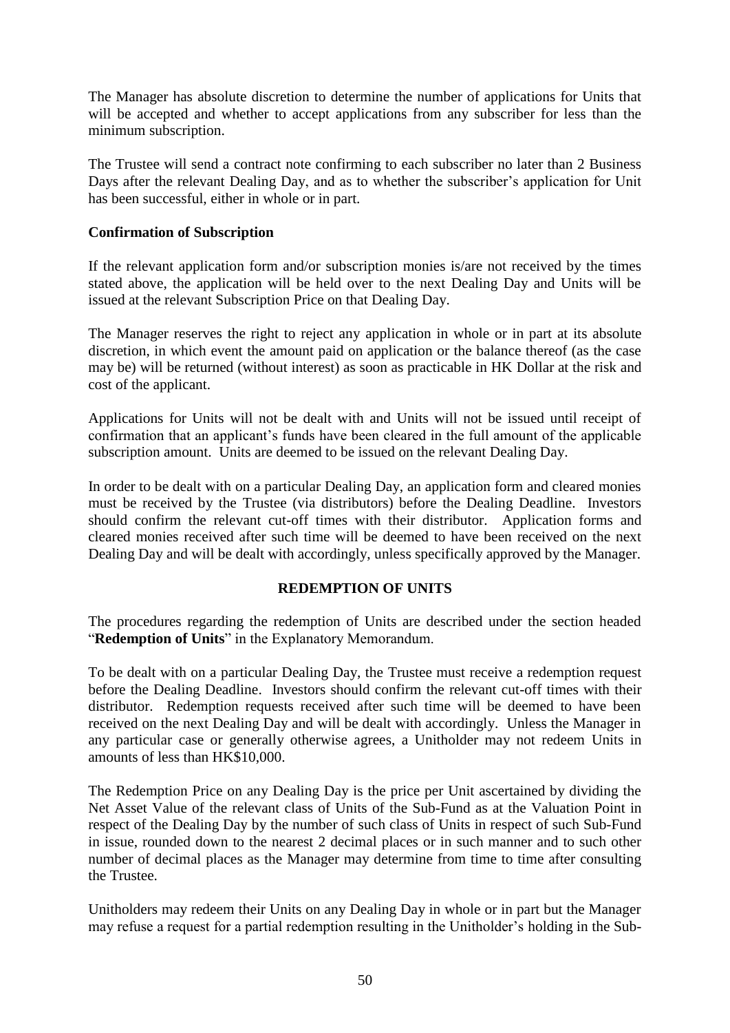The Manager has absolute discretion to determine the number of applications for Units that will be accepted and whether to accept applications from any subscriber for less than the minimum subscription.

The Trustee will send a contract note confirming to each subscriber no later than 2 Business Days after the relevant Dealing Day, and as to whether the subscriber's application for Unit has been successful, either in whole or in part.

**Confirmation of Subscription**

If the relevant application form and/or subscription monies is/are not received by the times stated above, the application will be held over to the next Dealing Day and Units will be issued at the relevant Subscription Price on that Dealing Day.

The Manager reserves the right to reject any application in whole or in part at its absolute discretion, in which event the amount paid on application or the balance thereof (as the case may be) will be returned (without interest) as soon as practicable in HK Dollar at the risk and cost of the applicant.

Applications for Units will not be dealt with and Units will not be issued until receipt of confirmation that an applicant's funds have been cleared in the full amount of the applicable subscription amount. Units are deemed to be issued on the relevant Dealing Day.

In order to be dealt with on a particular Dealing Day, an application form and cleared monies must be received by the Trustee (via distributors) before the Dealing Deadline. Investors should confirm the relevant cut-off times with their distributor. Application forms and cleared monies received after such time will be deemed to have been received on the next Dealing Day and will be dealt with accordingly, unless specifically approved by the Manager.

## REDEMPTION OF UNITS

The procedures regarding the redemption of Units are described under the section headed "**Redemption of Units**" in the Explanatory Memorandum.

To be dealt with on a particular Dealing Day, the Trustee must receive a redemption request before the Dealing Deadline. Investors should confirm the relevant cut-off times with their distributor. Redemption requests received after such time will be deemed to have been received on the next Dealing Day and will be dealt with accordingly. Unless the Manager in any particular case or generally otherwise agrees, a Unitholder may not redeem Units in amounts of less than HK$10,000.

The Redemption Price on any Dealing Day is the price per Unit ascertained by dividing the Net Asset Value of the relevant class of Units of the Sub-Fund as at the Valuation Point in respect of the Dealing Day by the number of such class of Units in respect of such Sub-Fund in issue, rounded down to the nearest 2 decimal places or in such manner and to such other number of decimal places as the Manager may determine from time to time after consulting the Trustee.

Unitholders may redeem their Units on any Dealing Day in whole or in part but the Manager may refuse a request for a partial redemption resulting in the Unitholder's holding in the Sub-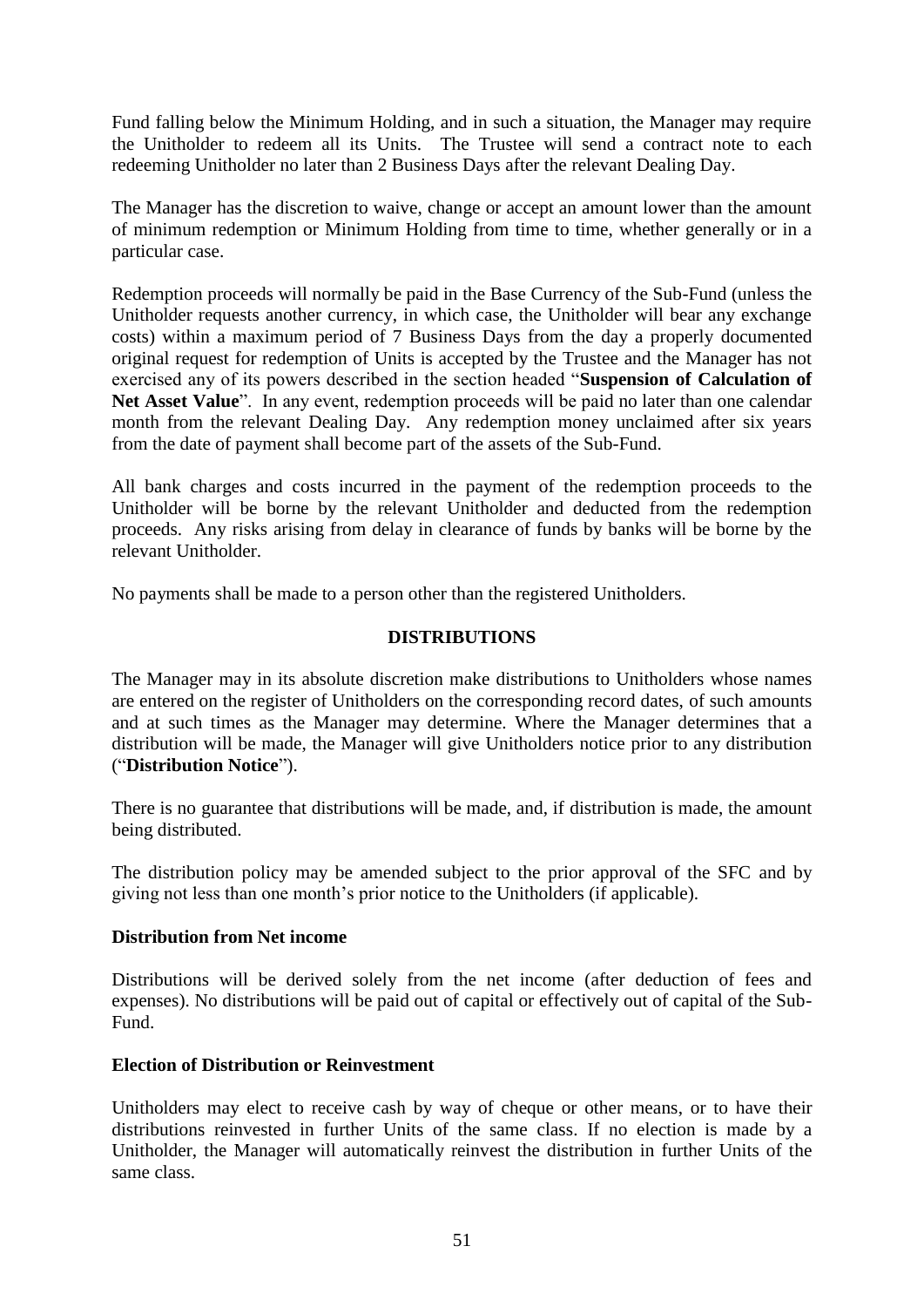Fund falling below the Minimum Holding, and in such a situation, the Manager may require the Unitholder to redeem all its Units. The Trustee will send a contract note to each redeeming Unitholder no later than 2 Business Days after the relevant Dealing Day.

The Manager has the discretion to waive, change or accept an amount lower than the amount of minimum redemption or Minimum Holding from time to time, whether generally or in a particular case.

Redemption proceeds will normally be paid in the Base Currency of the Sub-Fund (unless the Unitholder requests another currency, in which case, the Unitholder will bear any exchange costs) within a maximum period of 7 Business Days from the day a properly documented original request for redemption of Units is accepted by the Trustee and the Manager has not exercised any of its powers described in the section headed "**Suspension of Calculation of Net Asset Value**". In any event, redemption proceeds will be paid no later than one calendar month from the relevant Dealing Day. Any redemption money unclaimed after six years from the date of payment shall become part of the assets of the Sub-Fund.

All bank charges and costs incurred in the payment of the redemption proceeds to the Unitholder will be borne by the relevant Unitholder and deducted from the redemption proceeds. Any risks arising from delay in clearance of funds by banks will be borne by the relevant Unitholder.

No payments shall be made to a person other than the registered Unitholders.

## DISTRIBUTIONS

The Manager may in its absolute discretion make distributions to Unitholders whose names are entered on the register of Unitholders on the corresponding record dates, of such amounts and at such times as the Manager may determine. Where the Manager determines that a distribution will be made, the Manager will give Unitholders notice prior to any distribution ("**Distribution Notice**").

There is no guarantee that distributions will be made, and, if distribution is made, the amount being distributed.

The distribution policy may be amended subject to the prior approval of the SFC and by giving not less than one month's prior notice to the Unitholders (if applicable).

### Distribution from Net income

Distributions will be derived solely from the net income (after deduction of fees and expenses). No distributions will be paid out of capital or effectively out of capital of the Sub-Fund.

### Election of Distribution or Reinvestment

Unitholders may elect to receive cash by way of cheque or other means, or to have their distributions reinvested in further Units of the same class. If no election is made by a Unitholder, the Manager will automatically reinvest the distribution in further Units of the same class.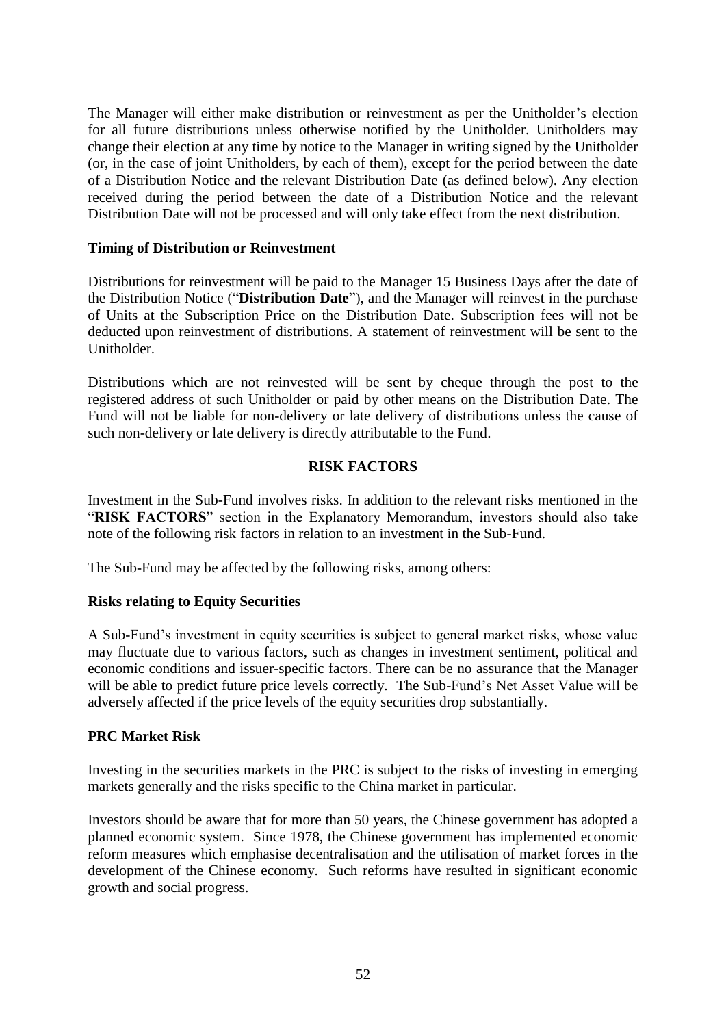The Manager will either make distribution or reinvestment as per the Unitholder's election for all future distributions unless otherwise notified by the Unitholder. Unitholders may change their election at any time by notice to the Manager in writing signed by the Unitholder (or, in the case of joint Unitholders, by each of them), except for the period between the date of a Distribution Notice and the relevant Distribution Date (as defined below). Any election received during the period between the date of a Distribution Notice and the relevant Distribution Date will not be processed and will only take effect from the next distribution.

**Timing of Distribution or Reinvestment**

Distributions for reinvestment will be paid to the Manager 15 Business Days after the date of the Distribution Notice ("**Distribution Date**"), and the Manager will reinvest in the purchase of Units at the Subscription Price on the Distribution Date. Subscription fees will not be deducted upon reinvestment of distributions. A statement of reinvestment will be sent to the Unitholder.

Distributions which are not reinvested will be sent by cheque through the post to the registered address of such Unitholder or paid by other means on the Distribution Date. The Fund will not be liable for non-delivery or late delivery of distributions unless the cause of such non-delivery or late delivery is directly attributable to the Fund.

## RISK FACTORS

Investment in the Sub-Fund involves risks. In addition to the relevant risks mentioned in the "**RISK FACTORS**" section in the Explanatory Memorandum, investors should also take note of the following risk factors in relation to an investment in the Sub-Fund.

The Sub-Fund may be affected by the following risks, among others:

**Risks relating to Equity Securities**

A Sub-Fund's investment in equity securities is subject to general market risks, whose value may fluctuate due to various factors, such as changes in investment sentiment, political and economic conditions and issuer-specific factors. There can be no assurance that the Manager will be able to predict future price levels correctly. The Sub-Fund's Net Asset Value will be adversely affected if the price levels of the equity securities drop substantially.

**PRC Market Risk**

Investing in the securities markets in the PRC is subject to the risks of investing in emerging markets generally and the risks specific to the China market in particular.

Investors should be aware that for more than 50 years, the Chinese government has adopted a planned economic system. Since 1978, the Chinese government has implemented economic reform measures which emphasise decentralisation and the utilisation of market forces in the development of the Chinese economy. Such reforms have resulted in significant economic growth and social progress.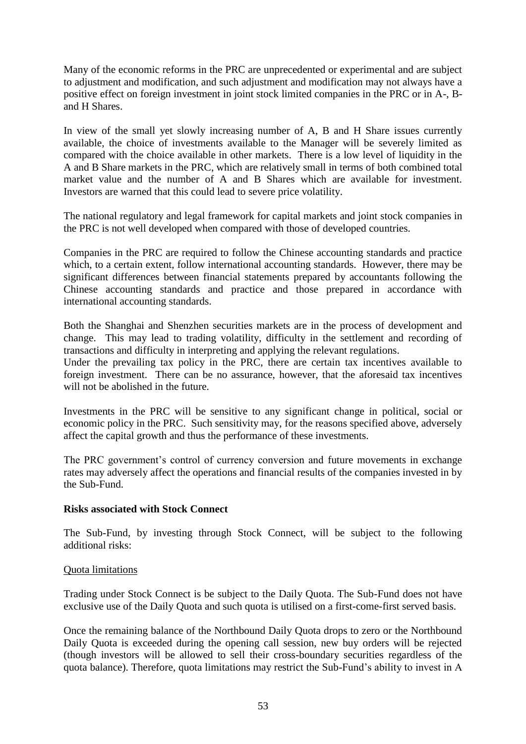Many of the economic reforms in the PRC are unprecedented or experimental and are subject to adjustment and modification, and such adjustment and modification may not always have a positive effect on foreign investment in joint stock limited companies in the PRC or in A-, B- and H Shares.

In view of the small yet slowly increasing number of A, B and H Share issues currently available, the choice of investments available to the Manager will be severely limited as compared with the choice available in other markets. There is a low level of liquidity in the A and B Share markets in the PRC, which are relatively small in terms of both combined total market value and the number of A and B Shares which are available for investment. Investors are warned that this could lead to severe price volatility.

The national regulatory and legal framework for capital markets and joint stock companies in the PRC is not well developed when compared with those of developed countries.

Companies in the PRC are required to follow the Chinese accounting standards and practice which, to a certain extent, follow international accounting standards. However, there may be significant differences between financial statements prepared by accountants following the Chinese accounting standards and practice and those prepared in accordance with international accounting standards.

Both the Shanghai and Shenzhen securities markets are in the process of development and change. This may lead to trading volatility, difficulty in the settlement and recording of transactions and difficulty in interpreting and applying the relevant regulations.
Under the prevailing tax policy in the PRC, there are certain tax incentives available to foreign investment. There can be no assurance, however, that the aforesaid tax incentives will not be abolished in the future.

Investments in the PRC will be sensitive to any significant change in political, social or economic policy in the PRC. Such sensitivity may, for the reasons specified above, adversely affect the capital growth and thus the performance of these investments.

The PRC government's control of currency conversion and future movements in exchange rates may adversely affect the operations and financial results of the companies invested in by the Sub-Fund.

**Risks associated with Stock Connect**

The Sub-Fund, by investing through Stock Connect, will be subject to the following additional risks:

Quota limitations

Trading under Stock Connect is be subject to the Daily Quota. The Sub-Fund does not have exclusive use of the Daily Quota and such quota is utilised on a first-come-first served basis.

Once the remaining balance of the Northbound Daily Quota drops to zero or the Northbound Daily Quota is exceeded during the opening call session, new buy orders will be rejected (though investors will be allowed to sell their cross-boundary securities regardless of the quota balance). Therefore, quota limitations may restrict the Sub-Fund's ability to invest in A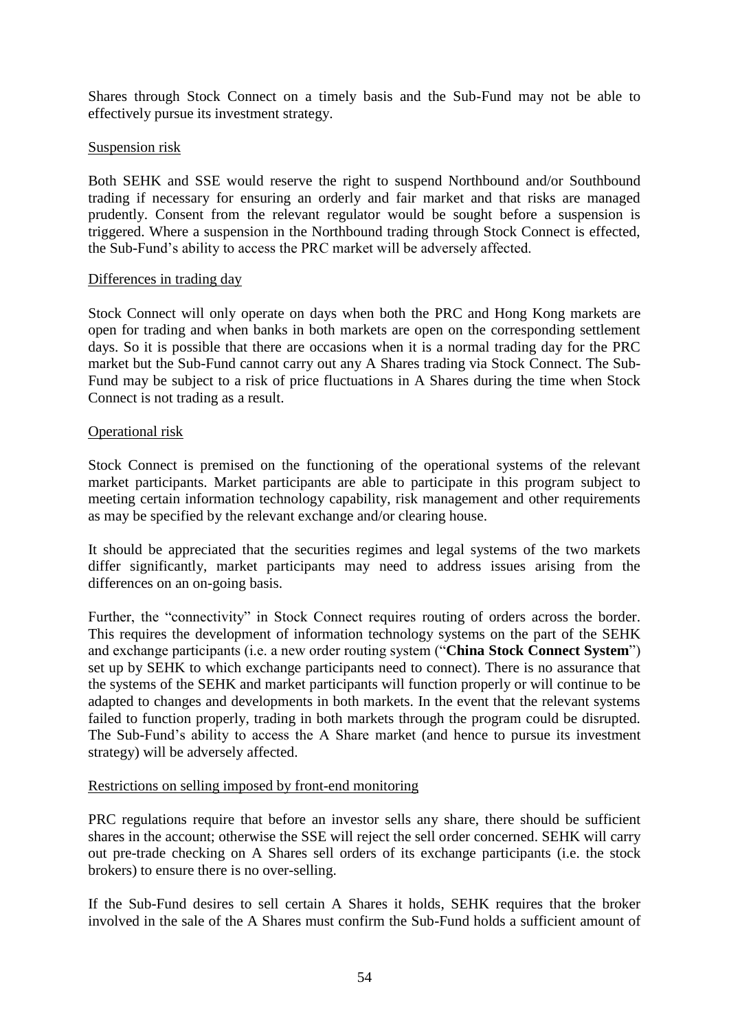Shares through Stock Connect on a timely basis and the Sub-Fund may not be able to effectively pursue its investment strategy.

Suspension risk

Both SEHK and SSE would reserve the right to suspend Northbound and/or Southbound trading if necessary for ensuring an orderly and fair market and that risks are managed prudently. Consent from the relevant regulator would be sought before a suspension is triggered. Where a suspension in the Northbound trading through Stock Connect is effected, the Sub-Fund's ability to access the PRC market will be adversely affected.

Differences in trading day

Stock Connect will only operate on days when both the PRC and Hong Kong markets are open for trading and when banks in both markets are open on the corresponding settlement days. So it is possible that there are occasions when it is a normal trading day for the PRC market but the Sub-Fund cannot carry out any A Shares trading via Stock Connect. The Sub-Fund may be subject to a risk of price fluctuations in A Shares during the time when Stock Connect is not trading as a result.

Operational risk

Stock Connect is premised on the functioning of the operational systems of the relevant market participants. Market participants are able to participate in this program subject to meeting certain information technology capability, risk management and other requirements as may be specified by the relevant exchange and/or clearing house.

It should be appreciated that the securities regimes and legal systems of the two markets differ significantly, market participants may need to address issues arising from the differences on an on-going basis.

Further, the "connectivity" in Stock Connect requires routing of orders across the border. This requires the development of information technology systems on the part of the SEHK and exchange participants (i.e. a new order routing system ("**China Stock Connect System**") set up by SEHK to which exchange participants need to connect). There is no assurance that the systems of the SEHK and market participants will function properly or will continue to be adapted to changes and developments in both markets. In the event that the relevant systems failed to function properly, trading in both markets through the program could be disrupted. The Sub-Fund's ability to access the A Share market (and hence to pursue its investment strategy) will be adversely affected.

Restrictions on selling imposed by front-end monitoring

PRC regulations require that before an investor sells any share, there should be sufficient shares in the account; otherwise the SSE will reject the sell order concerned. SEHK will carry out pre-trade checking on A Shares sell orders of its exchange participants (i.e. the stock brokers) to ensure there is no over-selling.

If the Sub-Fund desires to sell certain A Shares it holds, SEHK requires that the broker involved in the sale of the A Shares must confirm the Sub-Fund holds a sufficient amount of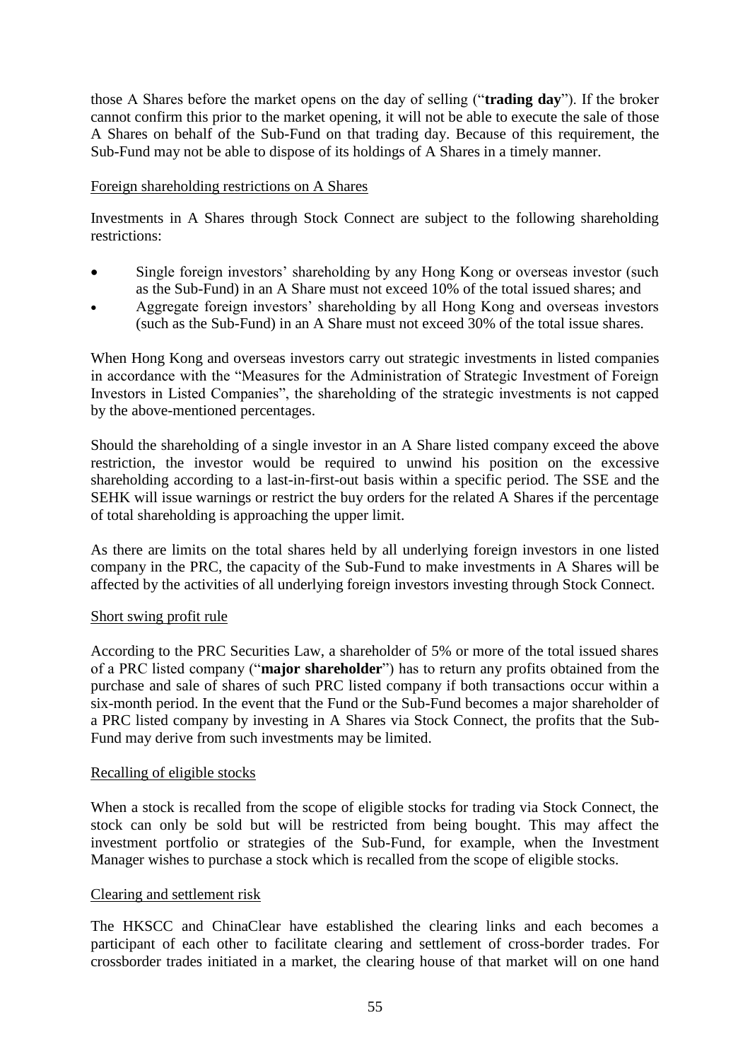those A Shares before the market opens on the day of selling ("**trading day**"). If the broker cannot confirm this prior to the market opening, it will not be able to execute the sale of those A Shares on behalf of the Sub-Fund on that trading day. Because of this requirement, the Sub-Fund may not be able to dispose of its holdings of A Shares in a timely manner.

Foreign shareholding restrictions on A Shares

Investments in A Shares through Stock Connect are subject to the following shareholding restrictions:

- Single foreign investors' shareholding by any Hong Kong or overseas investor (such as the Sub-Fund) in an A Share must not exceed 10% of the total issued shares; and
- Aggregate foreign investors' shareholding by all Hong Kong and overseas investors (such as the Sub-Fund) in an A Share must not exceed 30% of the total issue shares.

When Hong Kong and overseas investors carry out strategic investments in listed companies in accordance with the "Measures for the Administration of Strategic Investment of Foreign Investors in Listed Companies", the shareholding of the strategic investments is not capped by the above-mentioned percentages.

Should the shareholding of a single investor in an A Share listed company exceed the above restriction, the investor would be required to unwind his position on the excessive shareholding according to a last-in-first-out basis within a specific period. The SSE and the SEHK will issue warnings or restrict the buy orders for the related A Shares if the percentage of total shareholding is approaching the upper limit.

As there are limits on the total shares held by all underlying foreign investors in one listed company in the PRC, the capacity of the Sub-Fund to make investments in A Shares will be affected by the activities of all underlying foreign investors investing through Stock Connect.

Short swing profit rule

According to the PRC Securities Law, a shareholder of 5% or more of the total issued shares of a PRC listed company ("**major shareholder**") has to return any profits obtained from the purchase and sale of shares of such PRC listed company if both transactions occur within a six-month period. In the event that the Fund or the Sub-Fund becomes a major shareholder of a PRC listed company by investing in A Shares via Stock Connect, the profits that the Sub-Fund may derive from such investments may be limited.

Recalling of eligible stocks

When a stock is recalled from the scope of eligible stocks for trading via Stock Connect, the stock can only be sold but will be restricted from being bought. This may affect the investment portfolio or strategies of the Sub-Fund, for example, when the Investment Manager wishes to purchase a stock which is recalled from the scope of eligible stocks.

Clearing and settlement risk

The HKSCC and ChinaClear have established the clearing links and each becomes a participant of each other to facilitate clearing and settlement of cross-border trades. For crossborder trades initiated in a market, the clearing house of that market will on one hand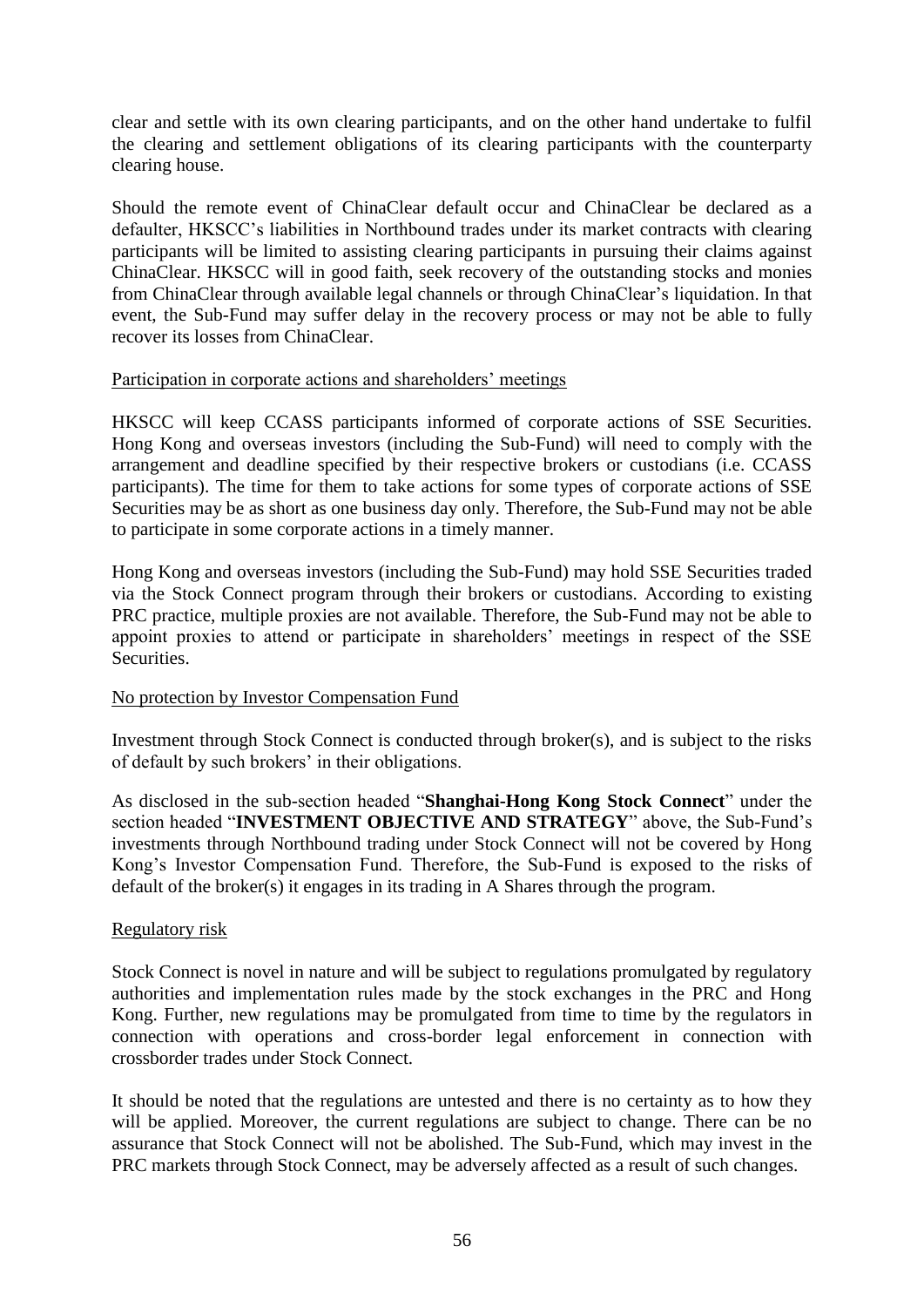clear and settle with its own clearing participants, and on the other hand undertake to fulfil the clearing and settlement obligations of its clearing participants with the counterparty clearing house.

Should the remote event of ChinaClear default occur and ChinaClear be declared as a defaulter, HKSCC's liabilities in Northbound trades under its market contracts with clearing participants will be limited to assisting clearing participants in pursuing their claims against ChinaClear. HKSCC will in good faith, seek recovery of the outstanding stocks and monies from ChinaClear through available legal channels or through ChinaClear's liquidation. In that event, the Sub-Fund may suffer delay in the recovery process or may not be able to fully recover its losses from ChinaClear.

Participation in corporate actions and shareholders' meetings

HKSCC will keep CCASS participants informed of corporate actions of SSE Securities. Hong Kong and overseas investors (including the Sub-Fund) will need to comply with the arrangement and deadline specified by their respective brokers or custodians (i.e. CCASS participants). The time for them to take actions for some types of corporate actions of SSE Securities may be as short as one business day only. Therefore, the Sub-Fund may not be able to participate in some corporate actions in a timely manner.

Hong Kong and overseas investors (including the Sub-Fund) may hold SSE Securities traded via the Stock Connect program through their brokers or custodians. According to existing PRC practice, multiple proxies are not available. Therefore, the Sub-Fund may not be able to appoint proxies to attend or participate in shareholders' meetings in respect of the SSE Securities.

No protection by Investor Compensation Fund

Investment through Stock Connect is conducted through broker(s), and is subject to the risks of default by such brokers' in their obligations.

As disclosed in the sub-section headed "**Shanghai-Hong Kong Stock Connect**" under the section headed "**INVESTMENT OBJECTIVE AND STRATEGY**" above, the Sub-Fund's investments through Northbound trading under Stock Connect will not be covered by Hong Kong's Investor Compensation Fund. Therefore, the Sub-Fund is exposed to the risks of default of the broker(s) it engages in its trading in A Shares through the program.

Regulatory risk

Stock Connect is novel in nature and will be subject to regulations promulgated by regulatory authorities and implementation rules made by the stock exchanges in the PRC and Hong Kong. Further, new regulations may be promulgated from time to time by the regulators in connection with operations and cross-border legal enforcement in connection with crossborder trades under Stock Connect.

It should be noted that the regulations are untested and there is no certainty as to how they will be applied. Moreover, the current regulations are subject to change. There can be no assurance that Stock Connect will not be abolished. The Sub-Fund, which may invest in the PRC markets through Stock Connect, may be adversely affected as a result of such changes.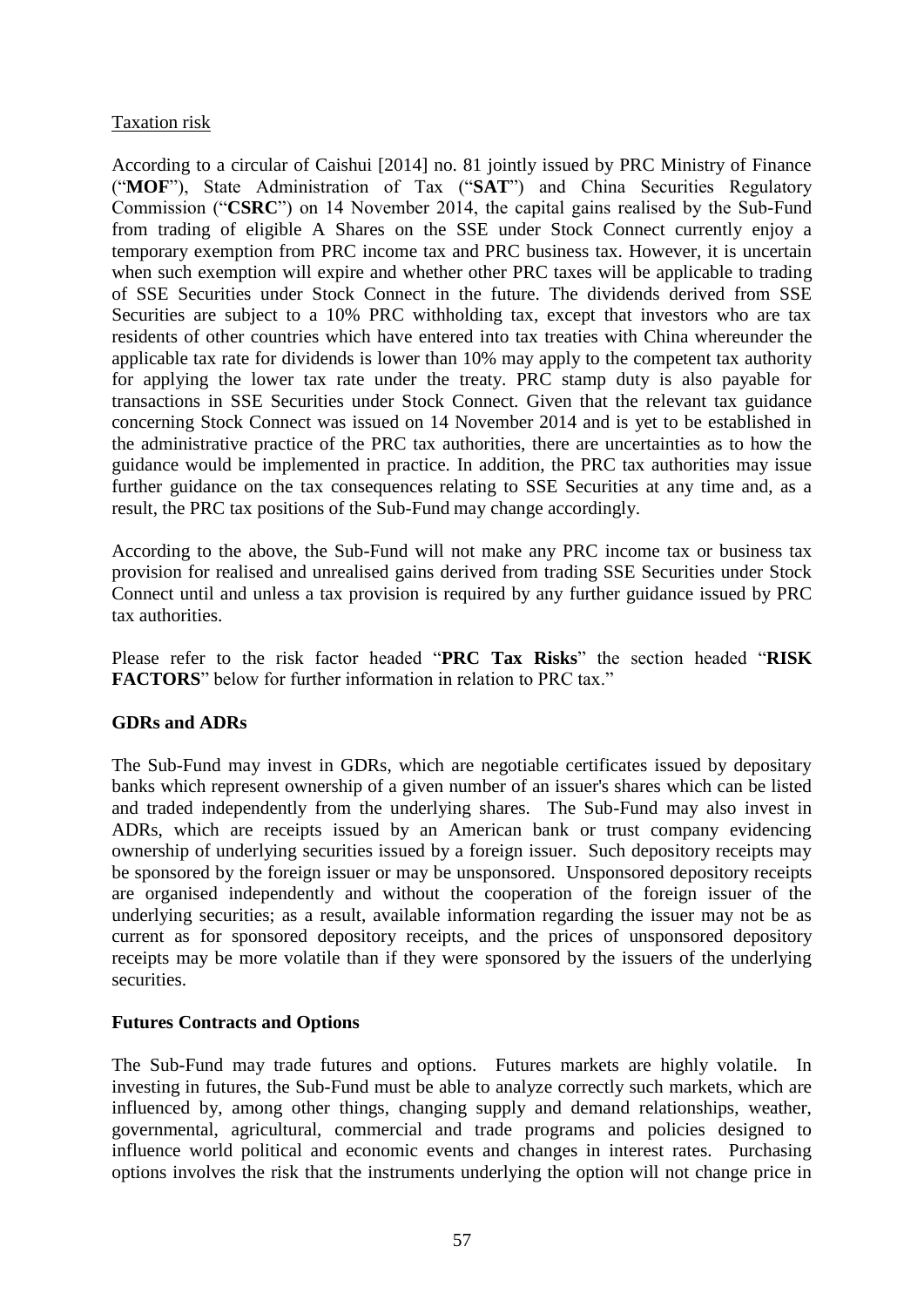Taxation risk

According to a circular of Caishui [2014] no. 81 jointly issued by PRC Ministry of Finance ("**MOF**"), State Administration of Tax ("**SAT**") and China Securities Regulatory Commission ("**CSRC**") on 14 November 2014, the capital gains realised by the Sub-Fund from trading of eligible A Shares on the SSE under Stock Connect currently enjoy a temporary exemption from PRC income tax and PRC business tax. However, it is uncertain when such exemption will expire and whether other PRC taxes will be applicable to trading of SSE Securities under Stock Connect in the future. The dividends derived from SSE Securities are subject to a 10% PRC withholding tax, except that investors who are tax residents of other countries which have entered into tax treaties with China whereunder the applicable tax rate for dividends is lower than 10% may apply to the competent tax authority for applying the lower tax rate under the treaty. PRC stamp duty is also payable for transactions in SSE Securities under Stock Connect. Given that the relevant tax guidance concerning Stock Connect was issued on 14 November 2014 and is yet to be established in the administrative practice of the PRC tax authorities, there are uncertainties as to how the guidance would be implemented in practice. In addition, the PRC tax authorities may issue further guidance on the tax consequences relating to SSE Securities at any time and, as a result, the PRC tax positions of the Sub-Fund may change accordingly.

According to the above, the Sub-Fund will not make any PRC income tax or business tax provision for realised and unrealised gains derived from trading SSE Securities under Stock Connect until and unless a tax provision is required by any further guidance issued by PRC tax authorities.

Please refer to the risk factor headed "**PRC Tax Risks**" the section headed "**RISK FACTORS**" below for further information in relation to PRC tax."

**GDRs and ADRs**

The Sub-Fund may invest in GDRs, which are negotiable certificates issued by depositary banks which represent ownership of a given number of an issuer's shares which can be listed and traded independently from the underlying shares. The Sub-Fund may also invest in ADRs, which are receipts issued by an American bank or trust company evidencing ownership of underlying securities issued by a foreign issuer. Such depository receipts may be sponsored by the foreign issuer or may be unsponsored. Unsponsored depository receipts are organised independently and without the cooperation of the foreign issuer of the underlying securities; as a result, available information regarding the issuer may not be as current as for sponsored depository receipts, and the prices of unsponsored depository receipts may be more volatile than if they were sponsored by the issuers of the underlying securities.

**Futures Contracts and Options**

The Sub-Fund may trade futures and options. Futures markets are highly volatile. In investing in futures, the Sub-Fund must be able to analyze correctly such markets, which are influenced by, among other things, changing supply and demand relationships, weather, governmental, agricultural, commercial and trade programs and policies designed to influence world political and economic events and changes in interest rates. Purchasing options involves the risk that the instruments underlying the option will not change price in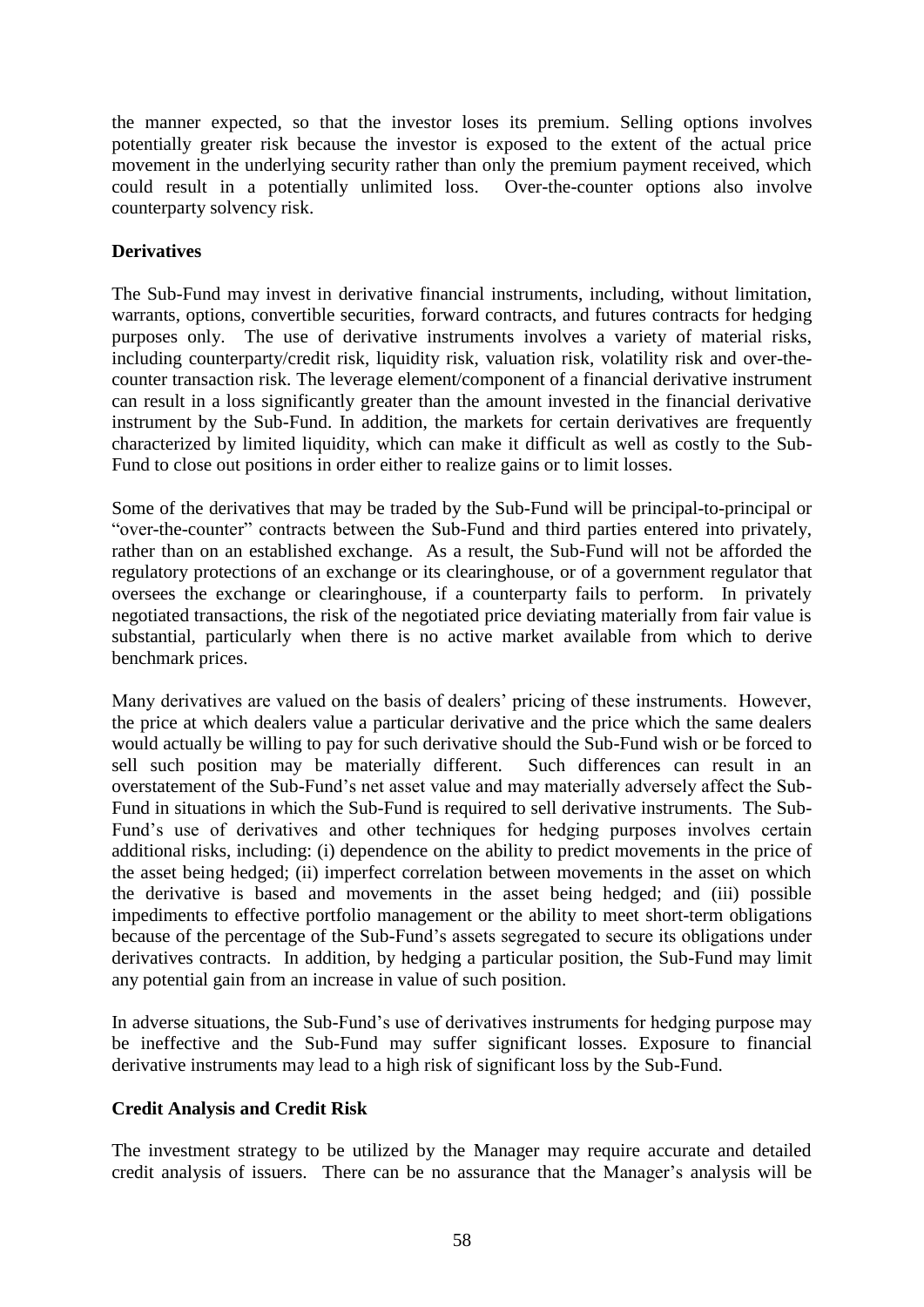the manner expected, so that the investor loses its premium. Selling options involves potentially greater risk because the investor is exposed to the extent of the actual price movement in the underlying security rather than only the premium payment received, which could result in a potentially unlimited loss. Over-the-counter options also involve counterparty solvency risk.

**Derivatives**

The Sub-Fund may invest in derivative financial instruments, including, without limitation, warrants, options, convertible securities, forward contracts, and futures contracts for hedging purposes only. The use of derivative instruments involves a variety of material risks, including counterparty/credit risk, liquidity risk, valuation risk, volatility risk and over-the-counter transaction risk. The leverage element/component of a financial derivative instrument can result in a loss significantly greater than the amount invested in the financial derivative instrument by the Sub-Fund. In addition, the markets for certain derivatives are frequently characterized by limited liquidity, which can make it difficult as well as costly to the Sub-Fund to close out positions in order either to realize gains or to limit losses.

Some of the derivatives that may be traded by the Sub-Fund will be principal-to-principal or "over-the-counter" contracts between the Sub-Fund and third parties entered into privately, rather than on an established exchange. As a result, the Sub-Fund will not be afforded the regulatory protections of an exchange or its clearinghouse, or of a government regulator that oversees the exchange or clearinghouse, if a counterparty fails to perform. In privately negotiated transactions, the risk of the negotiated price deviating materially from fair value is substantial, particularly when there is no active market available from which to derive benchmark prices.

Many derivatives are valued on the basis of dealers' pricing of these instruments. However, the price at which dealers value a particular derivative and the price which the same dealers would actually be willing to pay for such derivative should the Sub-Fund wish or be forced to sell such position may be materially different. Such differences can result in an overstatement of the Sub-Fund's net asset value and may materially adversely affect the Sub-Fund in situations in which the Sub-Fund is required to sell derivative instruments. The Sub-Fund's use of derivatives and other techniques for hedging purposes involves certain additional risks, including: (i) dependence on the ability to predict movements in the price of the asset being hedged; (ii) imperfect correlation between movements in the asset on which the derivative is based and movements in the asset being hedged; and (iii) possible impediments to effective portfolio management or the ability to meet short-term obligations because of the percentage of the Sub-Fund's assets segregated to secure its obligations under derivatives contracts. In addition, by hedging a particular position, the Sub-Fund may limit any potential gain from an increase in value of such position.

In adverse situations, the Sub-Fund's use of derivatives instruments for hedging purpose may be ineffective and the Sub-Fund may suffer significant losses. Exposure to financial derivative instruments may lead to a high risk of significant loss by the Sub-Fund.

**Credit Analysis and Credit Risk**

The investment strategy to be utilized by the Manager may require accurate and detailed credit analysis of issuers. There can be no assurance that the Manager's analysis will be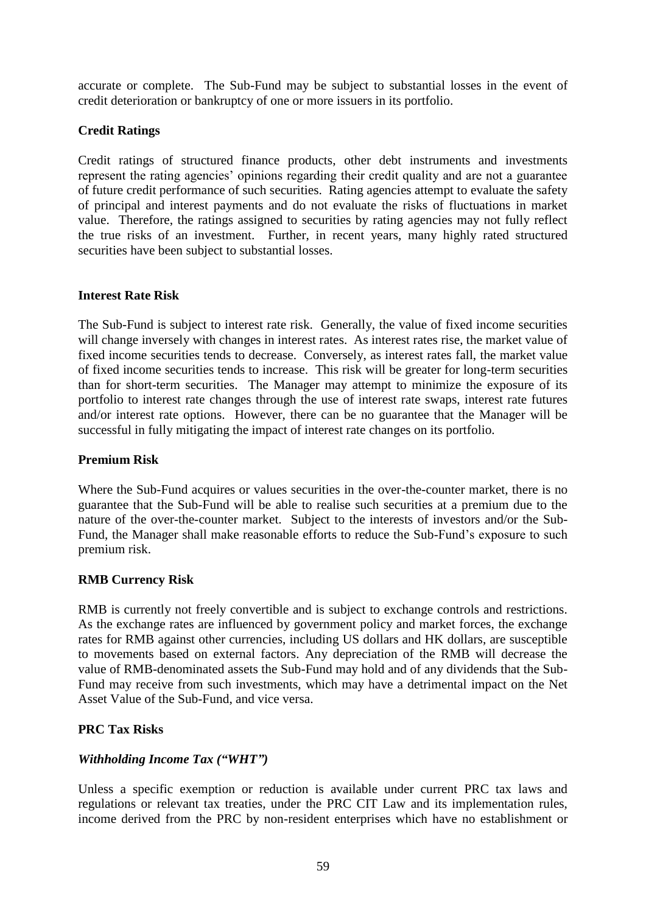accurate or complete. The Sub-Fund may be subject to substantial losses in the event of credit deterioration or bankruptcy of one or more issuers in its portfolio.

**Credit Ratings**

Credit ratings of structured finance products, other debt instruments and investments represent the rating agencies' opinions regarding their credit quality and are not a guarantee of future credit performance of such securities. Rating agencies attempt to evaluate the safety of principal and interest payments and do not evaluate the risks of fluctuations in market value. Therefore, the ratings assigned to securities by rating agencies may not fully reflect the true risks of an investment. Further, in recent years, many highly rated structured securities have been subject to substantial losses.

**Interest Rate Risk**

The Sub-Fund is subject to interest rate risk. Generally, the value of fixed income securities will change inversely with changes in interest rates. As interest rates rise, the market value of fixed income securities tends to decrease. Conversely, as interest rates fall, the market value of fixed income securities tends to increase. This risk will be greater for long-term securities than for short-term securities. The Manager may attempt to minimize the exposure of its portfolio to interest rate changes through the use of interest rate swaps, interest rate futures and/or interest rate options. However, there can be no guarantee that the Manager will be successful in fully mitigating the impact of interest rate changes on its portfolio.

**Premium Risk**

Where the Sub-Fund acquires or values securities in the over-the-counter market, there is no guarantee that the Sub-Fund will be able to realise such securities at a premium due to the nature of the over-the-counter market. Subject to the interests of investors and/or the Sub-Fund, the Manager shall make reasonable efforts to reduce the Sub-Fund's exposure to such premium risk.

**RMB Currency Risk**

RMB is currently not freely convertible and is subject to exchange controls and restrictions. As the exchange rates are influenced by government policy and market forces, the exchange rates for RMB against other currencies, including US dollars and HK dollars, are susceptible to movements based on external factors. Any depreciation of the RMB will decrease the value of RMB-denominated assets the Sub-Fund may hold and of any dividends that the Sub-Fund may receive from such investments, which may have a detrimental impact on the Net Asset Value of the Sub-Fund, and vice versa.

**PRC Tax Risks**

***Withholding Income Tax ("WHT")***

Unless a specific exemption or reduction is available under current PRC tax laws and regulations or relevant tax treaties, under the PRC CIT Law and its implementation rules, income derived from the PRC by non-resident enterprises which have no establishment or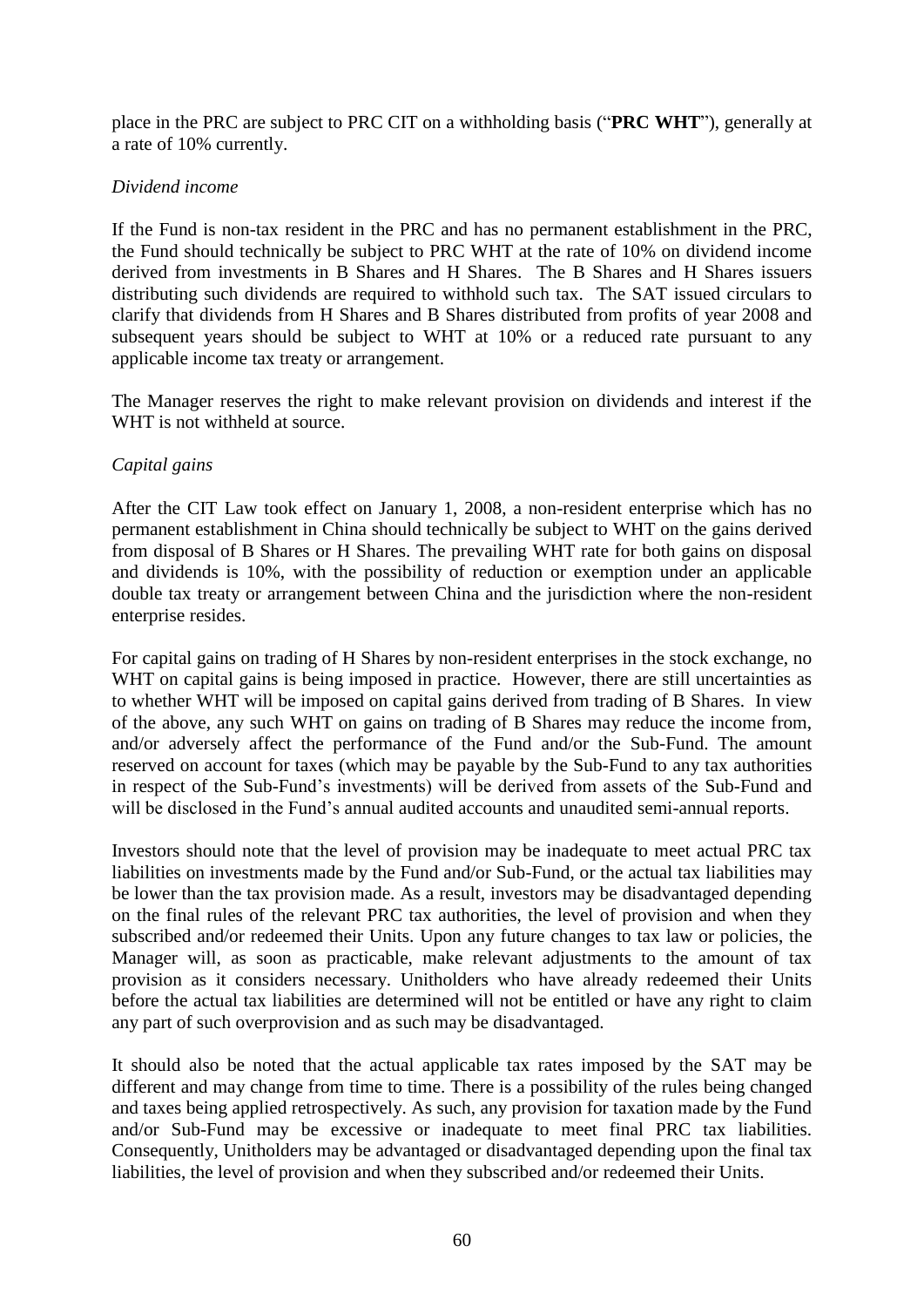place in the PRC are subject to PRC CIT on a withholding basis ("**PRC WHT**"), generally at a rate of 10% currently.

*Dividend income*

If the Fund is non-tax resident in the PRC and has no permanent establishment in the PRC, the Fund should technically be subject to PRC WHT at the rate of 10% on dividend income derived from investments in B Shares and H Shares. The B Shares and H Shares issuers distributing such dividends are required to withhold such tax. The SAT issued circulars to clarify that dividends from H Shares and B Shares distributed from profits of year 2008 and subsequent years should be subject to WHT at 10% or a reduced rate pursuant to any applicable income tax treaty or arrangement.

The Manager reserves the right to make relevant provision on dividends and interest if the WHT is not withheld at source.

*Capital gains*

After the CIT Law took effect on January 1, 2008, a non-resident enterprise which has no permanent establishment in China should technically be subject to WHT on the gains derived from disposal of B Shares or H Shares. The prevailing WHT rate for both gains on disposal and dividends is 10%, with the possibility of reduction or exemption under an applicable double tax treaty or arrangement between China and the jurisdiction where the non-resident enterprise resides.

For capital gains on trading of H Shares by non-resident enterprises in the stock exchange, no WHT on capital gains is being imposed in practice. However, there are still uncertainties as to whether WHT will be imposed on capital gains derived from trading of B Shares. In view of the above, any such WHT on gains on trading of B Shares may reduce the income from, and/or adversely affect the performance of the Fund and/or the Sub-Fund. The amount reserved on account for taxes (which may be payable by the Sub-Fund to any tax authorities in respect of the Sub-Fund's investments) will be derived from assets of the Sub-Fund and will be disclosed in the Fund's annual audited accounts and unaudited semi-annual reports.

Investors should note that the level of provision may be inadequate to meet actual PRC tax liabilities on investments made by the Fund and/or Sub-Fund, or the actual tax liabilities may be lower than the tax provision made. As a result, investors may be disadvantaged depending on the final rules of the relevant PRC tax authorities, the level of provision and when they subscribed and/or redeemed their Units. Upon any future changes to tax law or policies, the Manager will, as soon as practicable, make relevant adjustments to the amount of tax provision as it considers necessary. Unitholders who have already redeemed their Units before the actual tax liabilities are determined will not be entitled or have any right to claim any part of such overprovision and as such may be disadvantaged.

It should also be noted that the actual applicable tax rates imposed by the SAT may be different and may change from time to time. There is a possibility of the rules being changed and taxes being applied retrospectively. As such, any provision for taxation made by the Fund and/or Sub-Fund may be excessive or inadequate to meet final PRC tax liabilities. Consequently, Unitholders may be advantaged or disadvantaged depending upon the final tax liabilities, the level of provision and when they subscribed and/or redeemed their Units.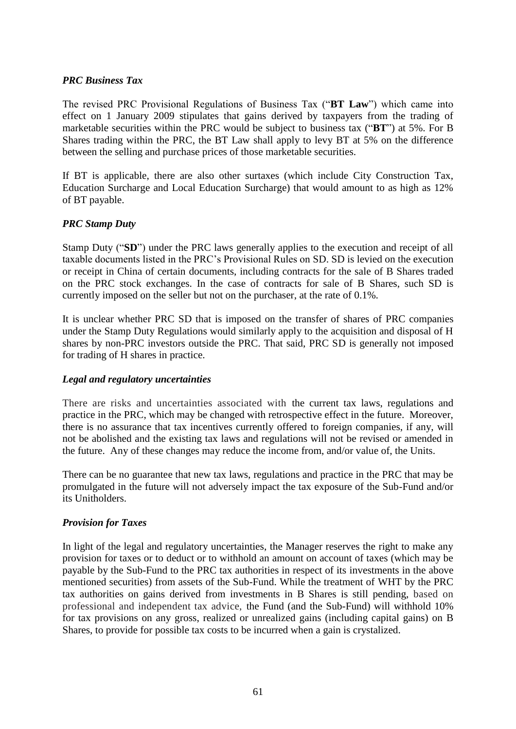### *PRC Business Tax*

The revised PRC Provisional Regulations of Business Tax ("**BT Law**") which came into effect on 1 January 2009 stipulates that gains derived by taxpayers from the trading of marketable securities within the PRC would be subject to business tax ("**BT**") at 5%. For B Shares trading within the PRC, the BT Law shall apply to levy BT at 5% on the difference between the selling and purchase prices of those marketable securities.

If BT is applicable, there are also other surtaxes (which include City Construction Tax, Education Surcharge and Local Education Surcharge) that would amount to as high as 12% of BT payable.

### *PRC Stamp Duty*

Stamp Duty ("**SD**") under the PRC laws generally applies to the execution and receipt of all taxable documents listed in the PRC's Provisional Rules on SD. SD is levied on the execution or receipt in China of certain documents, including contracts for the sale of B Shares traded on the PRC stock exchanges. In the case of contracts for sale of B Shares, such SD is currently imposed on the seller but not on the purchaser, at the rate of 0.1%.

It is unclear whether PRC SD that is imposed on the transfer of shares of PRC companies under the Stamp Duty Regulations would similarly apply to the acquisition and disposal of H shares by non-PRC investors outside the PRC. That said, PRC SD is generally not imposed for trading of H shares in practice.

### *Legal and regulatory uncertainties*

There are risks and uncertainties associated with the current tax laws, regulations and practice in the PRC, which may be changed with retrospective effect in the future. Moreover, there is no assurance that tax incentives currently offered to foreign companies, if any, will not be abolished and the existing tax laws and regulations will not be revised or amended in the future. Any of these changes may reduce the income from, and/or value of, the Units.

There can be no guarantee that new tax laws, regulations and practice in the PRC that may be promulgated in the future will not adversely impact the tax exposure of the Sub-Fund and/or its Unitholders.

### *Provision for Taxes*

In light of the legal and regulatory uncertainties, the Manager reserves the right to make any provision for taxes or to deduct or to withhold an amount on account of taxes (which may be payable by the Sub-Fund to the PRC tax authorities in respect of its investments in the above mentioned securities) from assets of the Sub-Fund. While the treatment of WHT by the PRC tax authorities on gains derived from investments in B Shares is still pending, based on professional and independent tax advice, the Fund (and the Sub-Fund) will withhold 10% for tax provisions on any gross, realized or unrealized gains (including capital gains) on B Shares, to provide for possible tax costs to be incurred when a gain is crystalized.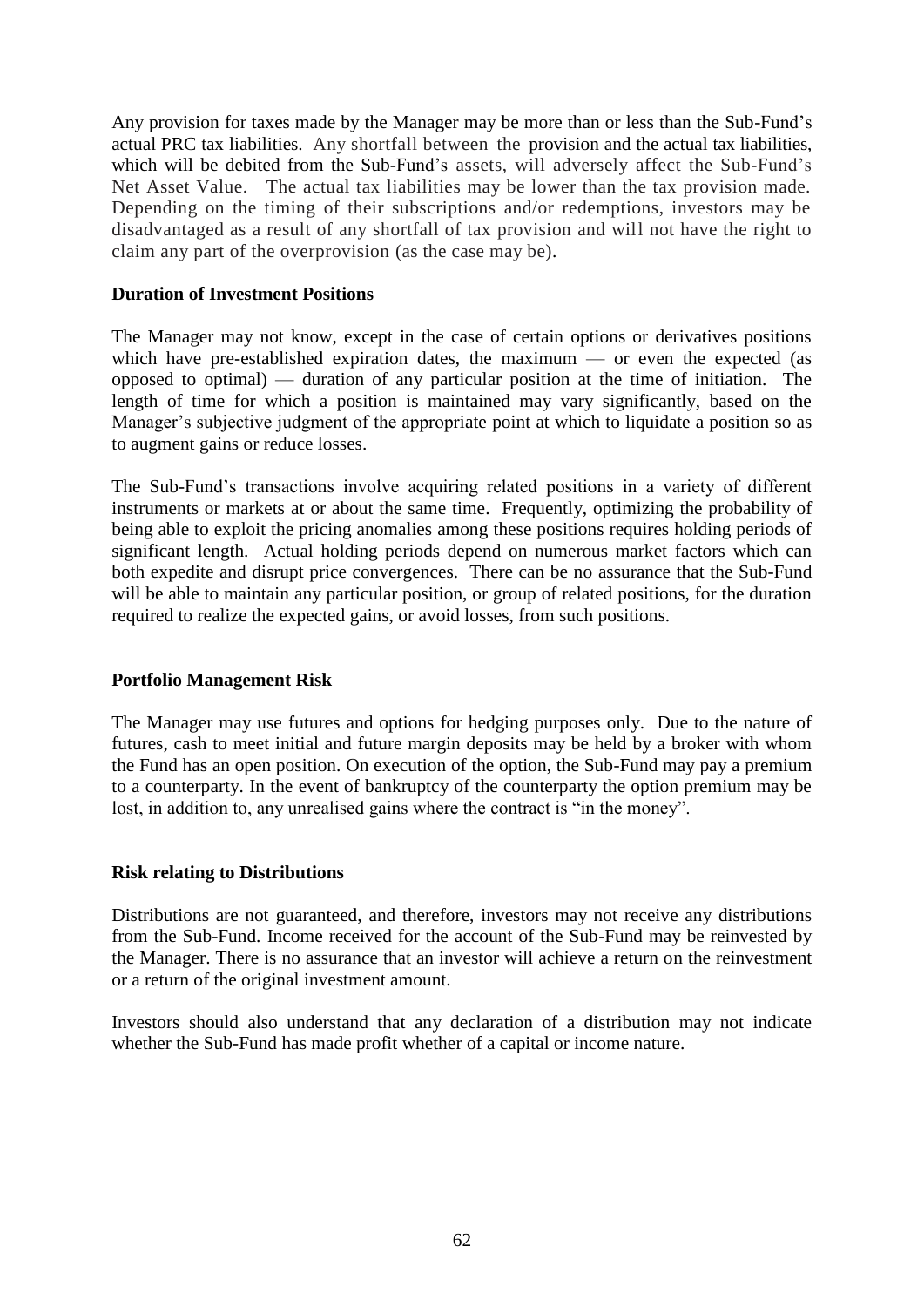Any provision for taxes made by the Manager may be more than or less than the Sub-Fund's actual PRC tax liabilities. Any shortfall between the provision and the actual tax liabilities, which will be debited from the Sub-Fund's assets, will adversely affect the Sub-Fund's Net Asset Value. The actual tax liabilities may be lower than the tax provision made. Depending on the timing of their subscriptions and/or redemptions, investors may be disadvantaged as a result of any shortfall of tax provision and will not have the right to claim any part of the overprovision (as the case may be).

**Duration of Investment Positions**

The Manager may not know, except in the case of certain options or derivatives positions which have pre-established expiration dates, the maximum — or even the expected (as opposed to optimal) — duration of any particular position at the time of initiation. The length of time for which a position is maintained may vary significantly, based on the Manager's subjective judgment of the appropriate point at which to liquidate a position so as to augment gains or reduce losses.

The Sub-Fund's transactions involve acquiring related positions in a variety of different instruments or markets at or about the same time. Frequently, optimizing the probability of being able to exploit the pricing anomalies among these positions requires holding periods of significant length. Actual holding periods depend on numerous market factors which can both expedite and disrupt price convergences. There can be no assurance that the Sub-Fund will be able to maintain any particular position, or group of related positions, for the duration required to realize the expected gains, or avoid losses, from such positions.

**Portfolio Management Risk**

The Manager may use futures and options for hedging purposes only. Due to the nature of futures, cash to meet initial and future margin deposits may be held by a broker with whom the Fund has an open position. On execution of the option, the Sub-Fund may pay a premium to a counterparty. In the event of bankruptcy of the counterparty the option premium may be lost, in addition to, any unrealised gains where the contract is "in the money".

**Risk relating to Distributions**

Distributions are not guaranteed, and therefore, investors may not receive any distributions from the Sub-Fund. Income received for the account of the Sub-Fund may be reinvested by the Manager. There is no assurance that an investor will achieve a return on the reinvestment or a return of the original investment amount.

Investors should also understand that any declaration of a distribution may not indicate whether the Sub-Fund has made profit whether of a capital or income nature.